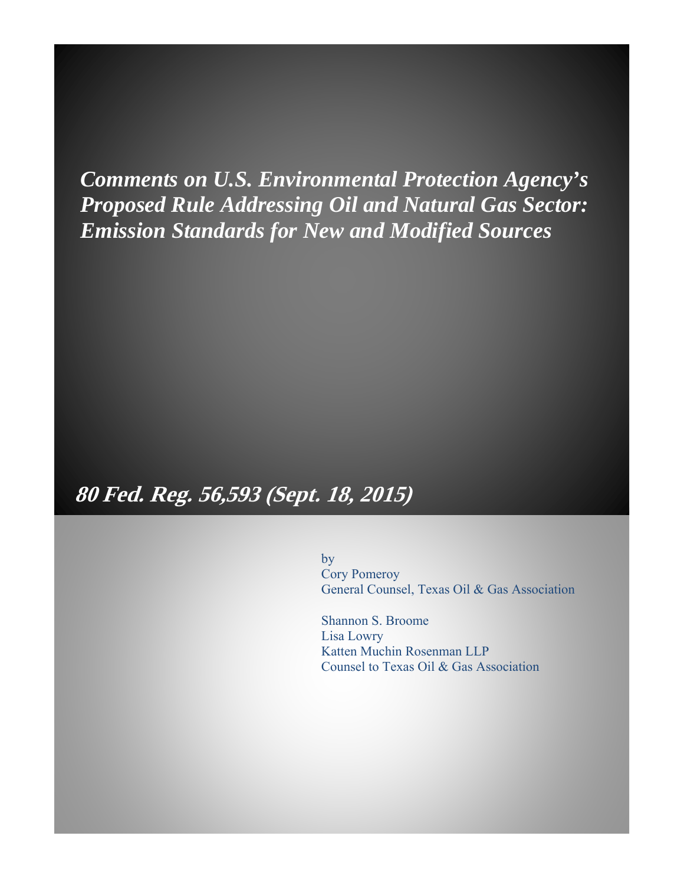# *Comments on U.S. Environmental Protection Agency's Proposed Rule Addressing Oil and Natural Gas Sector: Emission Standards for New and Modified Sources*

***80 Fed. Reg. 56,593 (Sept. 18, 2015)***

by
Cory Pomeroy
General Counsel, Texas Oil & Gas Association

Shannon S. Broome
Lisa Lowry
Katten Muchin Rosenman LLP
Counsel to Texas Oil & Gas Association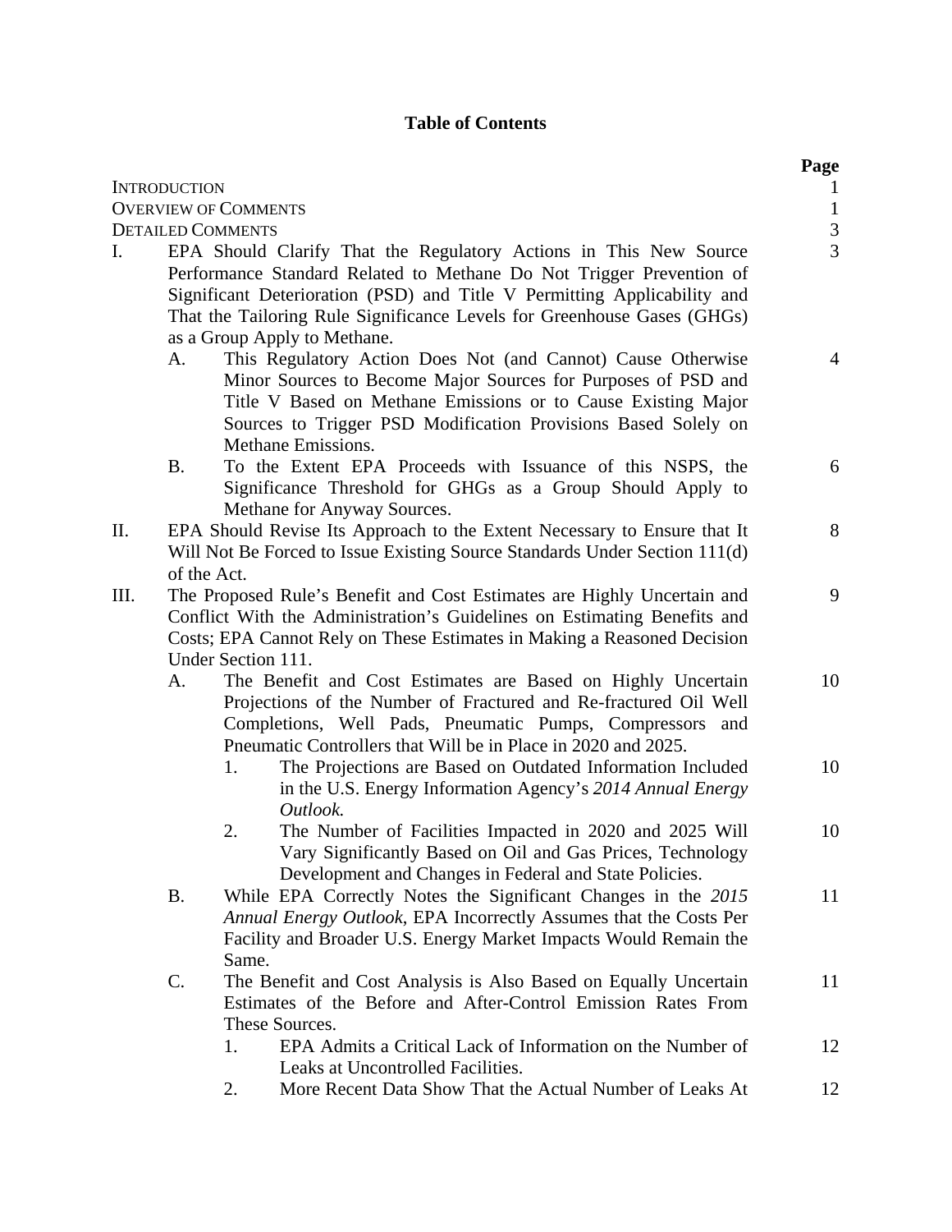# Table of Contents

| | Page |
|---|---|
| INTRODUCTION | 1 |
| OVERVIEW OF COMMENTS | 1 |
| DETAILED COMMENTS | 3 |
| I. EPA Should Clarify That the Regulatory Actions in This New Source Performance Standard Related to Methane Do Not Trigger Prevention of Significant Deterioration (PSD) and Title V Permitting Applicability and That the Tailoring Rule Significance Levels for Greenhouse Gases (GHGs) as a Group Apply to Methane. | 3 |
| A. This Regulatory Action Does Not (and Cannot) Cause Otherwise Minor Sources to Become Major Sources for Purposes of PSD and Title V Based on Methane Emissions or to Cause Existing Major Sources to Trigger PSD Modification Provisions Based Solely on Methane Emissions. | 4 |
| B. To the Extent EPA Proceeds with Issuance of this NSPS, the Significance Threshold for GHGs as a Group Should Apply to Methane for Anyway Sources. | 6 |
| II. EPA Should Revise Its Approach to the Extent Necessary to Ensure that It Will Not Be Forced to Issue Existing Source Standards Under Section 111(d) of the Act. | 8 |
| III. The Proposed Rule's Benefit and Cost Estimates are Highly Uncertain and Conflict With the Administration's Guidelines on Estimating Benefits and Costs; EPA Cannot Rely on These Estimates in Making a Reasoned Decision Under Section 111. | 9 |
| A. The Benefit and Cost Estimates are Based on Highly Uncertain Projections of the Number of Fractured and Re-fractured Oil Well Completions, Well Pads, Pneumatic Pumps, Compressors and Pneumatic Controllers that Will be in Place in 2020 and 2025. | 10 |
| 1. The Projections are Based on Outdated Information Included in the U.S. Energy Information Agency's *2014 Annual Energy Outlook.* | 10 |
| 2. The Number of Facilities Impacted in 2020 and 2025 Will Vary Significantly Based on Oil and Gas Prices, Technology Development and Changes in Federal and State Policies. | 10 |
| B. While EPA Correctly Notes the Significant Changes in the *2015 Annual Energy Outlook*, EPA Incorrectly Assumes that the Costs Per Facility and Broader U.S. Energy Market Impacts Would Remain the Same. | 11 |
| C. The Benefit and Cost Analysis is Also Based on Equally Uncertain Estimates of the Before and After-Control Emission Rates From These Sources. | 11 |
| 1. EPA Admits a Critical Lack of Information on the Number of Leaks at Uncontrolled Facilities. | 12 |
| 2. More Recent Data Show That the Actual Number of Leaks At | 12 |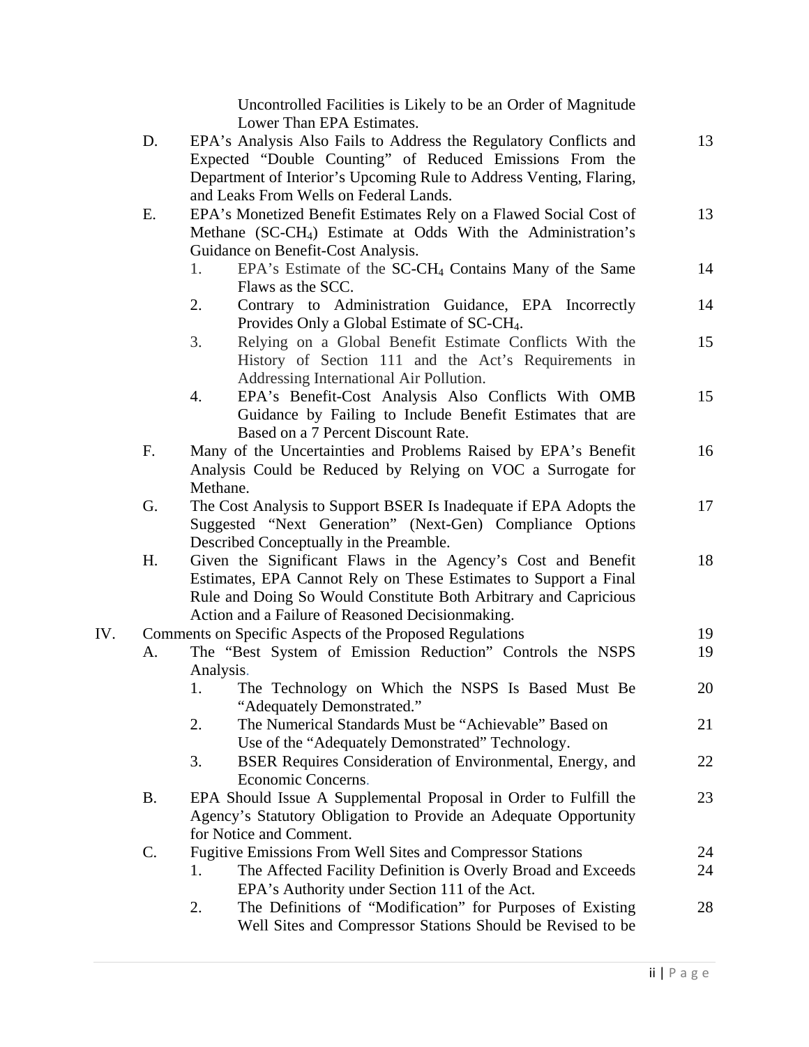Uncontrolled Facilities is Likely to be an Order of Magnitude Lower Than EPA Estimates.

- D. EPA's Analysis Also Fails to Address the Regulatory Conflicts and Expected "Double Counting" of Reduced Emissions From the Department of Interior's Upcoming Rule to Address Venting, Flaring, and Leaks From Wells on Federal Lands. — 13
- E. EPA's Monetized Benefit Estimates Rely on a Flawed Social Cost of Methane (SC-$CH_4$) Estimate at Odds With the Administration's Guidance on Benefit-Cost Analysis. — 13
  1. EPA's Estimate of the SC-$CH_4$ Contains Many of the Same Flaws as the SCC. — 14
  2. Contrary to Administration Guidance, EPA Incorrectly Provides Only a Global Estimate of SC-$CH_4$. — 14
  3. Relying on a Global Benefit Estimate Conflicts With the History of Section 111 and the Act's Requirements in Addressing International Air Pollution. — 15
  4. EPA's Benefit-Cost Analysis Also Conflicts With OMB Guidance by Failing to Include Benefit Estimates that are Based on a 7 Percent Discount Rate. — 15
- F. Many of the Uncertainties and Problems Raised by EPA's Benefit Analysis Could be Reduced by Relying on VOC a Surrogate for Methane. — 16
- G. The Cost Analysis to Support BSER Is Inadequate if EPA Adopts the Suggested "Next Generation" (Next-Gen) Compliance Options Described Conceptually in the Preamble. — 17
- H. Given the Significant Flaws in the Agency's Cost and Benefit Estimates, EPA Cannot Rely on These Estimates to Support a Final Rule and Doing So Would Constitute Both Arbitrary and Capricious Action and a Failure of Reasoned Decisionmaking. — 18

IV. Comments on Specific Aspects of the Proposed Regulations — 19

- A. The "Best System of Emission Reduction" Controls the NSPS Analysis. — 19
  1. The Technology on Which the NSPS Is Based Must Be "Adequately Demonstrated." — 20
  2. The Numerical Standards Must be "Achievable" Based on Use of the "Adequately Demonstrated" Technology. — 21
  3. BSER Requires Consideration of Environmental, Energy, and Economic Concerns. — 22
- B. EPA Should Issue A Supplemental Proposal in Order to Fulfill the Agency's Statutory Obligation to Provide an Adequate Opportunity for Notice and Comment. — 23
- C. Fugitive Emissions From Well Sites and Compressor Stations — 24
  1. The Affected Facility Definition is Overly Broad and Exceeds EPA's Authority under Section 111 of the Act. — 24
  2. The Definitions of "Modification" for Purposes of Existing Well Sites and Compressor Stations Should be Revised to be — 28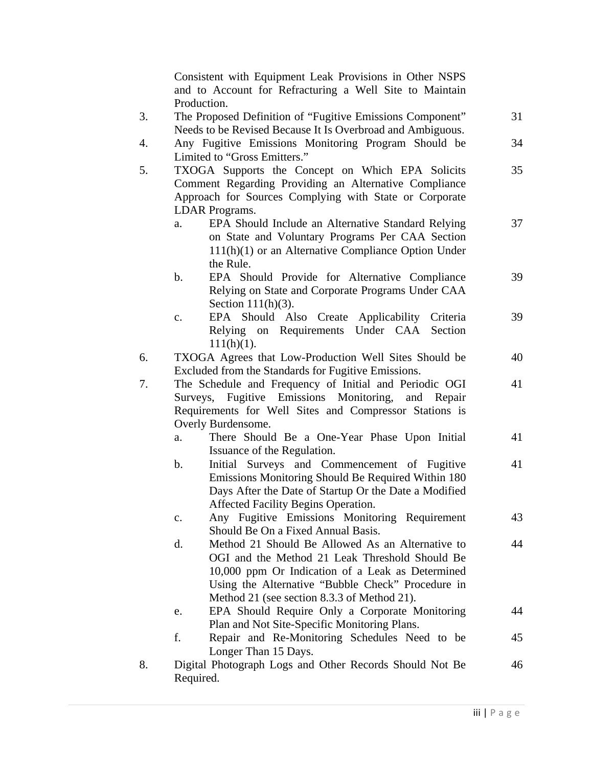| | | | |
|---|---|---|---|
| | Consistent with Equipment Leak Provisions in Other NSPS and to Account for Refracturing a Well Site to Maintain Production. | | |
| 3. | The Proposed Definition of "Fugitive Emissions Component" Needs to be Revised Because It Is Overbroad and Ambiguous. | | 31 |
| 4. | Any Fugitive Emissions Monitoring Program Should be Limited to "Gross Emitters." | | 34 |
| 5. | TXOGA Supports the Concept on Which EPA Solicits Comment Regarding Providing an Alternative Compliance Approach for Sources Complying with State or Corporate LDAR Programs. | | 35 |
| | a. | EPA Should Include an Alternative Standard Relying on State and Voluntary Programs Per CAA Section 111(h)(1) or an Alternative Compliance Option Under the Rule. | 37 |
| | b. | EPA Should Provide for Alternative Compliance Relying on State and Corporate Programs Under CAA Section 111(h)(3). | 39 |
| | c. | EPA Should Also Create Applicability Criteria Relying on Requirements Under CAA Section 111(h)(1). | 39 |
| 6. | TXOGA Agrees that Low-Production Well Sites Should be Excluded from the Standards for Fugitive Emissions. | | 40 |
| 7. | The Schedule and Frequency of Initial and Periodic OGI Surveys, Fugitive Emissions Monitoring, and Repair Requirements for Well Sites and Compressor Stations is Overly Burdensome. | | 41 |
| | a. | There Should Be a One-Year Phase Upon Initial Issuance of the Regulation. | 41 |
| | b. | Initial Surveys and Commencement of Fugitive Emissions Monitoring Should Be Required Within 180 Days After the Date of Startup Or the Date a Modified Affected Facility Begins Operation. | 41 |
| | c. | Any Fugitive Emissions Monitoring Requirement Should Be On a Fixed Annual Basis. | 43 |
| | d. | Method 21 Should Be Allowed As an Alternative to OGI and the Method 21 Leak Threshold Should Be 10,000 ppm Or Indication of a Leak as Determined Using the Alternative "Bubble Check" Procedure in Method 21 (see section 8.3.3 of Method 21). | 44 |
| | e. | EPA Should Require Only a Corporate Monitoring Plan and Not Site-Specific Monitoring Plans. | 44 |
| | f. | Repair and Re-Monitoring Schedules Need to be Longer Than 15 Days. | 45 |
| 8. | Digital Photograph Logs and Other Records Should Not Be Required. | | 46 |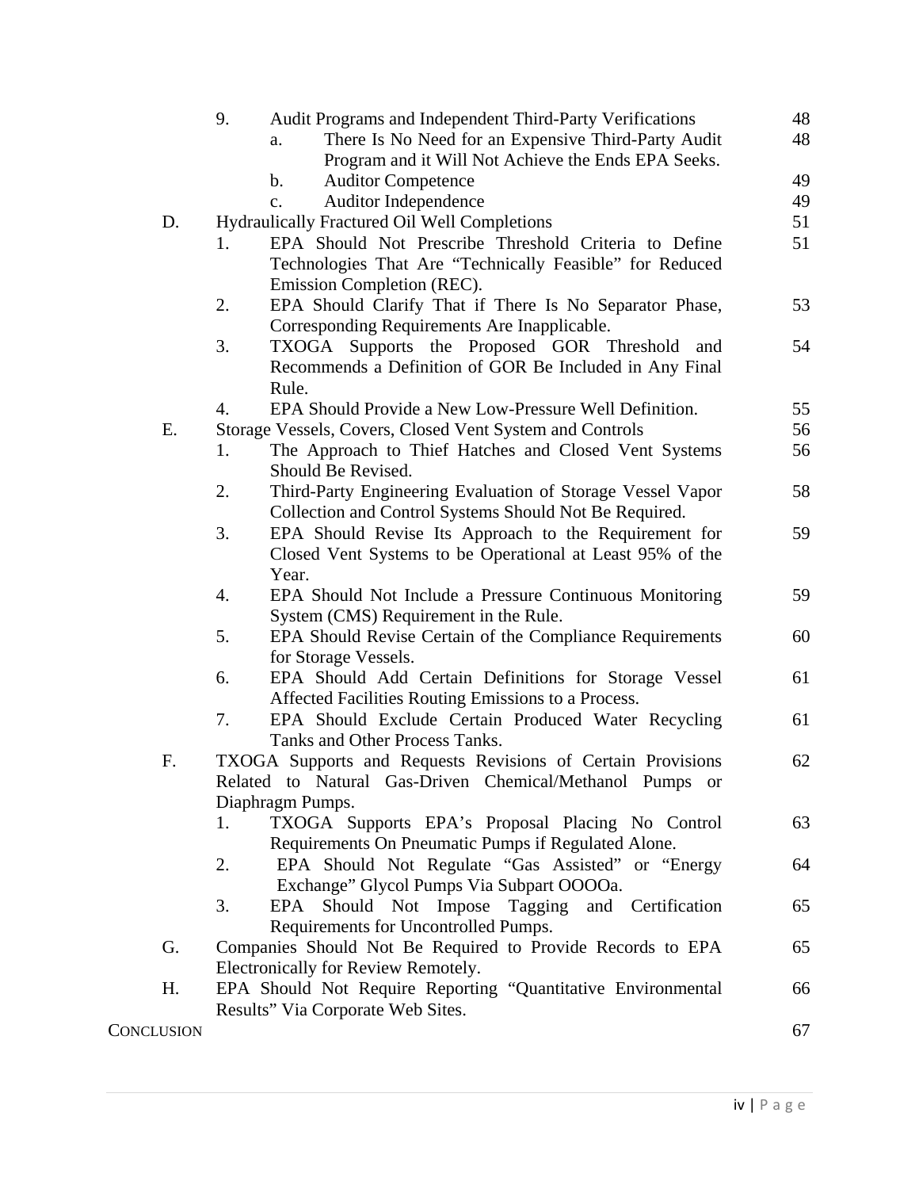| | | | Page |
|---|---|---|---|
| | 9. | Audit Programs and Independent Third-Party Verifications | 48 |
| | | a. There Is No Need for an Expensive Third-Party Audit Program and it Will Not Achieve the Ends EPA Seeks. | 48 |
| | | b. Auditor Competence | 49 |
| | | c. Auditor Independence | 49 |
| D. | Hydraulically Fractured Oil Well Completions | | 51 |
| | 1. | EPA Should Not Prescribe Threshold Criteria to Define Technologies That Are "Technically Feasible" for Reduced Emission Completion (REC). | 51 |
| | 2. | EPA Should Clarify That if There Is No Separator Phase, Corresponding Requirements Are Inapplicable. | 53 |
| | 3. | TXOGA Supports the Proposed GOR Threshold and Recommends a Definition of GOR Be Included in Any Final Rule. | 54 |
| | 4. | EPA Should Provide a New Low-Pressure Well Definition. | 55 |
| E. | Storage Vessels, Covers, Closed Vent System and Controls | | 56 |
| | 1. | The Approach to Thief Hatches and Closed Vent Systems Should Be Revised. | 56 |
| | 2. | Third-Party Engineering Evaluation of Storage Vessel Vapor Collection and Control Systems Should Not Be Required. | 58 |
| | 3. | EPA Should Revise Its Approach to the Requirement for Closed Vent Systems to be Operational at Least 95% of the Year. | 59 |
| | 4. | EPA Should Not Include a Pressure Continuous Monitoring System (CMS) Requirement in the Rule. | 59 |
| | 5. | EPA Should Revise Certain of the Compliance Requirements for Storage Vessels. | 60 |
| | 6. | EPA Should Add Certain Definitions for Storage Vessel Affected Facilities Routing Emissions to a Process. | 61 |
| | 7. | EPA Should Exclude Certain Produced Water Recycling Tanks and Other Process Tanks. | 61 |
| F. | TXOGA Supports and Requests Revisions of Certain Provisions Related to Natural Gas-Driven Chemical/Methanol Pumps or Diaphragm Pumps. | | 62 |
| | 1. | TXOGA Supports EPA's Proposal Placing No Control Requirements On Pneumatic Pumps if Regulated Alone. | 63 |
| | 2. | EPA Should Not Regulate "Gas Assisted" or "Energy Exchange" Glycol Pumps Via Subpart OOOOa. | 64 |
| | 3. | EPA Should Not Impose Tagging and Certification Requirements for Uncontrolled Pumps. | 65 |
| G. | Companies Should Not Be Required to Provide Records to EPA Electronically for Review Remotely. | | 65 |
| H. | EPA Should Not Require Reporting "Quantitative Environmental Results" Via Corporate Web Sites. | | 66 |
| CONCLUSION | | | 67 |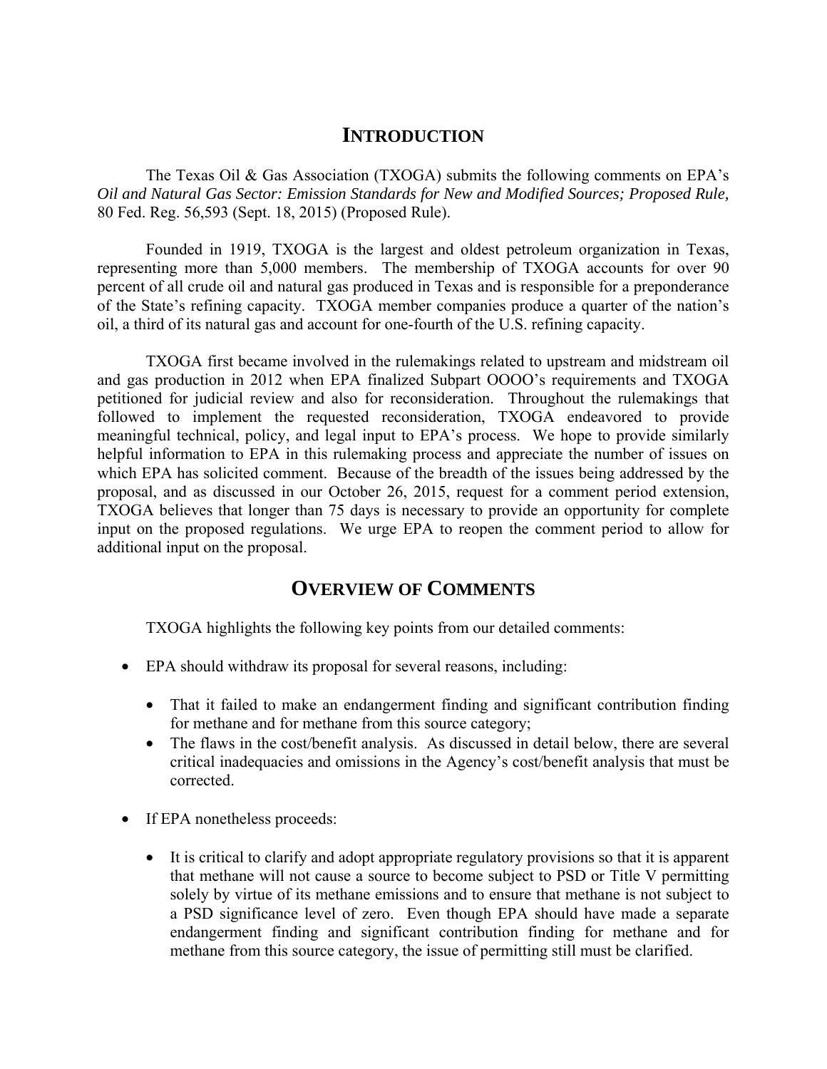## INTRODUCTION

The Texas Oil & Gas Association (TXOGA) submits the following comments on EPA's *Oil and Natural Gas Sector: Emission Standards for New and Modified Sources; Proposed Rule,* 80 Fed. Reg. 56,593 (Sept. 18, 2015) (Proposed Rule).

Founded in 1919, TXOGA is the largest and oldest petroleum organization in Texas, representing more than 5,000 members. The membership of TXOGA accounts for over 90 percent of all crude oil and natural gas produced in Texas and is responsible for a preponderance of the State's refining capacity. TXOGA member companies produce a quarter of the nation's oil, a third of its natural gas and account for one-fourth of the U.S. refining capacity.

TXOGA first became involved in the rulemakings related to upstream and midstream oil and gas production in 2012 when EPA finalized Subpart OOOO's requirements and TXOGA petitioned for judicial review and also for reconsideration. Throughout the rulemakings that followed to implement the requested reconsideration, TXOGA endeavored to provide meaningful technical, policy, and legal input to EPA's process. We hope to provide similarly helpful information to EPA in this rulemaking process and appreciate the number of issues on which EPA has solicited comment. Because of the breadth of the issues being addressed by the proposal, and as discussed in our October 26, 2015, request for a comment period extension, TXOGA believes that longer than 75 days is necessary to provide an opportunity for complete input on the proposed regulations. We urge EPA to reopen the comment period to allow for additional input on the proposal.

## OVERVIEW OF COMMENTS

TXOGA highlights the following key points from our detailed comments:

- EPA should withdraw its proposal for several reasons, including:
  - That it failed to make an endangerment finding and significant contribution finding for methane and for methane from this source category;
  - The flaws in the cost/benefit analysis. As discussed in detail below, there are several critical inadequacies and omissions in the Agency's cost/benefit analysis that must be corrected.
- If EPA nonetheless proceeds:
  - It is critical to clarify and adopt appropriate regulatory provisions so that it is apparent that methane will not cause a source to become subject to PSD or Title V permitting solely by virtue of its methane emissions and to ensure that methane is not subject to a PSD significance level of zero. Even though EPA should have made a separate endangerment finding and significant contribution finding for methane and for methane from this source category, the issue of permitting still must be clarified.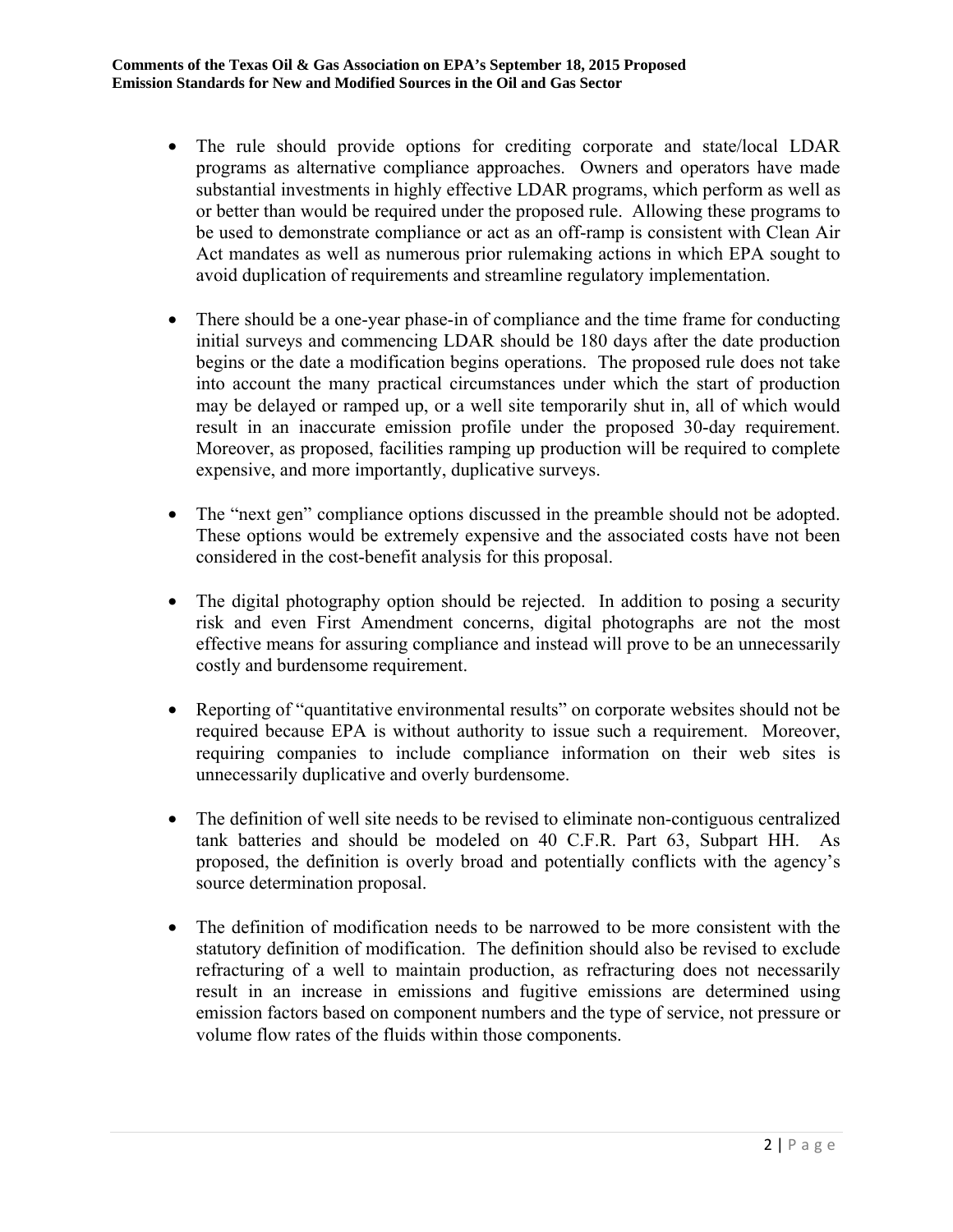- The rule should provide options for crediting corporate and state/local LDAR programs as alternative compliance approaches. Owners and operators have made substantial investments in highly effective LDAR programs, which perform as well as or better than would be required under the proposed rule. Allowing these programs to be used to demonstrate compliance or act as an off-ramp is consistent with Clean Air Act mandates as well as numerous prior rulemaking actions in which EPA sought to avoid duplication of requirements and streamline regulatory implementation.

- There should be a one-year phase-in of compliance and the time frame for conducting initial surveys and commencing LDAR should be 180 days after the date production begins or the date a modification begins operations. The proposed rule does not take into account the many practical circumstances under which the start of production may be delayed or ramped up, or a well site temporarily shut in, all of which would result in an inaccurate emission profile under the proposed 30-day requirement. Moreover, as proposed, facilities ramping up production will be required to complete expensive, and more importantly, duplicative surveys.

- The "next gen" compliance options discussed in the preamble should not be adopted. These options would be extremely expensive and the associated costs have not been considered in the cost-benefit analysis for this proposal.

- The digital photography option should be rejected. In addition to posing a security risk and even First Amendment concerns, digital photographs are not the most effective means for assuring compliance and instead will prove to be an unnecessarily costly and burdensome requirement.

- Reporting of "quantitative environmental results" on corporate websites should not be required because EPA is without authority to issue such a requirement. Moreover, requiring companies to include compliance information on their web sites is unnecessarily duplicative and overly burdensome.

- The definition of well site needs to be revised to eliminate non-contiguous centralized tank batteries and should be modeled on 40 C.F.R. Part 63, Subpart HH. As proposed, the definition is overly broad and potentially conflicts with the agency's source determination proposal.

- The definition of modification needs to be narrowed to be more consistent with the statutory definition of modification. The definition should also be revised to exclude refracturing of a well to maintain production, as refracturing does not necessarily result in an increase in emissions and fugitive emissions are determined using emission factors based on component numbers and the type of service, not pressure or volume flow rates of the fluids within those components.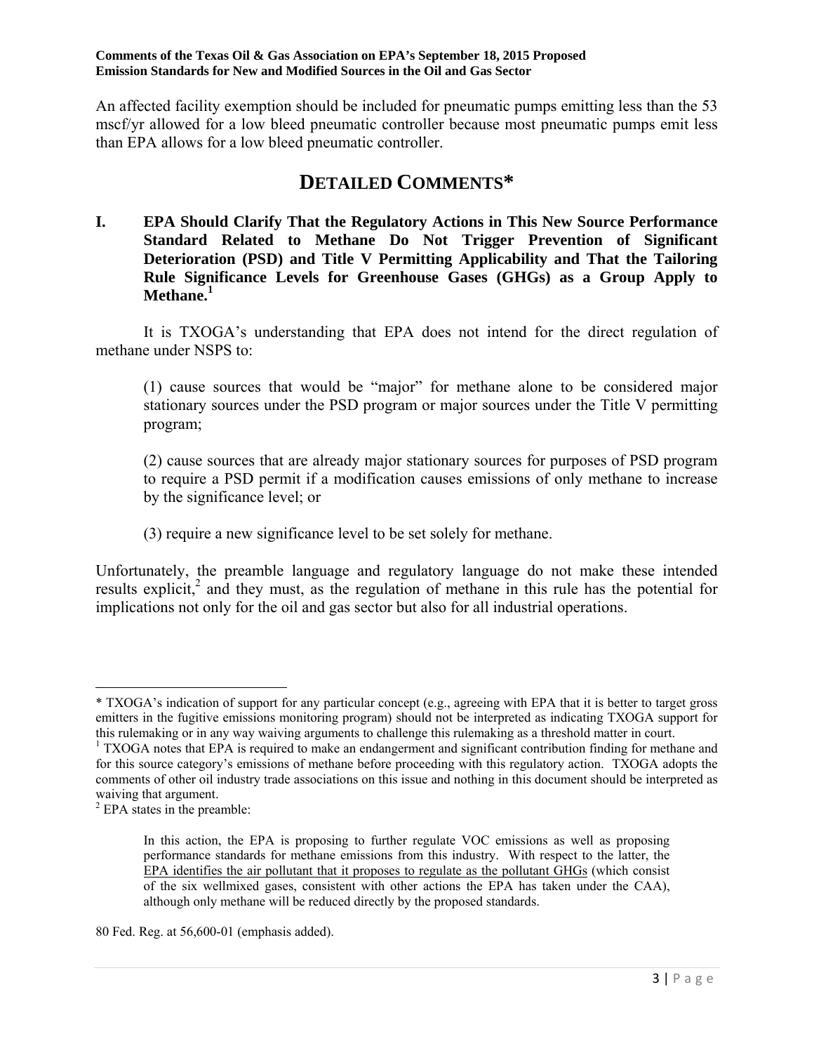An affected facility exemption should be included for pneumatic pumps emitting less than the 53 mscf/yr allowed for a low bleed pneumatic controller because most pneumatic pumps emit less than EPA allows for a low bleed pneumatic controller.

## DETAILED COMMENTS*

### I. EPA Should Clarify That the Regulatory Actions in This New Source Performance Standard Related to Methane Do Not Trigger Prevention of Significant Deterioration (PSD) and Title V Permitting Applicability and That the Tailoring Rule Significance Levels for Greenhouse Gases (GHGs) as a Group Apply to Methane.[1]

It is TXOGA's understanding that EPA does not intend for the direct regulation of methane under NSPS to:

> (1) cause sources that would be "major" for methane alone to be considered major stationary sources under the PSD program or major sources under the Title V permitting program;
>
> (2) cause sources that are already major stationary sources for purposes of PSD program to require a PSD permit if a modification causes emissions of only methane to increase by the significance level; or
>
> (3) require a new significance level to be set solely for methane.

Unfortunately, the preamble language and regulatory language do not make these intended results explicit,[2] and they must, as the regulation of methane in this rule has the potential for implications not only for the oil and gas sector but also for all industrial operations.

---

\* TXOGA's indication of support for any particular concept (e.g., agreeing with EPA that it is better to target gross emitters in the fugitive emissions monitoring program) should not be interpreted as indicating TXOGA support for this rulemaking or in any way waiving arguments to challenge this rulemaking as a threshold matter in court.

[1] TXOGA notes that EPA is required to make an endangerment and significant contribution finding for methane and for this source category's emissions of methane before proceeding with this regulatory action. TXOGA adopts the comments of other oil industry trade associations on this issue and nothing in this document should be interpreted as waiving that argument.

[2] EPA states in the preamble:

> In this action, the EPA is proposing to further regulate VOC emissions as well as proposing performance standards for methane emissions from this industry. With respect to the latter, the <u>EPA identifies the air pollutant that it proposes to regulate as the pollutant GHGs</u> (which consist of the six wellmixed gases, consistent with other actions the EPA has taken under the CAA), although only methane will be reduced directly by the proposed standards.

80 Fed. Reg. at 56,600-01 (emphasis added).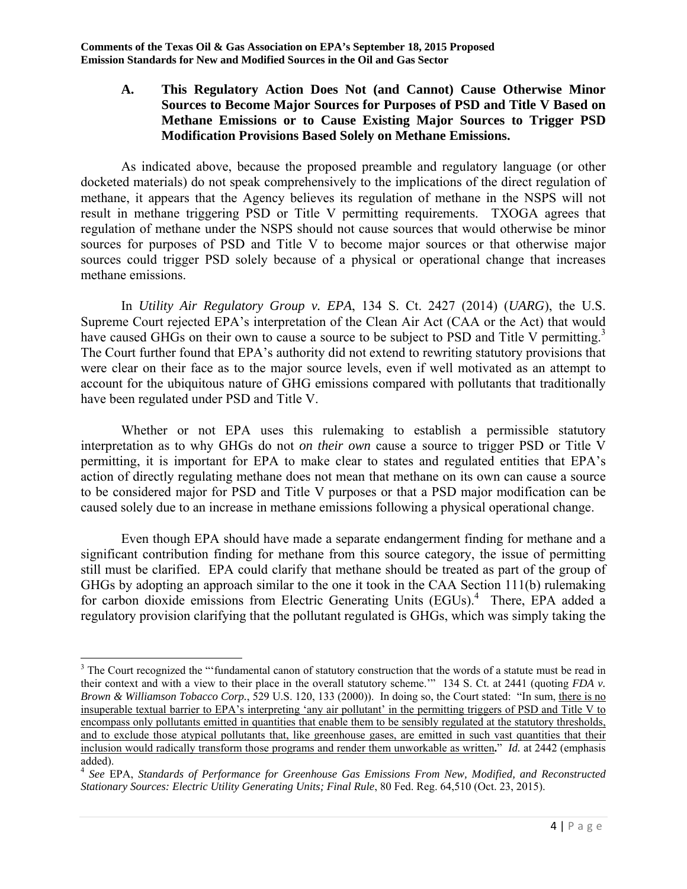### A. This Regulatory Action Does Not (and Cannot) Cause Otherwise Minor Sources to Become Major Sources for Purposes of PSD and Title V Based on Methane Emissions or to Cause Existing Major Sources to Trigger PSD Modification Provisions Based Solely on Methane Emissions.

As indicated above, because the proposed preamble and regulatory language (or other docketed materials) do not speak comprehensively to the implications of the direct regulation of methane, it appears that the Agency believes its regulation of methane in the NSPS will not result in methane triggering PSD or Title V permitting requirements. TXOGA agrees that regulation of methane under the NSPS should not cause sources that would otherwise be minor sources for purposes of PSD and Title V to become major sources or that otherwise major sources could trigger PSD solely because of a physical or operational change that increases methane emissions.

In *Utility Air Regulatory Group v. EPA*, 134 S. Ct. 2427 (2014) (*UARG*), the U.S. Supreme Court rejected EPA's interpretation of the Clean Air Act (CAA or the Act) that would have caused GHGs on their own to cause a source to be subject to PSD and Title V permitting.[3] The Court further found that EPA's authority did not extend to rewriting statutory provisions that were clear on their face as to the major source levels, even if well motivated as an attempt to account for the ubiquitous nature of GHG emissions compared with pollutants that traditionally have been regulated under PSD and Title V.

Whether or not EPA uses this rulemaking to establish a permissible statutory interpretation as to why GHGs do not *on their own* cause a source to trigger PSD or Title V permitting, it is important for EPA to make clear to states and regulated entities that EPA's action of directly regulating methane does not mean that methane on its own can cause a source to be considered major for PSD and Title V purposes or that a PSD major modification can be caused solely due to an increase in methane emissions following a physical operational change.

Even though EPA should have made a separate endangerment finding for methane and a significant contribution finding for methane from this source category, the issue of permitting still must be clarified. EPA could clarify that methane should be treated as part of the group of GHGs by adopting an approach similar to the one it took in the CAA Section 111(b) rulemaking for carbon dioxide emissions from Electric Generating Units (EGUs).[4] There, EPA added a regulatory provision clarifying that the pollutant regulated is GHGs, which was simply taking the

---

[3] The Court recognized the "'fundamental canon of statutory construction that the words of a statute must be read in their context and with a view to their place in the overall statutory scheme.'" 134 S. Ct. at 2441 (quoting *FDA v. Brown & Williamson Tobacco Corp.*, 529 U.S. 120, 133 (2000)). In doing so, the Court stated: "In sum, <u>there is no insuperable textual barrier to EPA's interpreting 'any air pollutant' in the permitting triggers of PSD and Title V to encompass only pollutants emitted in quantities that enable them to be sensibly regulated at the statutory thresholds, and to exclude those atypical pollutants that, like greenhouse gases, are emitted in such vast quantities that their inclusion would radically transform those programs and render them unworkable as written</u>**.**" *Id.* at 2442 (emphasis added).

[4] *See* EPA, *Standards of Performance for Greenhouse Gas Emissions From New, Modified, and Reconstructed Stationary Sources: Electric Utility Generating Units; Final Rule*, 80 Fed. Reg. 64,510 (Oct. 23, 2015).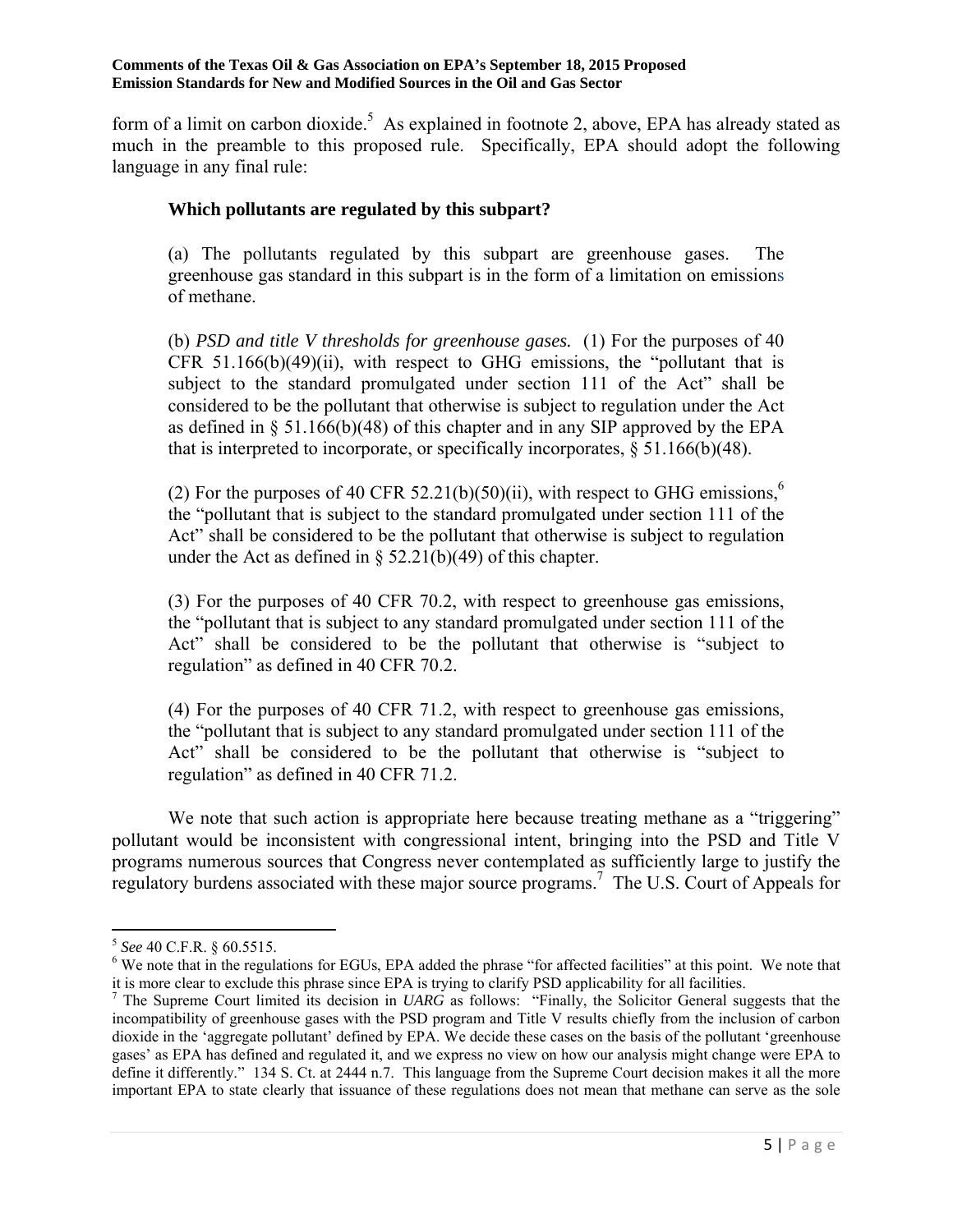form of a limit on carbon dioxide.[5] As explained in footnote 2, above, EPA has already stated as much in the preamble to this proposed rule. Specifically, EPA should adopt the following language in any final rule:

> **Which pollutants are regulated by this subpart?**
>
> (a) The pollutants regulated by this subpart are greenhouse gases. The greenhouse gas standard in this subpart is in the form of a limitation on emissions of methane.
>
> (b) *PSD and title V thresholds for greenhouse gases.* (1) For the purposes of 40 CFR 51.166(b)(49)(ii), with respect to GHG emissions, the "pollutant that is subject to the standard promulgated under section 111 of the Act" shall be considered to be the pollutant that otherwise is subject to regulation under the Act as defined in § 51.166(b)(48) of this chapter and in any SIP approved by the EPA that is interpreted to incorporate, or specifically incorporates, § 51.166(b)(48).
>
> (2) For the purposes of 40 CFR 52.21(b)(50)(ii), with respect to GHG emissions,[6] the "pollutant that is subject to the standard promulgated under section 111 of the Act" shall be considered to be the pollutant that otherwise is subject to regulation under the Act as defined in § 52.21(b)(49) of this chapter.
>
> (3) For the purposes of 40 CFR 70.2, with respect to greenhouse gas emissions, the "pollutant that is subject to any standard promulgated under section 111 of the Act" shall be considered to be the pollutant that otherwise is "subject to regulation" as defined in 40 CFR 70.2.
>
> (4) For the purposes of 40 CFR 71.2, with respect to greenhouse gas emissions, the "pollutant that is subject to any standard promulgated under section 111 of the Act" shall be considered to be the pollutant that otherwise is "subject to regulation" as defined in 40 CFR 71.2.

We note that such action is appropriate here because treating methane as a "triggering" pollutant would be inconsistent with congressional intent, bringing into the PSD and Title V programs numerous sources that Congress never contemplated as sufficiently large to justify the regulatory burdens associated with these major source programs.[7] The U.S. Court of Appeals for

---

[5] *See* 40 C.F.R. § 60.5515.

[6] We note that in the regulations for EGUs, EPA added the phrase "for affected facilities" at this point. We note that it is more clear to exclude this phrase since EPA is trying to clarify PSD applicability for all facilities.

[7] The Supreme Court limited its decision in *UARG* as follows: "Finally, the Solicitor General suggests that the incompatibility of greenhouse gases with the PSD program and Title V results chiefly from the inclusion of carbon dioxide in the 'aggregate pollutant' defined by EPA. We decide these cases on the basis of the pollutant 'greenhouse gases' as EPA has defined and regulated it, and we express no view on how our analysis might change were EPA to define it differently." 134 S. Ct. at 2444 n.7. This language from the Supreme Court decision makes it all the more important EPA to state clearly that issuance of these regulations does not mean that methane can serve as the sole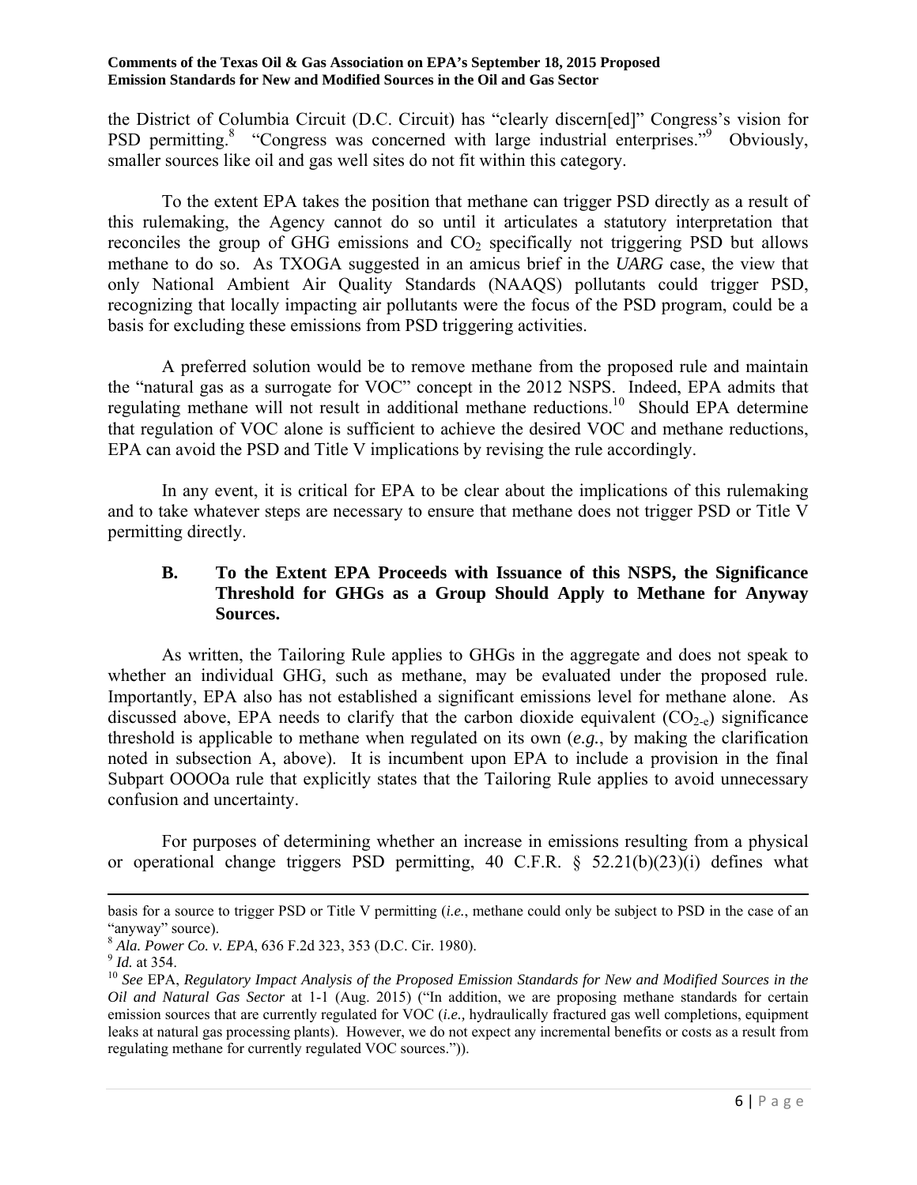the District of Columbia Circuit (D.C. Circuit) has "clearly discern[ed]" Congress's vision for PSD permitting.[8] "Congress was concerned with large industrial enterprises."[9] Obviously, smaller sources like oil and gas well sites do not fit within this category.

To the extent EPA takes the position that methane can trigger PSD directly as a result of this rulemaking, the Agency cannot do so until it articulates a statutory interpretation that reconciles the group of GHG emissions and $CO_2$ specifically not triggering PSD but allows methane to do so. As TXOGA suggested in an amicus brief in the *UARG* case, the view that only National Ambient Air Quality Standards (NAAQS) pollutants could trigger PSD, recognizing that locally impacting air pollutants were the focus of the PSD program, could be a basis for excluding these emissions from PSD triggering activities.

A preferred solution would be to remove methane from the proposed rule and maintain the "natural gas as a surrogate for VOC" concept in the 2012 NSPS. Indeed, EPA admits that regulating methane will not result in additional methane reductions.[10] Should EPA determine that regulation of VOC alone is sufficient to achieve the desired VOC and methane reductions, EPA can avoid the PSD and Title V implications by revising the rule accordingly.

In any event, it is critical for EPA to be clear about the implications of this rulemaking and to take whatever steps are necessary to ensure that methane does not trigger PSD or Title V permitting directly.

### B. To the Extent EPA Proceeds with Issuance of this NSPS, the Significance Threshold for GHGs as a Group Should Apply to Methane for Anyway Sources.

As written, the Tailoring Rule applies to GHGs in the aggregate and does not speak to whether an individual GHG, such as methane, may be evaluated under the proposed rule. Importantly, EPA also has not established a significant emissions level for methane alone. As discussed above, EPA needs to clarify that the carbon dioxide equivalent ($CO_{2\text{-}e}$) significance threshold is applicable to methane when regulated on its own (*e.g.*, by making the clarification noted in subsection A, above). It is incumbent upon EPA to include a provision in the final Subpart OOOOa rule that explicitly states that the Tailoring Rule applies to avoid unnecessary confusion and uncertainty.

For purposes of determining whether an increase in emissions resulting from a physical or operational change triggers PSD permitting, 40 C.F.R. § 52.21(b)(23)(i) defines what

---

basis for a source to trigger PSD or Title V permitting (*i.e.*, methane could only be subject to PSD in the case of an "anyway" source).

[8] *Ala. Power Co. v. EPA*, 636 F.2d 323, 353 (D.C. Cir. 1980).

[9] *Id.* at 354.

[10] *See* EPA, *Regulatory Impact Analysis of the Proposed Emission Standards for New and Modified Sources in the Oil and Natural Gas Sector* at 1-1 (Aug. 2015) ("In addition, we are proposing methane standards for certain emission sources that are currently regulated for VOC (*i.e.,* hydraulically fractured gas well completions, equipment leaks at natural gas processing plants). However, we do not expect any incremental benefits or costs as a result from regulating methane for currently regulated VOC sources.")).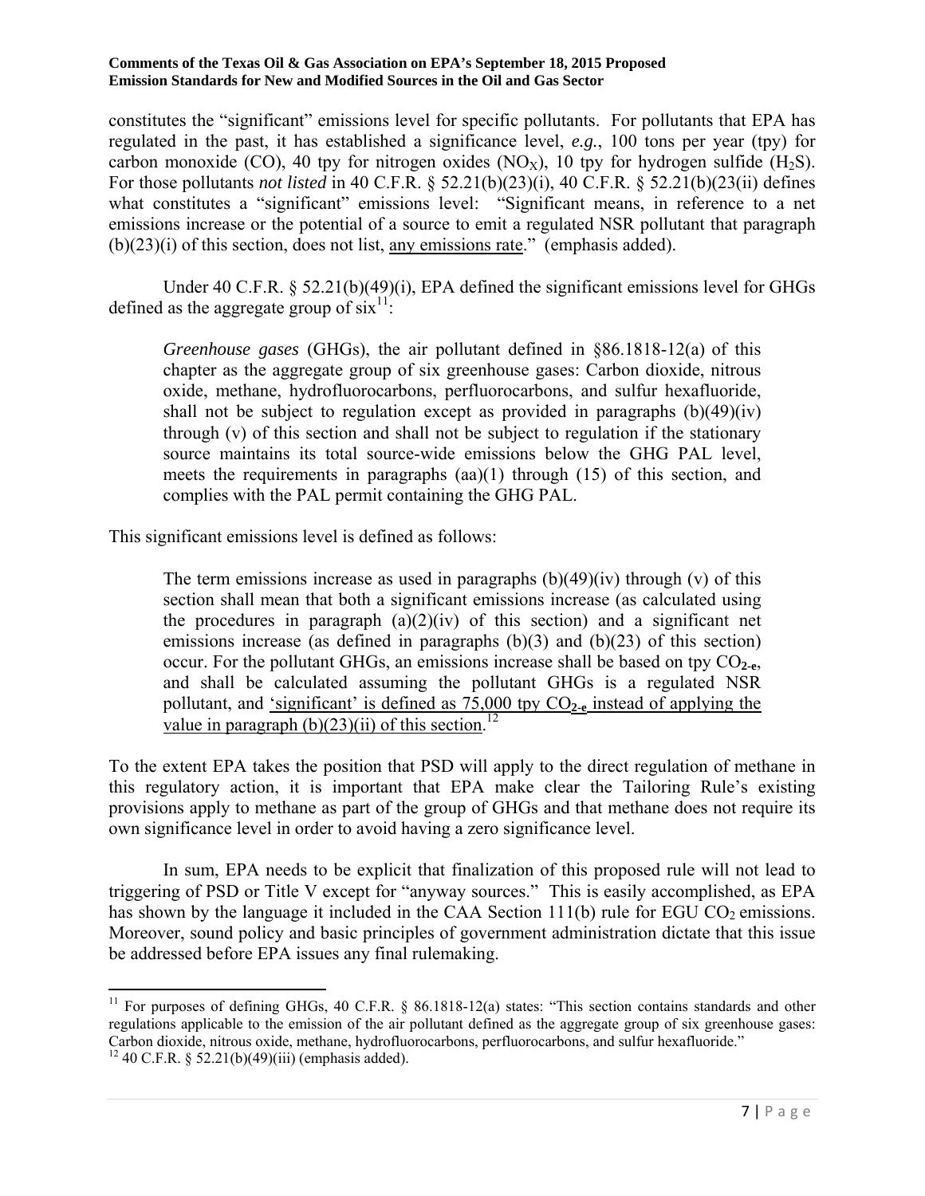constitutes the "significant" emissions level for specific pollutants. For pollutants that EPA has regulated in the past, it has established a significance level, *e.g.*, 100 tons per year (tpy) for carbon monoxide (CO), 40 tpy for nitrogen oxides ($NO_X$), 10 tpy for hydrogen sulfide ($H_2S$). For those pollutants *not listed* in 40 C.F.R. § 52.21(b)(23)(i), 40 C.F.R. § 52.21(b)(23(ii) defines what constitutes a "significant" emissions level: "Significant means, in reference to a net emissions increase or the potential of a source to emit a regulated NSR pollutant that paragraph (b)(23)(i) of this section, does not list, <u>any emissions rate</u>." (emphasis added).

Under 40 C.F.R. § 52.21(b)(49)(i), EPA defined the significant emissions level for GHGs defined as the aggregate group of six[11]:

> *Greenhouse gases* (GHGs), the air pollutant defined in §86.1818-12(a) of this chapter as the aggregate group of six greenhouse gases: Carbon dioxide, nitrous oxide, methane, hydrofluorocarbons, perfluorocarbons, and sulfur hexafluoride, shall not be subject to regulation except as provided in paragraphs (b)(49)(iv) through (v) of this section and shall not be subject to regulation if the stationary source maintains its total source-wide emissions below the GHG PAL level, meets the requirements in paragraphs (aa)(1) through (15) of this section, and complies with the PAL permit containing the GHG PAL.

This significant emissions level is defined as follows:

> The term emissions increase as used in paragraphs (b)(49)(iv) through (v) of this section shall mean that both a significant emissions increase (as calculated using the procedures in paragraph (a)(2)(iv) of this section) and a significant net emissions increase (as defined in paragraphs (b)(3) and (b)(23) of this section) occur. For the pollutant GHGs, an emissions increase shall be based on tpy $CO_{2\text{-}e}$, and shall be calculated assuming the pollutant GHGs is a regulated NSR pollutant, and <u>'significant' is defined as 75,000 tpy $CO_{2\text{-}e}$ instead of applying the value in paragraph (b)(23)(ii) of this section</u>.[12]

To the extent EPA takes the position that PSD will apply to the direct regulation of methane in this regulatory action, it is important that EPA make clear the Tailoring Rule's existing provisions apply to methane as part of the group of GHGs and that methane does not require its own significance level in order to avoid having a zero significance level.

In sum, EPA needs to be explicit that finalization of this proposed rule will not lead to triggering of PSD or Title V except for "anyway sources." This is easily accomplished, as EPA has shown by the language it included in the CAA Section 111(b) rule for EGU $CO_2$ emissions. Moreover, sound policy and basic principles of government administration dictate that this issue be addressed before EPA issues any final rulemaking.

---

[11] For purposes of defining GHGs, 40 C.F.R. § 86.1818-12(a) states: "This section contains standards and other regulations applicable to the emission of the air pollutant defined as the aggregate group of six greenhouse gases: Carbon dioxide, nitrous oxide, methane, hydrofluorocarbons, perfluorocarbons, and sulfur hexafluoride."

[12] 40 C.F.R. § 52.21(b)(49)(iii) (emphasis added).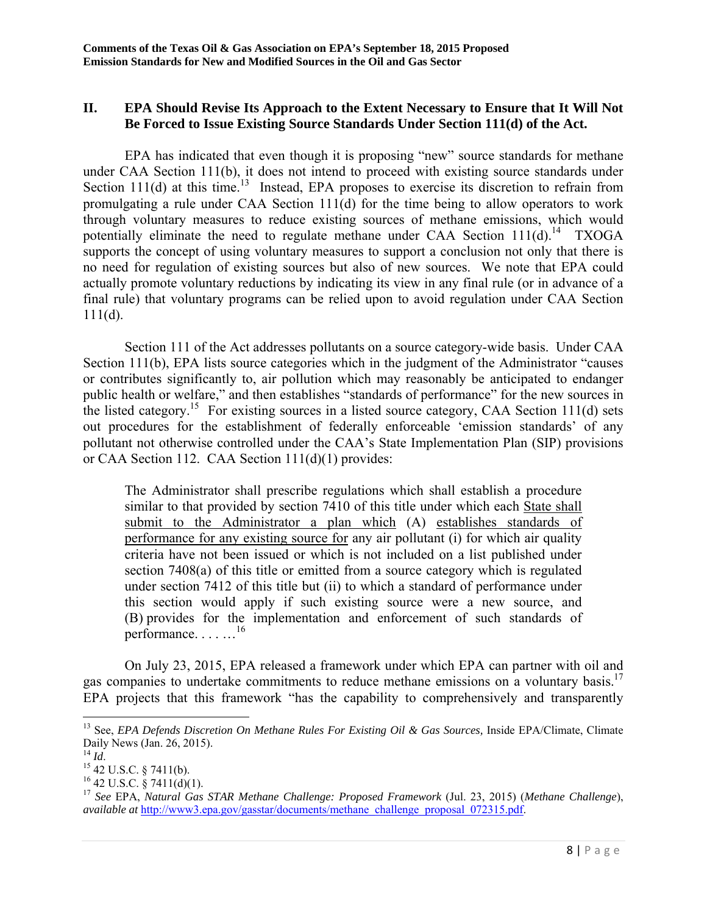## II. EPA Should Revise Its Approach to the Extent Necessary to Ensure that It Will Not Be Forced to Issue Existing Source Standards Under Section 111(d) of the Act.

EPA has indicated that even though it is proposing "new" source standards for methane under CAA Section 111(b), it does not intend to proceed with existing source standards under Section 111(d) at this time.[13] Instead, EPA proposes to exercise its discretion to refrain from promulgating a rule under CAA Section 111(d) for the time being to allow operators to work through voluntary measures to reduce existing sources of methane emissions, which would potentially eliminate the need to regulate methane under CAA Section 111(d).[14] TXOGA supports the concept of using voluntary measures to support a conclusion not only that there is no need for regulation of existing sources but also of new sources. We note that EPA could actually promote voluntary reductions by indicating its view in any final rule (or in advance of a final rule) that voluntary programs can be relied upon to avoid regulation under CAA Section 111(d).

Section 111 of the Act addresses pollutants on a source category-wide basis. Under CAA Section 111(b), EPA lists source categories which in the judgment of the Administrator "causes or contributes significantly to, air pollution which may reasonably be anticipated to endanger public health or welfare," and then establishes "standards of performance" for the new sources in the listed category.[15] For existing sources in a listed source category, CAA Section 111(d) sets out procedures for the establishment of federally enforceable 'emission standards' of any pollutant not otherwise controlled under the CAA's State Implementation Plan (SIP) provisions or CAA Section 112. CAA Section 111(d)(1) provides:

> The Administrator shall prescribe regulations which shall establish a procedure similar to that provided by section 7410 of this title under which each <u>State shall submit to the Administrator a plan which</u> (A) <u>establishes standards of performance for any existing source for</u> any air pollutant (i) for which air quality criteria have not been issued or which is not included on a list published under section 7408(a) of this title or emitted from a source category which is regulated under section 7412 of this title but (ii) to which a standard of performance under this section would apply if such existing source were a new source, and (B) provides for the implementation and enforcement of such standards of performance. . . . . ..[16]

On July 23, 2015, EPA released a framework under which EPA can partner with oil and gas companies to undertake commitments to reduce methane emissions on a voluntary basis.[17] EPA projects that this framework "has the capability to comprehensively and transparently

---

[13] See, *EPA Defends Discretion On Methane Rules For Existing Oil & Gas Sources,* Inside EPA/Climate, Climate Daily News (Jan. 26, 2015).

[14] *Id*.

[15] 42 U.S.C. § 7411(b).

[16] 42 U.S.C. § 7411(d)(1).

[17] *See* EPA, *Natural Gas STAR Methane Challenge: Proposed Framework* (Jul. 23, 2015) (*Methane Challenge*), *available at* http://www3.epa.gov/gasstar/documents/methane_challenge_proposal_072315.pdf.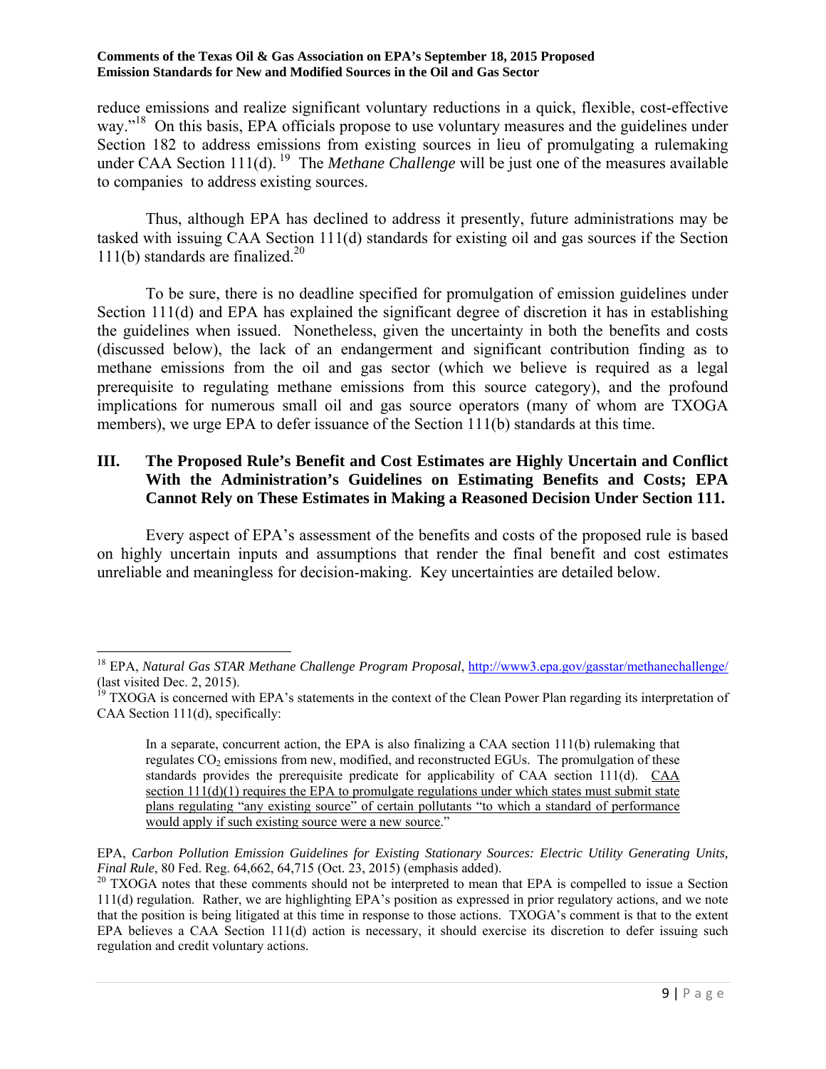reduce emissions and realize significant voluntary reductions in a quick, flexible, cost-effective way."[18] On this basis, EPA officials propose to use voluntary measures and the guidelines under Section 182 to address emissions from existing sources in lieu of promulgating a rulemaking under CAA Section 111(d).[19] The *Methane Challenge* will be just one of the measures available to companies to address existing sources.

Thus, although EPA has declined to address it presently, future administrations may be tasked with issuing CAA Section 111(d) standards for existing oil and gas sources if the Section 111(b) standards are finalized.[20]

To be sure, there is no deadline specified for promulgation of emission guidelines under Section 111(d) and EPA has explained the significant degree of discretion it has in establishing the guidelines when issued. Nonetheless, given the uncertainty in both the benefits and costs (discussed below), the lack of an endangerment and significant contribution finding as to methane emissions from the oil and gas sector (which we believe is required as a legal prerequisite to regulating methane emissions from this source category), and the profound implications for numerous small oil and gas source operators (many of whom are TXOGA members), we urge EPA to defer issuance of the Section 111(b) standards at this time.

## III. The Proposed Rule's Benefit and Cost Estimates are Highly Uncertain and Conflict With the Administration's Guidelines on Estimating Benefits and Costs; EPA Cannot Rely on These Estimates in Making a Reasoned Decision Under Section 111.

Every aspect of EPA's assessment of the benefits and costs of the proposed rule is based on highly uncertain inputs and assumptions that render the final benefit and cost estimates unreliable and meaningless for decision-making. Key uncertainties are detailed below.

---

[18] EPA, *Natural Gas STAR Methane Challenge Program Proposal*, http://www3.epa.gov/gasstar/methanechallenge/ (last visited Dec. 2, 2015).

[19] TXOGA is concerned with EPA's statements in the context of the Clean Power Plan regarding its interpretation of CAA Section 111(d), specifically:

> In a separate, concurrent action, the EPA is also finalizing a CAA section 111(b) rulemaking that regulates $CO_2$ emissions from new, modified, and reconstructed EGUs. The promulgation of these standards provides the prerequisite predicate for applicability of CAA section 111(d). CAA section 111(d)(1) requires the EPA to promulgate regulations under which states must submit state plans regulating "any existing source" of certain pollutants "to which a standard of performance would apply if such existing source were a new source."

EPA, *Carbon Pollution Emission Guidelines for Existing Stationary Sources: Electric Utility Generating Units, Final Rule*, 80 Fed. Reg. 64,662, 64,715 (Oct. 23, 2015) (emphasis added).

[20] TXOGA notes that these comments should not be interpreted to mean that EPA is compelled to issue a Section 111(d) regulation. Rather, we are highlighting EPA's position as expressed in prior regulatory actions, and we note that the position is being litigated at this time in response to those actions. TXOGA's comment is that to the extent EPA believes a CAA Section 111(d) action is necessary, it should exercise its discretion to defer issuing such regulation and credit voluntary actions.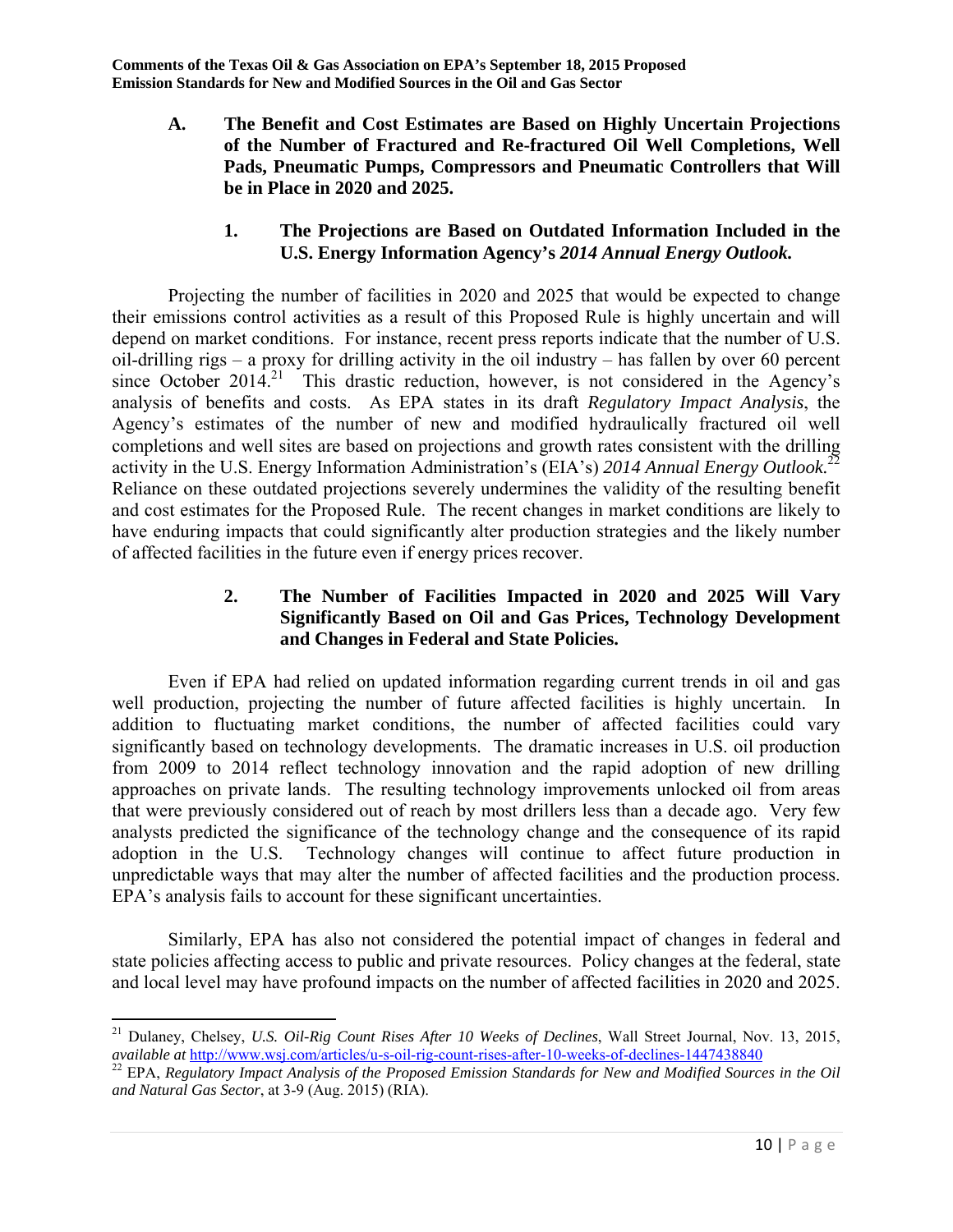### A. The Benefit and Cost Estimates are Based on Highly Uncertain Projections of the Number of Fractured and Re-fractured Oil Well Completions, Well Pads, Pneumatic Pumps, Compressors and Pneumatic Controllers that Will be in Place in 2020 and 2025.

#### 1. The Projections are Based on Outdated Information Included in the U.S. Energy Information Agency's *2014 Annual Energy Outlook.*

Projecting the number of facilities in 2020 and 2025 that would be expected to change their emissions control activities as a result of this Proposed Rule is highly uncertain and will depend on market conditions. For instance, recent press reports indicate that the number of U.S. oil-drilling rigs – a proxy for drilling activity in the oil industry – has fallen by over 60 percent since October 2014.[21] This drastic reduction, however, is not considered in the Agency's analysis of benefits and costs. As EPA states in its draft *Regulatory Impact Analysis*, the Agency's estimates of the number of new and modified hydraulically fractured oil well completions and well sites are based on projections and growth rates consistent with the drilling activity in the U.S. Energy Information Administration's (EIA's) *2014 Annual Energy Outlook.*[22] Reliance on these outdated projections severely undermines the validity of the resulting benefit and cost estimates for the Proposed Rule. The recent changes in market conditions are likely to have enduring impacts that could significantly alter production strategies and the likely number of affected facilities in the future even if energy prices recover.

#### 2. The Number of Facilities Impacted in 2020 and 2025 Will Vary Significantly Based on Oil and Gas Prices, Technology Development and Changes in Federal and State Policies.

Even if EPA had relied on updated information regarding current trends in oil and gas well production, projecting the number of future affected facilities is highly uncertain. In addition to fluctuating market conditions, the number of affected facilities could vary significantly based on technology developments. The dramatic increases in U.S. oil production from 2009 to 2014 reflect technology innovation and the rapid adoption of new drilling approaches on private lands. The resulting technology improvements unlocked oil from areas that were previously considered out of reach by most drillers less than a decade ago. Very few analysts predicted the significance of the technology change and the consequence of its rapid adoption in the U.S. Technology changes will continue to affect future production in unpredictable ways that may alter the number of affected facilities and the production process. EPA's analysis fails to account for these significant uncertainties.

Similarly, EPA has also not considered the potential impact of changes in federal and state policies affecting access to public and private resources. Policy changes at the federal, state and local level may have profound impacts on the number of affected facilities in 2020 and 2025.

---

[21] Dulaney, Chelsey, *U.S. Oil-Rig Count Rises After 10 Weeks of Declines*, Wall Street Journal, Nov. 13, 2015, *available at* http://www.wsj.com/articles/u-s-oil-rig-count-rises-after-10-weeks-of-declines-1447438840

[22] EPA, *Regulatory Impact Analysis of the Proposed Emission Standards for New and Modified Sources in the Oil and Natural Gas Sector*, at 3-9 (Aug. 2015) (RIA).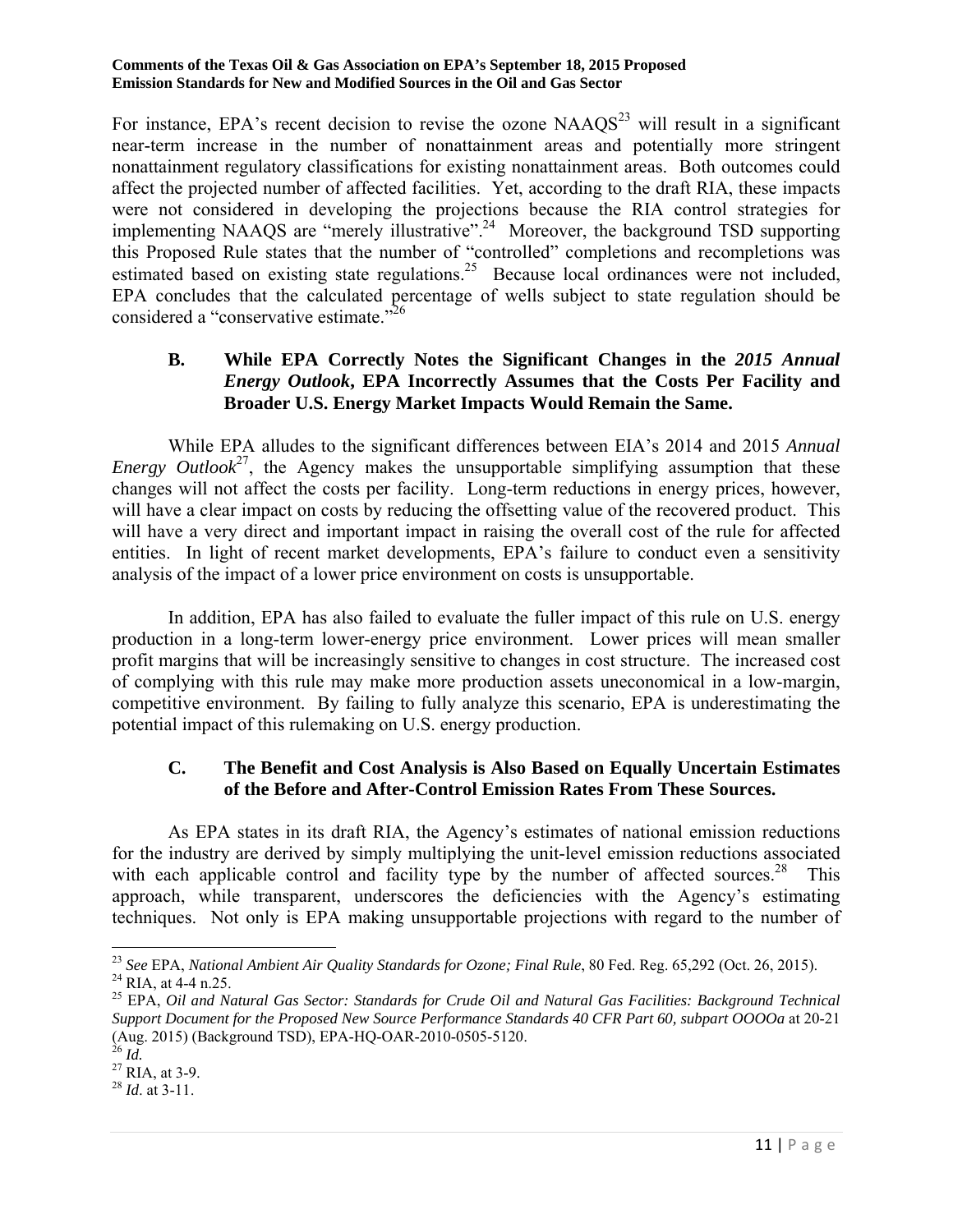For instance, EPA's recent decision to revise the ozone NAAQS[23] will result in a significant near-term increase in the number of nonattainment areas and potentially more stringent nonattainment regulatory classifications for existing nonattainment areas. Both outcomes could affect the projected number of affected facilities. Yet, according to the draft RIA, these impacts were not considered in developing the projections because the RIA control strategies for implementing NAAQS are "merely illustrative".[24] Moreover, the background TSD supporting this Proposed Rule states that the number of "controlled" completions and recompletions was estimated based on existing state regulations.[25] Because local ordinances were not included, EPA concludes that the calculated percentage of wells subject to state regulation should be considered a "conservative estimate."[26]

### B. While EPA Correctly Notes the Significant Changes in the *2015 Annual Energy Outlook*, EPA Incorrectly Assumes that the Costs Per Facility and Broader U.S. Energy Market Impacts Would Remain the Same.

While EPA alludes to the significant differences between EIA's 2014 and 2015 *Annual Energy Outlook*[27], the Agency makes the unsupportable simplifying assumption that these changes will not affect the costs per facility. Long-term reductions in energy prices, however, will have a clear impact on costs by reducing the offsetting value of the recovered product. This will have a very direct and important impact in raising the overall cost of the rule for affected entities. In light of recent market developments, EPA's failure to conduct even a sensitivity analysis of the impact of a lower price environment on costs is unsupportable.

In addition, EPA has also failed to evaluate the fuller impact of this rule on U.S. energy production in a long-term lower-energy price environment. Lower prices will mean smaller profit margins that will be increasingly sensitive to changes in cost structure. The increased cost of complying with this rule may make more production assets uneconomical in a low-margin, competitive environment. By failing to fully analyze this scenario, EPA is underestimating the potential impact of this rulemaking on U.S. energy production.

### C. The Benefit and Cost Analysis is Also Based on Equally Uncertain Estimates of the Before and After-Control Emission Rates From These Sources.

As EPA states in its draft RIA, the Agency's estimates of national emission reductions for the industry are derived by simply multiplying the unit-level emission reductions associated with each applicable control and facility type by the number of affected sources.[28] This approach, while transparent, underscores the deficiencies with the Agency's estimating techniques. Not only is EPA making unsupportable projections with regard to the number of

---

[23] *See* EPA, *National Ambient Air Quality Standards for Ozone; Final Rule*, 80 Fed. Reg. 65,292 (Oct. 26, 2015).

[24] RIA, at 4-4 n.25.

[25] EPA, *Oil and Natural Gas Sector: Standards for Crude Oil and Natural Gas Facilities: Background Technical Support Document for the Proposed New Source Performance Standards 40 CFR Part 60, subpart OOOOa* at 20-21 (Aug. 2015) (Background TSD), EPA-HQ-OAR-2010-0505-5120.

[26] *Id.*

[27] RIA, at 3-9.

[28] *Id*. at 3-11.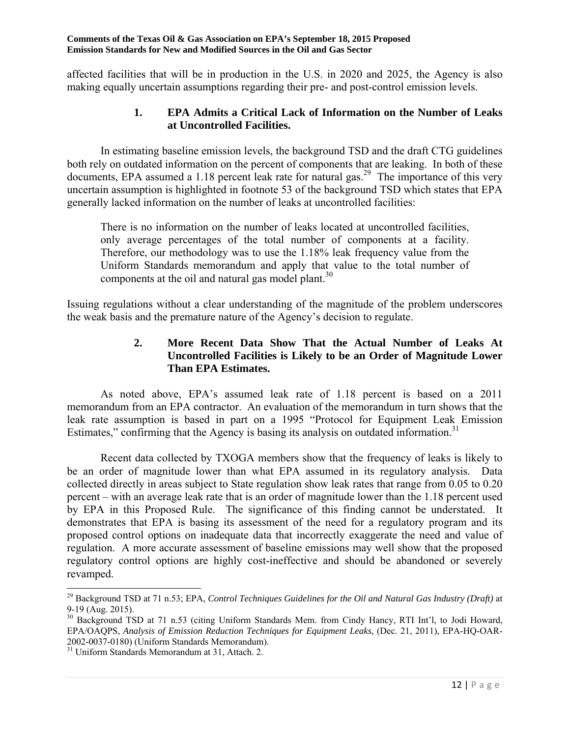affected facilities that will be in production in the U.S. in 2020 and 2025, the Agency is also making equally uncertain assumptions regarding their pre- and post-control emission levels.

### 1. EPA Admits a Critical Lack of Information on the Number of Leaks at Uncontrolled Facilities.

In estimating baseline emission levels, the background TSD and the draft CTG guidelines both rely on outdated information on the percent of components that are leaking. In both of these documents, EPA assumed a 1.18 percent leak rate for natural gas.[29] The importance of this very uncertain assumption is highlighted in footnote 53 of the background TSD which states that EPA generally lacked information on the number of leaks at uncontrolled facilities:

> There is no information on the number of leaks located at uncontrolled facilities, only average percentages of the total number of components at a facility. Therefore, our methodology was to use the 1.18% leak frequency value from the Uniform Standards memorandum and apply that value to the total number of components at the oil and natural gas model plant.[30]

Issuing regulations without a clear understanding of the magnitude of the problem underscores the weak basis and the premature nature of the Agency's decision to regulate.

### 2. More Recent Data Show That the Actual Number of Leaks At Uncontrolled Facilities is Likely to be an Order of Magnitude Lower Than EPA Estimates.

As noted above, EPA's assumed leak rate of 1.18 percent is based on a 2011 memorandum from an EPA contractor. An evaluation of the memorandum in turn shows that the leak rate assumption is based in part on a 1995 "Protocol for Equipment Leak Emission Estimates," confirming that the Agency is basing its analysis on outdated information.[31]

Recent data collected by TXOGA members show that the frequency of leaks is likely to be an order of magnitude lower than what EPA assumed in its regulatory analysis. Data collected directly in areas subject to State regulation show leak rates that range from 0.05 to 0.20 percent – with an average leak rate that is an order of magnitude lower than the 1.18 percent used by EPA in this Proposed Rule. The significance of this finding cannot be understated. It demonstrates that EPA is basing its assessment of the need for a regulatory program and its proposed control options on inadequate data that incorrectly exaggerate the need and value of regulation. A more accurate assessment of baseline emissions may well show that the proposed regulatory control options are highly cost-ineffective and should be abandoned or severely revamped.

---

[29] Background TSD at 71 n.53; EPA, *Control Techniques Guidelines for the Oil and Natural Gas Industry (Draft)* at 9-19 (Aug. 2015).

[30] Background TSD at 71 n.53 (citing Uniform Standards Mem. from Cindy Hancy, RTI Int'l, to Jodi Howard, EPA/OAQPS, *Analysis of Emission Reduction Techniques for Equipment Leaks*, (Dec. 21, 2011), EPA-HQ-OAR-2002-0037-0180) (Uniform Standards Memorandum).

[31] Uniform Standards Memorandum at 31, Attach. 2.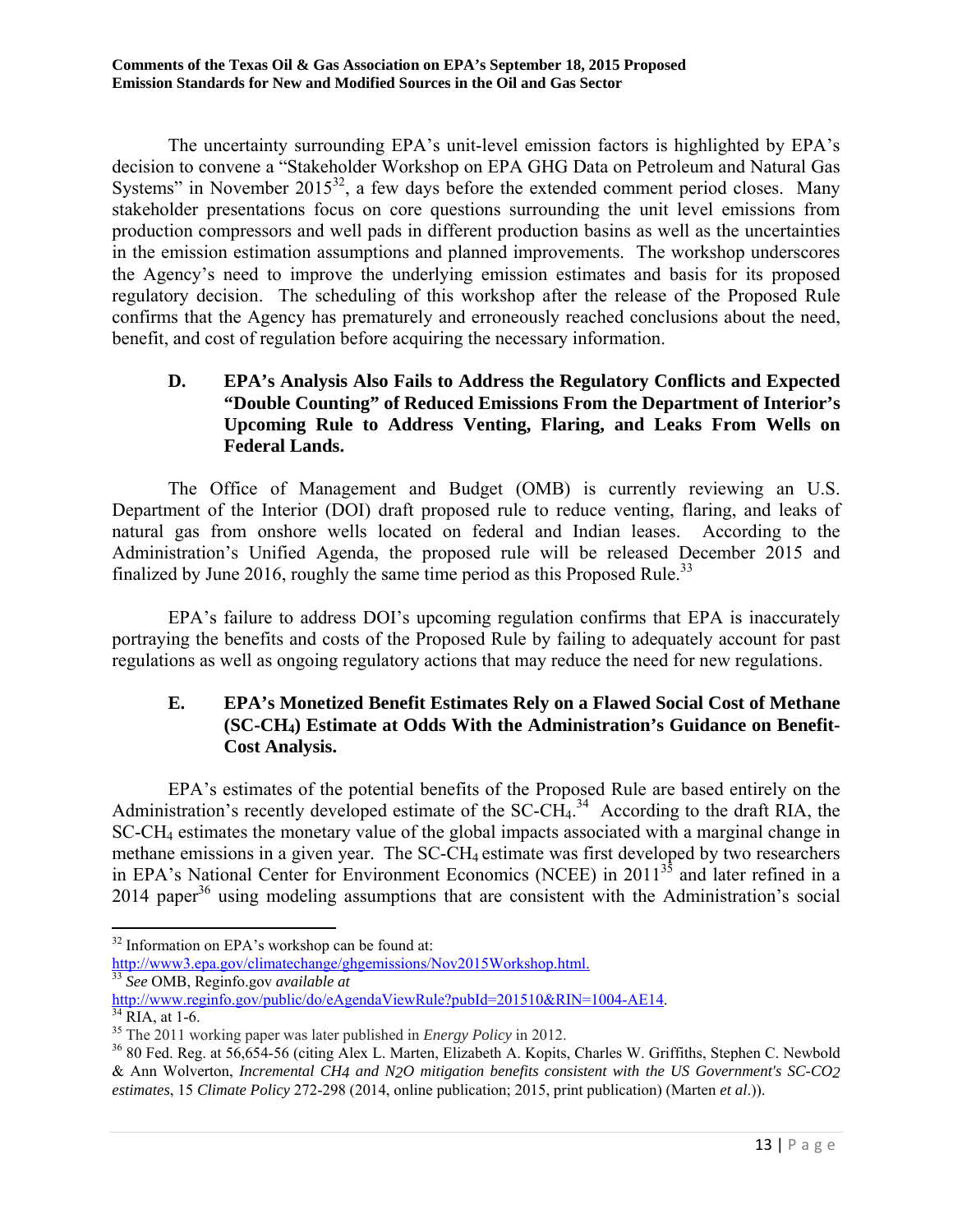The uncertainty surrounding EPA's unit-level emission factors is highlighted by EPA's decision to convene a "Stakeholder Workshop on EPA GHG Data on Petroleum and Natural Gas Systems" in November 2015[32], a few days before the extended comment period closes. Many stakeholder presentations focus on core questions surrounding the unit level emissions from production compressors and well pads in different production basins as well as the uncertainties in the emission estimation assumptions and planned improvements. The workshop underscores the Agency's need to improve the underlying emission estimates and basis for its proposed regulatory decision. The scheduling of this workshop after the release of the Proposed Rule confirms that the Agency has prematurely and erroneously reached conclusions about the need, benefit, and cost of regulation before acquiring the necessary information.

### D. EPA's Analysis Also Fails to Address the Regulatory Conflicts and Expected "Double Counting" of Reduced Emissions From the Department of Interior's Upcoming Rule to Address Venting, Flaring, and Leaks From Wells on Federal Lands.

The Office of Management and Budget (OMB) is currently reviewing an U.S. Department of the Interior (DOI) draft proposed rule to reduce venting, flaring, and leaks of natural gas from onshore wells located on federal and Indian leases. According to the Administration's Unified Agenda, the proposed rule will be released December 2015 and finalized by June 2016, roughly the same time period as this Proposed Rule.[33]

EPA's failure to address DOI's upcoming regulation confirms that EPA is inaccurately portraying the benefits and costs of the Proposed Rule by failing to adequately account for past regulations as well as ongoing regulatory actions that may reduce the need for new regulations.

### E. EPA's Monetized Benefit Estimates Rely on a Flawed Social Cost of Methane (SC-$CH_4$) Estimate at Odds With the Administration's Guidance on Benefit-Cost Analysis.

EPA's estimates of the potential benefits of the Proposed Rule are based entirely on the Administration's recently developed estimate of the SC-$CH_4$.[34] According to the draft RIA, the SC-$CH_4$ estimates the monetary value of the global impacts associated with a marginal change in methane emissions in a given year. The SC-$CH_4$ estimate was first developed by two researchers in EPA's National Center for Environment Economics (NCEE) in 2011[35] and later refined in a 2014 paper[36] using modeling assumptions that are consistent with the Administration's social

---

[32] Information on EPA's workshop can be found at: http://www3.epa.gov/climatechange/ghgemissions/Nov2015Workshop.html.

[33] *See* OMB, Reginfo.gov *available at* http://www.reginfo.gov/public/do/eAgendaViewRule?pubId=201510&RIN=1004-AE14.

[34] RIA, at 1-6.

[35] The 2011 working paper was later published in *Energy Policy* in 2012.

[36] 80 Fed. Reg. at 56,654-56 (citing Alex L. Marten, Elizabeth A. Kopits, Charles W. Griffiths, Stephen C. Newbold & Ann Wolverton, *Incremental $CH_4$ and $N_2O$ mitigation benefits consistent with the US Government's SC-$CO_2$ estimates*, 15 *Climate Policy* 272-298 (2014, online publication; 2015, print publication) (Marten *et al*.)).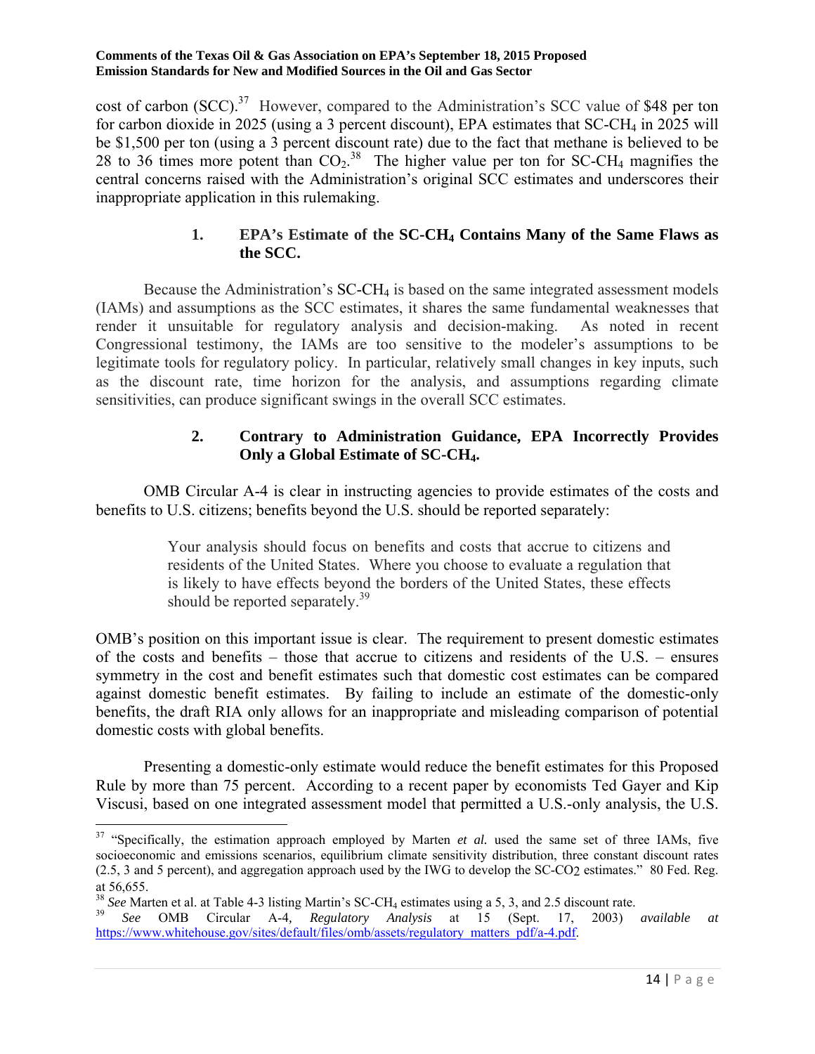cost of carbon (SCC).[37] However, compared to the Administration's SCC value of $48 per ton for carbon dioxide in 2025 (using a 3 percent discount), EPA estimates that SC-$CH_4$ in 2025 will be $1,500 per ton (using a 3 percent discount rate) due to the fact that methane is believed to be 28 to 36 times more potent than $CO_2$.[38] The higher value per ton for SC-$CH_4$ magnifies the central concerns raised with the Administration's original SCC estimates and underscores their inappropriate application in this rulemaking.

### 1. EPA's Estimate of the SC-$CH_4$ Contains Many of the Same Flaws as the SCC.

Because the Administration's SC-$CH_4$ is based on the same integrated assessment models (IAMs) and assumptions as the SCC estimates, it shares the same fundamental weaknesses that render it unsuitable for regulatory analysis and decision-making. As noted in recent Congressional testimony, the IAMs are too sensitive to the modeler's assumptions to be legitimate tools for regulatory policy. In particular, relatively small changes in key inputs, such as the discount rate, time horizon for the analysis, and assumptions regarding climate sensitivities, can produce significant swings in the overall SCC estimates.

### 2. Contrary to Administration Guidance, EPA Incorrectly Provides Only a Global Estimate of SC-$CH_4$.

OMB Circular A-4 is clear in instructing agencies to provide estimates of the costs and benefits to U.S. citizens; benefits beyond the U.S. should be reported separately:

> Your analysis should focus on benefits and costs that accrue to citizens and residents of the United States. Where you choose to evaluate a regulation that is likely to have effects beyond the borders of the United States, these effects should be reported separately.[39]

OMB's position on this important issue is clear. The requirement to present domestic estimates of the costs and benefits – those that accrue to citizens and residents of the U.S. – ensures symmetry in the cost and benefit estimates such that domestic cost estimates can be compared against domestic benefit estimates. By failing to include an estimate of the domestic-only benefits, the draft RIA only allows for an inappropriate and misleading comparison of potential domestic costs with global benefits.

Presenting a domestic-only estimate would reduce the benefit estimates for this Proposed Rule by more than 75 percent. According to a recent paper by economists Ted Gayer and Kip Viscusi, based on one integrated assessment model that permitted a U.S.-only analysis, the U.S.

---

[37] "Specifically, the estimation approach employed by Marten *et al.* used the same set of three IAMs, five socioeconomic and emissions scenarios, equilibrium climate sensitivity distribution, three constant discount rates (2.5, 3 and 5 percent), and aggregation approach used by the IWG to develop the SC-$CO_2$ estimates." 80 Fed. Reg. at 56,655.

[38] *See* Marten et al. at Table 4-3 listing Martin's SC-$CH_4$ estimates using a 5, 3, and 2.5 discount rate.

[39] *See* OMB Circular A-4, *Regulatory Analysis* at 15 (Sept. 17, 2003) *available at* https://www.whitehouse.gov/sites/default/files/omb/assets/regulatory_matters_pdf/a-4.pdf.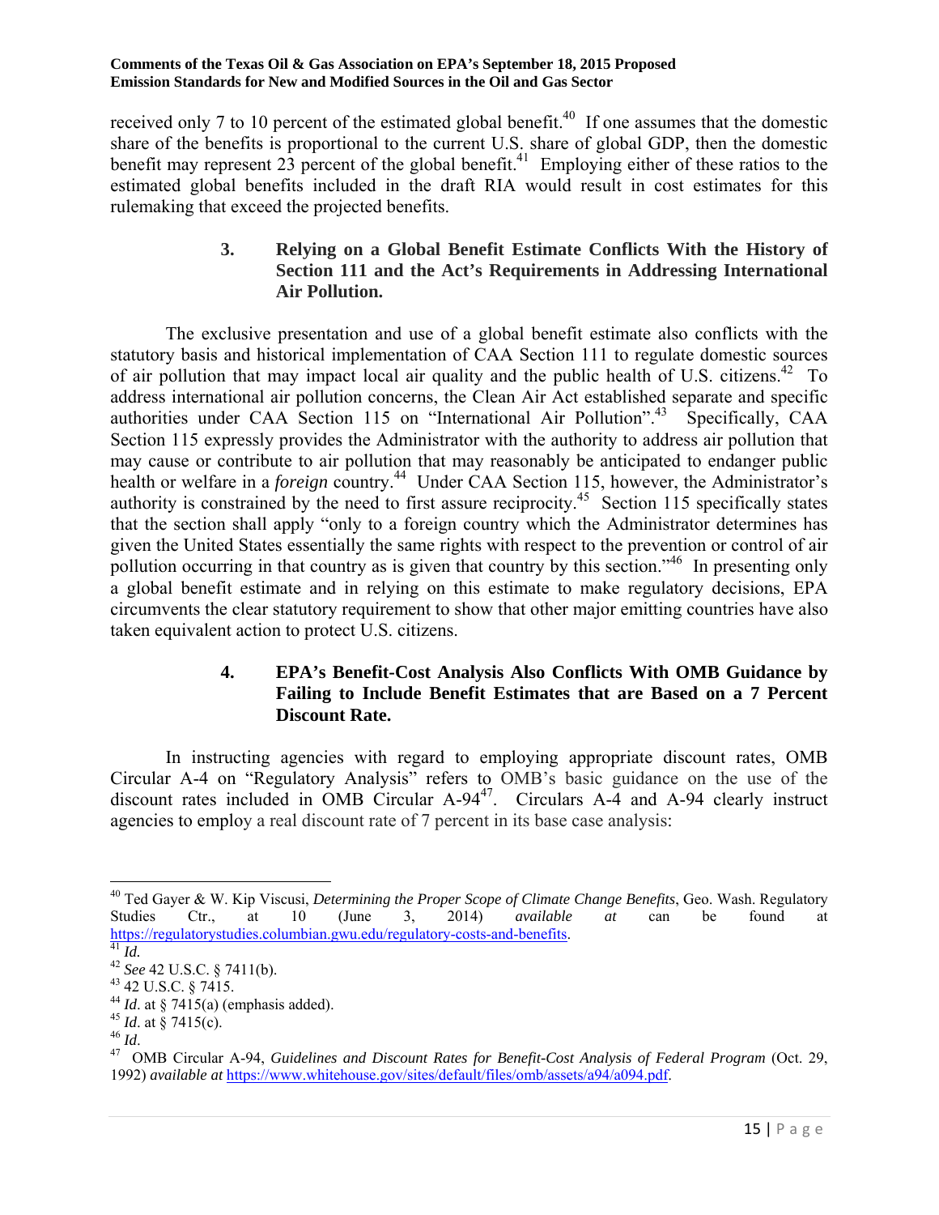received only 7 to 10 percent of the estimated global benefit.[40] If one assumes that the domestic share of the benefits is proportional to the current U.S. share of global GDP, then the domestic benefit may represent 23 percent of the global benefit.[41] Employing either of these ratios to the estimated global benefits included in the draft RIA would result in cost estimates for this rulemaking that exceed the projected benefits.

### 3. Relying on a Global Benefit Estimate Conflicts With the History of Section 111 and the Act's Requirements in Addressing International Air Pollution.

The exclusive presentation and use of a global benefit estimate also conflicts with the statutory basis and historical implementation of CAA Section 111 to regulate domestic sources of air pollution that may impact local air quality and the public health of U.S. citizens.[42] To address international air pollution concerns, the Clean Air Act established separate and specific authorities under CAA Section 115 on "International Air Pollution".[43] Specifically, CAA Section 115 expressly provides the Administrator with the authority to address air pollution that may cause or contribute to air pollution that may reasonably be anticipated to endanger public health or welfare in a *foreign* country.[44] Under CAA Section 115, however, the Administrator's authority is constrained by the need to first assure reciprocity.[45] Section 115 specifically states that the section shall apply "only to a foreign country which the Administrator determines has given the United States essentially the same rights with respect to the prevention or control of air pollution occurring in that country as is given that country by this section."[46] In presenting only a global benefit estimate and in relying on this estimate to make regulatory decisions, EPA circumvents the clear statutory requirement to show that other major emitting countries have also taken equivalent action to protect U.S. citizens.

### 4. EPA's Benefit-Cost Analysis Also Conflicts With OMB Guidance by Failing to Include Benefit Estimates that are Based on a 7 Percent Discount Rate.

In instructing agencies with regard to employing appropriate discount rates, OMB Circular A-4 on "Regulatory Analysis" refers to OMB's basic guidance on the use of the discount rates included in OMB Circular A-94[47]. Circulars A-4 and A-94 clearly instruct agencies to employ a real discount rate of 7 percent in its base case analysis:

---

[40] Ted Gayer & W. Kip Viscusi, *Determining the Proper Scope of Climate Change Benefits*, Geo. Wash. Regulatory Studies Ctr., at 10 (June 3, 2014) *available at* can be found at https://regulatorystudies.columbian.gwu.edu/regulatory-costs-and-benefits.

[41] *Id.*

[42] *See* 42 U.S.C. § 7411(b).

[43] 42 U.S.C. § 7415.

[44] *Id*. at § 7415(a) (emphasis added).

[45] *Id*. at § 7415(c).

[46] *Id*.

[47] OMB Circular A-94, *Guidelines and Discount Rates for Benefit-Cost Analysis of Federal Program* (Oct. 29, 1992) *available at* https://www.whitehouse.gov/sites/default/files/omb/assets/a94/a094.pdf.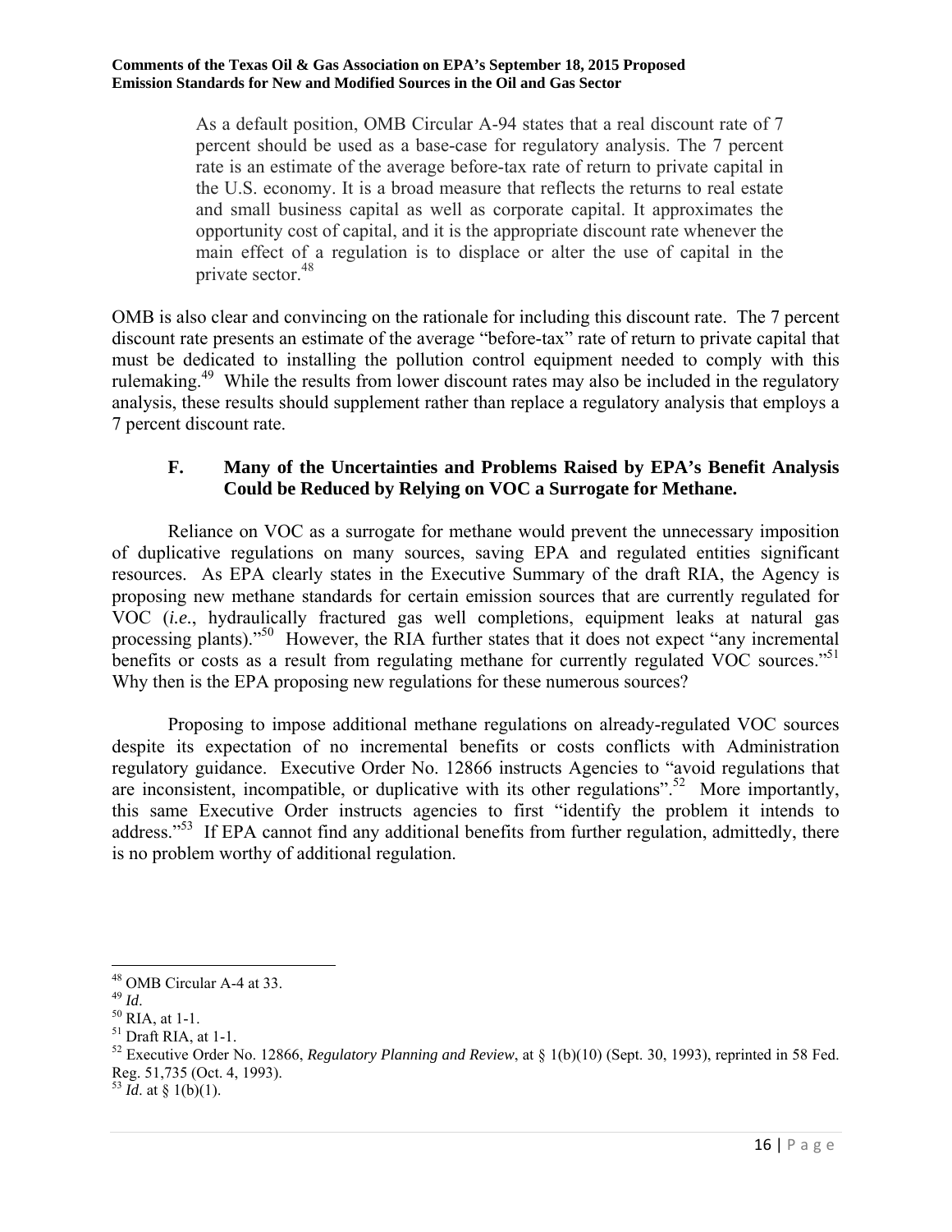As a default position, OMB Circular A-94 states that a real discount rate of 7 percent should be used as a base-case for regulatory analysis. The 7 percent rate is an estimate of the average before-tax rate of return to private capital in the U.S. economy. It is a broad measure that reflects the returns to real estate and small business capital as well as corporate capital. It approximates the opportunity cost of capital, and it is the appropriate discount rate whenever the main effect of a regulation is to displace or alter the use of capital in the private sector.[48]

OMB is also clear and convincing on the rationale for including this discount rate. The 7 percent discount rate presents an estimate of the average "before-tax" rate of return to private capital that must be dedicated to installing the pollution control equipment needed to comply with this rulemaking.[49] While the results from lower discount rates may also be included in the regulatory analysis, these results should supplement rather than replace a regulatory analysis that employs a 7 percent discount rate.

### F. Many of the Uncertainties and Problems Raised by EPA's Benefit Analysis Could be Reduced by Relying on VOC a Surrogate for Methane.

Reliance on VOC as a surrogate for methane would prevent the unnecessary imposition of duplicative regulations on many sources, saving EPA and regulated entities significant resources. As EPA clearly states in the Executive Summary of the draft RIA, the Agency is proposing new methane standards for certain emission sources that are currently regulated for VOC (*i.e.*, hydraulically fractured gas well completions, equipment leaks at natural gas processing plants)."[50] However, the RIA further states that it does not expect "any incremental benefits or costs as a result from regulating methane for currently regulated VOC sources."[51] Why then is the EPA proposing new regulations for these numerous sources?

Proposing to impose additional methane regulations on already-regulated VOC sources despite its expectation of no incremental benefits or costs conflicts with Administration regulatory guidance. Executive Order No. 12866 instructs Agencies to "avoid regulations that are inconsistent, incompatible, or duplicative with its other regulations".[52] More importantly, this same Executive Order instructs agencies to first "identify the problem it intends to address."[53] If EPA cannot find any additional benefits from further regulation, admittedly, there is no problem worthy of additional regulation.

---

[48] OMB Circular A-4 at 33.

[49] *Id*.

[50] RIA, at 1-1.

[51] Draft RIA, at 1-1.

[52] Executive Order No. 12866, *Regulatory Planning and Review*, at § 1(b)(10) (Sept. 30, 1993), reprinted in 58 Fed. Reg. 51,735 (Oct. 4, 1993).

[53] *Id*. at § 1(b)(1).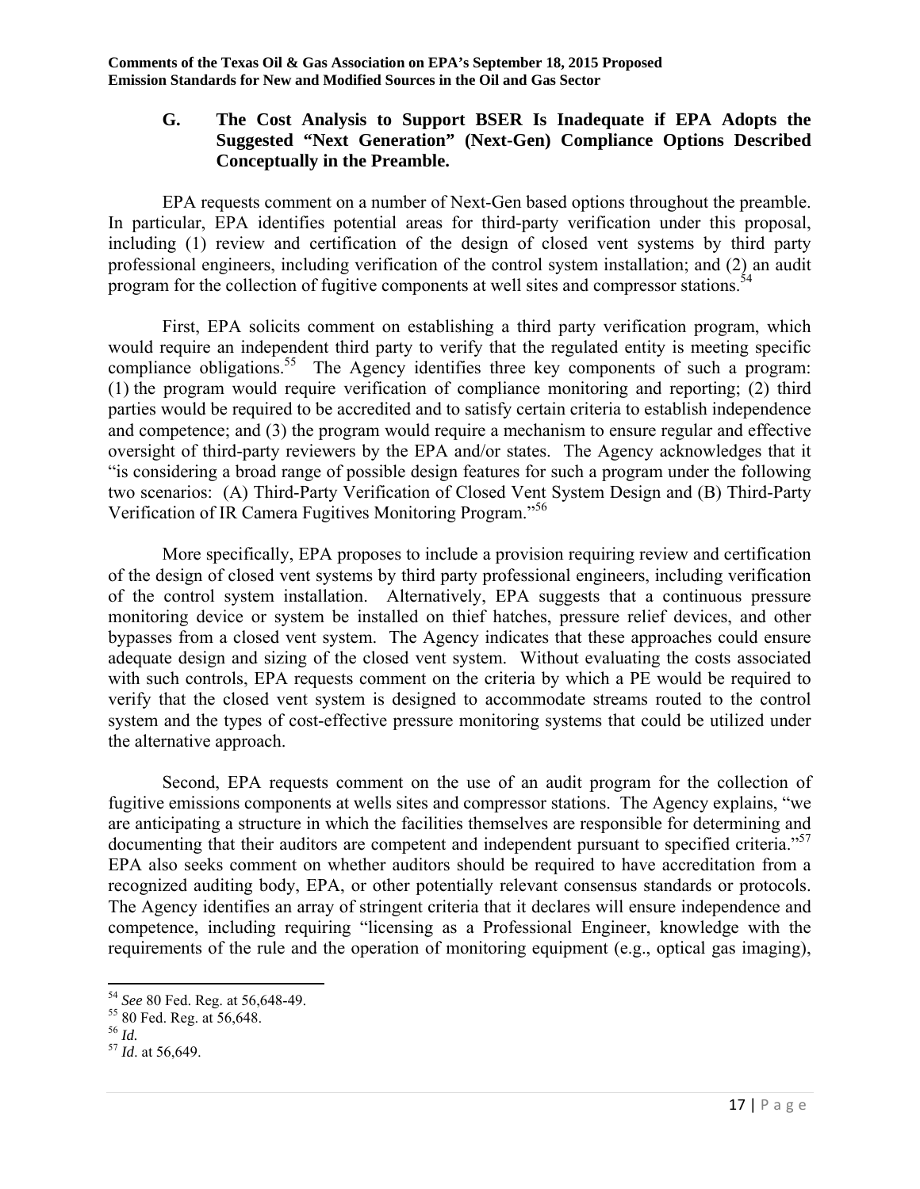### G. The Cost Analysis to Support BSER Is Inadequate if EPA Adopts the Suggested "Next Generation" (Next-Gen) Compliance Options Described Conceptually in the Preamble.

EPA requests comment on a number of Next-Gen based options throughout the preamble. In particular, EPA identifies potential areas for third-party verification under this proposal, including (1) review and certification of the design of closed vent systems by third party professional engineers, including verification of the control system installation; and (2) an audit program for the collection of fugitive components at well sites and compressor stations.[54]

First, EPA solicits comment on establishing a third party verification program, which would require an independent third party to verify that the regulated entity is meeting specific compliance obligations.[55] The Agency identifies three key components of such a program: (1) the program would require verification of compliance monitoring and reporting; (2) third parties would be required to be accredited and to satisfy certain criteria to establish independence and competence; and (3) the program would require a mechanism to ensure regular and effective oversight of third-party reviewers by the EPA and/or states. The Agency acknowledges that it "is considering a broad range of possible design features for such a program under the following two scenarios: (A) Third-Party Verification of Closed Vent System Design and (B) Third-Party Verification of IR Camera Fugitives Monitoring Program."[56]

More specifically, EPA proposes to include a provision requiring review and certification of the design of closed vent systems by third party professional engineers, including verification of the control system installation. Alternatively, EPA suggests that a continuous pressure monitoring device or system be installed on thief hatches, pressure relief devices, and other bypasses from a closed vent system. The Agency indicates that these approaches could ensure adequate design and sizing of the closed vent system. Without evaluating the costs associated with such controls, EPA requests comment on the criteria by which a PE would be required to verify that the closed vent system is designed to accommodate streams routed to the control system and the types of cost-effective pressure monitoring systems that could be utilized under the alternative approach.

Second, EPA requests comment on the use of an audit program for the collection of fugitive emissions components at wells sites and compressor stations. The Agency explains, "we are anticipating a structure in which the facilities themselves are responsible for determining and documenting that their auditors are competent and independent pursuant to specified criteria."[57] EPA also seeks comment on whether auditors should be required to have accreditation from a recognized auditing body, EPA, or other potentially relevant consensus standards or protocols. The Agency identifies an array of stringent criteria that it declares will ensure independence and competence, including requiring "licensing as a Professional Engineer, knowledge with the requirements of the rule and the operation of monitoring equipment (e.g., optical gas imaging),

---

[54] *See* 80 Fed. Reg. at 56,648-49.

[55] 80 Fed. Reg. at 56,648.

[56] *Id.*

[57] *Id*. at 56,649.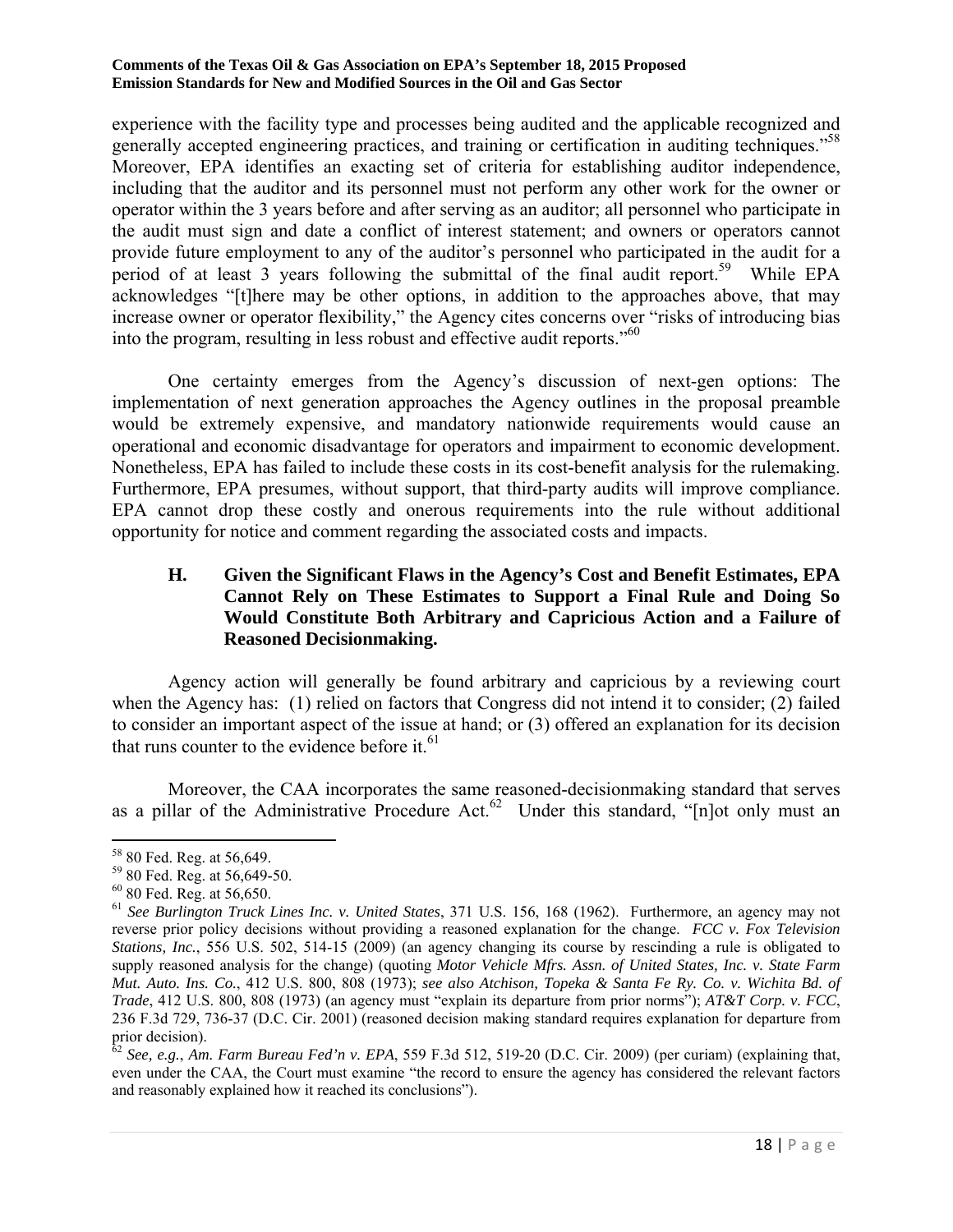experience with the facility type and processes being audited and the applicable recognized and generally accepted engineering practices, and training or certification in auditing techniques."[58] Moreover, EPA identifies an exacting set of criteria for establishing auditor independence, including that the auditor and its personnel must not perform any other work for the owner or operator within the 3 years before and after serving as an auditor; all personnel who participate in the audit must sign and date a conflict of interest statement; and owners or operators cannot provide future employment to any of the auditor's personnel who participated in the audit for a period of at least 3 years following the submittal of the final audit report.[59] While EPA acknowledges "[t]here may be other options, in addition to the approaches above, that may increase owner or operator flexibility," the Agency cites concerns over "risks of introducing bias into the program, resulting in less robust and effective audit reports."[60]

One certainty emerges from the Agency's discussion of next-gen options: The implementation of next generation approaches the Agency outlines in the proposal preamble would be extremely expensive, and mandatory nationwide requirements would cause an operational and economic disadvantage for operators and impairment to economic development. Nonetheless, EPA has failed to include these costs in its cost-benefit analysis for the rulemaking. Furthermore, EPA presumes, without support, that third-party audits will improve compliance. EPA cannot drop these costly and onerous requirements into the rule without additional opportunity for notice and comment regarding the associated costs and impacts.

### H. Given the Significant Flaws in the Agency's Cost and Benefit Estimates, EPA Cannot Rely on These Estimates to Support a Final Rule and Doing So Would Constitute Both Arbitrary and Capricious Action and a Failure of Reasoned Decisionmaking.

Agency action will generally be found arbitrary and capricious by a reviewing court when the Agency has: (1) relied on factors that Congress did not intend it to consider; (2) failed to consider an important aspect of the issue at hand; or (3) offered an explanation for its decision that runs counter to the evidence before it.[61]

Moreover, the CAA incorporates the same reasoned-decisionmaking standard that serves as a pillar of the Administrative Procedure Act.[62] Under this standard, "[n]ot only must an

---

[58] 80 Fed. Reg. at 56,649.

[59] 80 Fed. Reg. at 56,649-50.

[60] 80 Fed. Reg. at 56,650.

[61] *See Burlington Truck Lines Inc. v. United States*, 371 U.S. 156, 168 (1962). Furthermore, an agency may not reverse prior policy decisions without providing a reasoned explanation for the change. *FCC v. Fox Television Stations, Inc.*, 556 U.S. 502, 514-15 (2009) (an agency changing its course by rescinding a rule is obligated to supply reasoned analysis for the change) (quoting *Motor Vehicle Mfrs. Assn. of United States, Inc. v. State Farm Mut. Auto. Ins. Co.*, 412 U.S. 800, 808 (1973); *see also Atchison, Topeka & Santa Fe Ry. Co. v. Wichita Bd. of Trade*, 412 U.S. 800, 808 (1973) (an agency must "explain its departure from prior norms"); *AT&T Corp. v. FCC*, 236 F.3d 729, 736-37 (D.C. Cir. 2001) (reasoned decision making standard requires explanation for departure from prior decision).

[62] *See, e.g.*, *Am. Farm Bureau Fed'n v. EPA*, 559 F.3d 512, 519-20 (D.C. Cir. 2009) (per curiam) (explaining that, even under the CAA, the Court must examine "the record to ensure the agency has considered the relevant factors and reasonably explained how it reached its conclusions").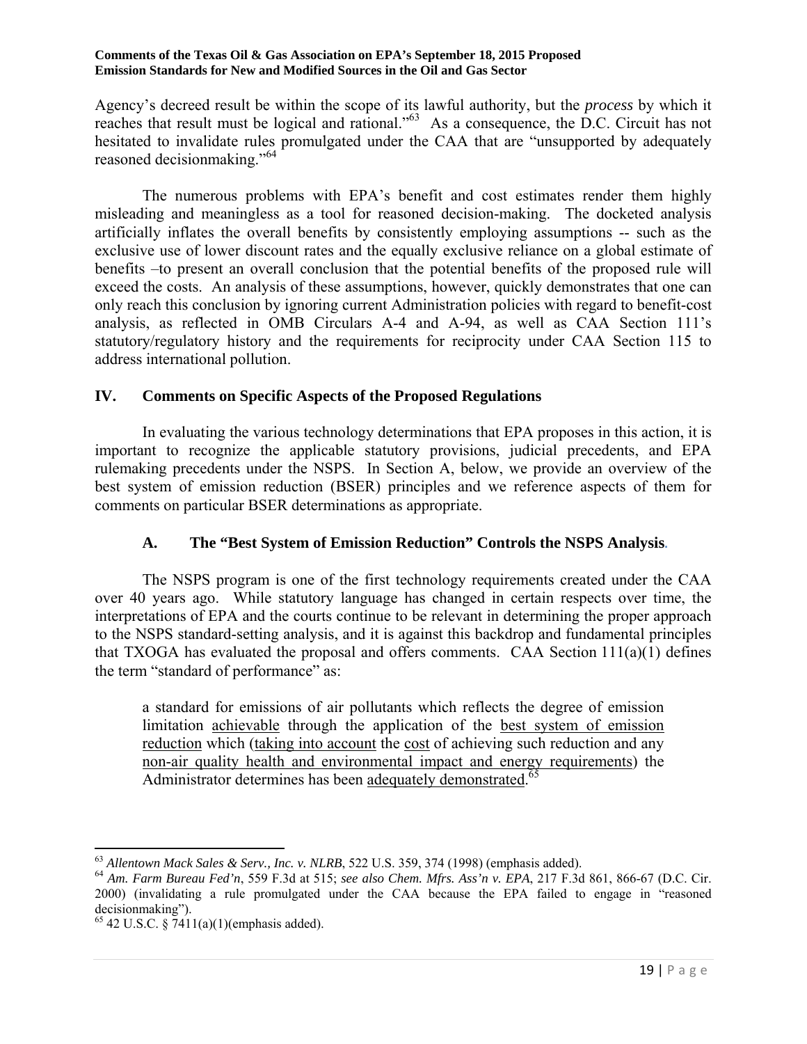Agency's decreed result be within the scope of its lawful authority, but the *process* by which it reaches that result must be logical and rational."[63] As a consequence, the D.C. Circuit has not hesitated to invalidate rules promulgated under the CAA that are "unsupported by adequately reasoned decisionmaking."[64]

The numerous problems with EPA's benefit and cost estimates render them highly misleading and meaningless as a tool for reasoned decision-making. The docketed analysis artificially inflates the overall benefits by consistently employing assumptions -- such as the exclusive use of lower discount rates and the equally exclusive reliance on a global estimate of benefits –to present an overall conclusion that the potential benefits of the proposed rule will exceed the costs. An analysis of these assumptions, however, quickly demonstrates that one can only reach this conclusion by ignoring current Administration policies with regard to benefit-cost analysis, as reflected in OMB Circulars A-4 and A-94, as well as CAA Section 111's statutory/regulatory history and the requirements for reciprocity under CAA Section 115 to address international pollution.

## IV. Comments on Specific Aspects of the Proposed Regulations

In evaluating the various technology determinations that EPA proposes in this action, it is important to recognize the applicable statutory provisions, judicial precedents, and EPA rulemaking precedents under the NSPS. In Section A, below, we provide an overview of the best system of emission reduction (BSER) principles and we reference aspects of them for comments on particular BSER determinations as appropriate.

### A. The "Best System of Emission Reduction" Controls the NSPS Analysis.

The NSPS program is one of the first technology requirements created under the CAA over 40 years ago. While statutory language has changed in certain respects over time, the interpretations of EPA and the courts continue to be relevant in determining the proper approach to the NSPS standard-setting analysis, and it is against this backdrop and fundamental principles that TXOGA has evaluated the proposal and offers comments. CAA Section 111(a)(1) defines the term "standard of performance" as:

> a standard for emissions of air pollutants which reflects the degree of emission limitation achievable through the application of the best system of emission reduction which (taking into account the cost of achieving such reduction and any non-air quality health and environmental impact and energy requirements) the Administrator determines has been adequately demonstrated.[65]

---

[63] *Allentown Mack Sales & Serv., Inc. v. NLRB*, 522 U.S. 359, 374 (1998) (emphasis added).

[64] *Am. Farm Bureau Fed'n*, 559 F.3d at 515; *see also Chem. Mfrs. Ass'n v. EPA*, 217 F.3d 861, 866-67 (D.C. Cir. 2000) (invalidating a rule promulgated under the CAA because the EPA failed to engage in "reasoned decisionmaking").

[65] 42 U.S.C. § 7411(a)(1)(emphasis added).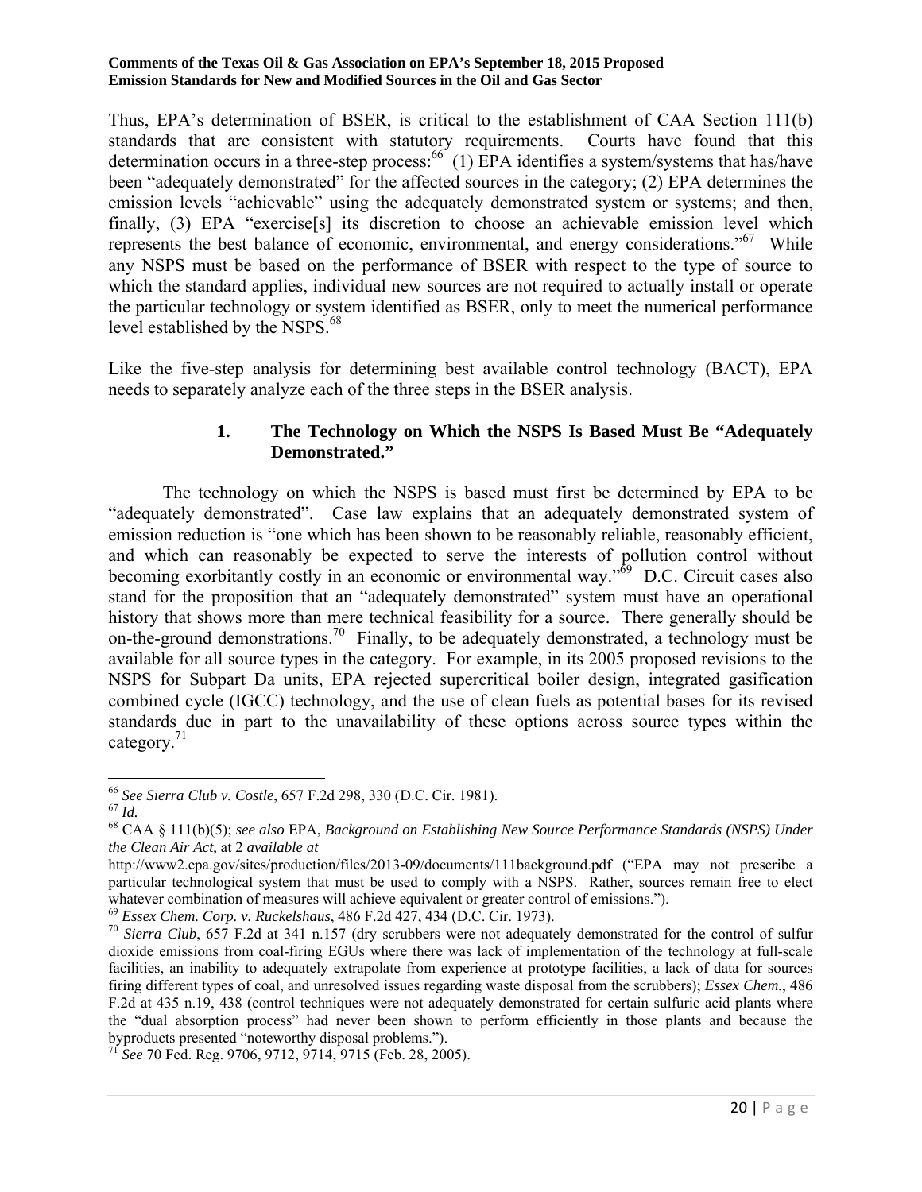Thus, EPA's determination of BSER, is critical to the establishment of CAA Section 111(b) standards that are consistent with statutory requirements. Courts have found that this determination occurs in a three-step process:[66] (1) EPA identifies a system/systems that has/have been "adequately demonstrated" for the affected sources in the category; (2) EPA determines the emission levels "achievable" using the adequately demonstrated system or systems; and then, finally, (3) EPA "exercise[s] its discretion to choose an achievable emission level which represents the best balance of economic, environmental, and energy considerations."[67] While any NSPS must be based on the performance of BSER with respect to the type of source to which the standard applies, individual new sources are not required to actually install or operate the particular technology or system identified as BSER, only to meet the numerical performance level established by the NSPS.[68]

Like the five-step analysis for determining best available control technology (BACT), EPA needs to separately analyze each of the three steps in the BSER analysis.

### 1. The Technology on Which the NSPS Is Based Must Be "Adequately Demonstrated."

The technology on which the NSPS is based must first be determined by EPA to be "adequately demonstrated". Case law explains that an adequately demonstrated system of emission reduction is "one which has been shown to be reasonably reliable, reasonably efficient, and which can reasonably be expected to serve the interests of pollution control without becoming exorbitantly costly in an economic or environmental way."[69] D.C. Circuit cases also stand for the proposition that an "adequately demonstrated" system must have an operational history that shows more than mere technical feasibility for a source. There generally should be on-the-ground demonstrations.[70] Finally, to be adequately demonstrated, a technology must be available for all source types in the category. For example, in its 2005 proposed revisions to the NSPS for Subpart Da units, EPA rejected supercritical boiler design, integrated gasification combined cycle (IGCC) technology, and the use of clean fuels as potential bases for its revised standards due in part to the unavailability of these options across source types within the category.[71]

---

[66] *See Sierra Club v. Costle*, 657 F.2d 298, 330 (D.C. Cir. 1981).

[67] *Id.*

[68] CAA § 111(b)(5); *see also* EPA, *Background on Establishing New Source Performance Standards (NSPS) Under the Clean Air Act*, at 2 *available at* http://www2.epa.gov/sites/production/files/2013-09/documents/111background.pdf ("EPA may not prescribe a particular technological system that must be used to comply with a NSPS. Rather, sources remain free to elect whatever combination of measures will achieve equivalent or greater control of emissions.").

[69] *Essex Chem. Corp. v. Ruckelshaus*, 486 F.2d 427, 434 (D.C. Cir. 1973).

[70] *Sierra Club*, 657 F.2d at 341 n.157 (dry scrubbers were not adequately demonstrated for the control of sulfur dioxide emissions from coal-firing EGUs where there was lack of implementation of the technology at full-scale facilities, an inability to adequately extrapolate from experience at prototype facilities, a lack of data for sources firing different types of coal, and unresolved issues regarding waste disposal from the scrubbers); *Essex Chem.*, 486 F.2d at 435 n.19, 438 (control techniques were not adequately demonstrated for certain sulfuric acid plants where the "dual absorption process" had never been shown to perform efficiently in those plants and because the byproducts presented "noteworthy disposal problems.").

[71] *See* 70 Fed. Reg. 9706, 9712, 9714, 9715 (Feb. 28, 2005).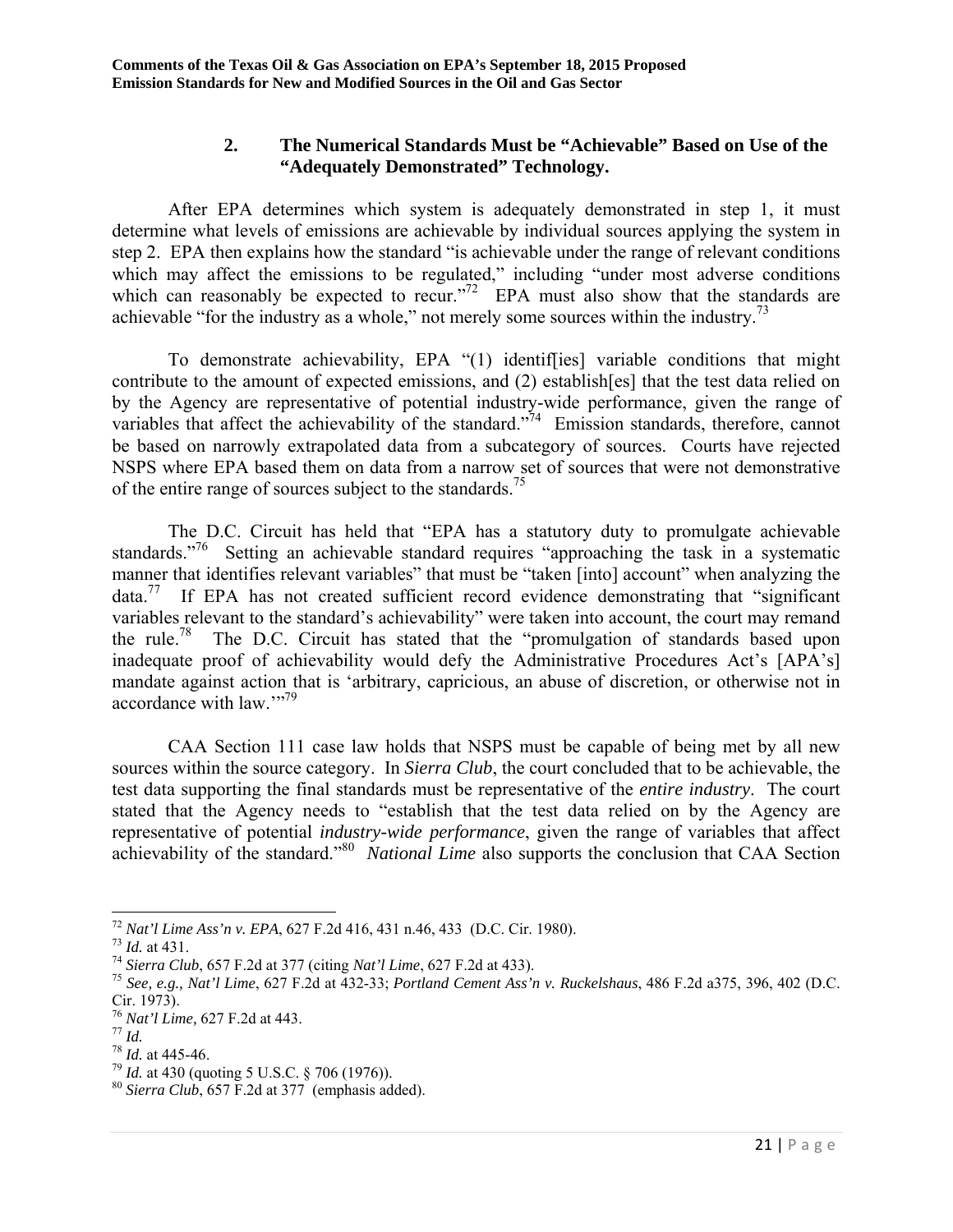### 2. The Numerical Standards Must be "Achievable" Based on Use of the "Adequately Demonstrated" Technology.

After EPA determines which system is adequately demonstrated in step 1, it must determine what levels of emissions are achievable by individual sources applying the system in step 2. EPA then explains how the standard "is achievable under the range of relevant conditions which may affect the emissions to be regulated," including "under most adverse conditions which can reasonably be expected to recur."[72] EPA must also show that the standards are achievable "for the industry as a whole," not merely some sources within the industry.[73]

To demonstrate achievability, EPA "(1) identif[ies] variable conditions that might contribute to the amount of expected emissions, and (2) establish[es] that the test data relied on by the Agency are representative of potential industry-wide performance, given the range of variables that affect the achievability of the standard."[74] Emission standards, therefore, cannot be based on narrowly extrapolated data from a subcategory of sources. Courts have rejected NSPS where EPA based them on data from a narrow set of sources that were not demonstrative of the entire range of sources subject to the standards.[75]

The D.C. Circuit has held that "EPA has a statutory duty to promulgate achievable standards."[76] Setting an achievable standard requires "approaching the task in a systematic manner that identifies relevant variables" that must be "taken [into] account" when analyzing the data.[77] If EPA has not created sufficient record evidence demonstrating that "significant variables relevant to the standard's achievability" were taken into account, the court may remand the rule.[78] The D.C. Circuit has stated that the "promulgation of standards based upon inadequate proof of achievability would defy the Administrative Procedures Act's [APA's] mandate against action that is 'arbitrary, capricious, an abuse of discretion, or otherwise not in accordance with law.'"[79]

CAA Section 111 case law holds that NSPS must be capable of being met by all new sources within the source category. In *Sierra Club*, the court concluded that to be achievable, the test data supporting the final standards must be representative of the *entire industry*. The court stated that the Agency needs to "establish that the test data relied on by the Agency are representative of potential *industry-wide performance*, given the range of variables that affect achievability of the standard."[80] *National Lime* also supports the conclusion that CAA Section

---

[72] *Nat'l Lime Ass'n v. EPA*, 627 F.2d 416, 431 n.46, 433 (D.C. Cir. 1980).

[73] *Id.* at 431.

[74] *Sierra Club*, 657 F.2d at 377 (citing *Nat'l Lime*, 627 F.2d at 433).

[75] *See, e.g., Nat'l Lime*, 627 F.2d at 432-33; *Portland Cement Ass'n v. Ruckelshaus*, 486 F.2d a375, 396, 402 (D.C. Cir. 1973).

[76] *Nat'l Lime*, 627 F.2d at 443.

[77] *Id.*

[78] *Id.* at 445-46.

[79] *Id.* at 430 (quoting 5 U.S.C. § 706 (1976)).

[80] *Sierra Club*, 657 F.2d at 377 (emphasis added).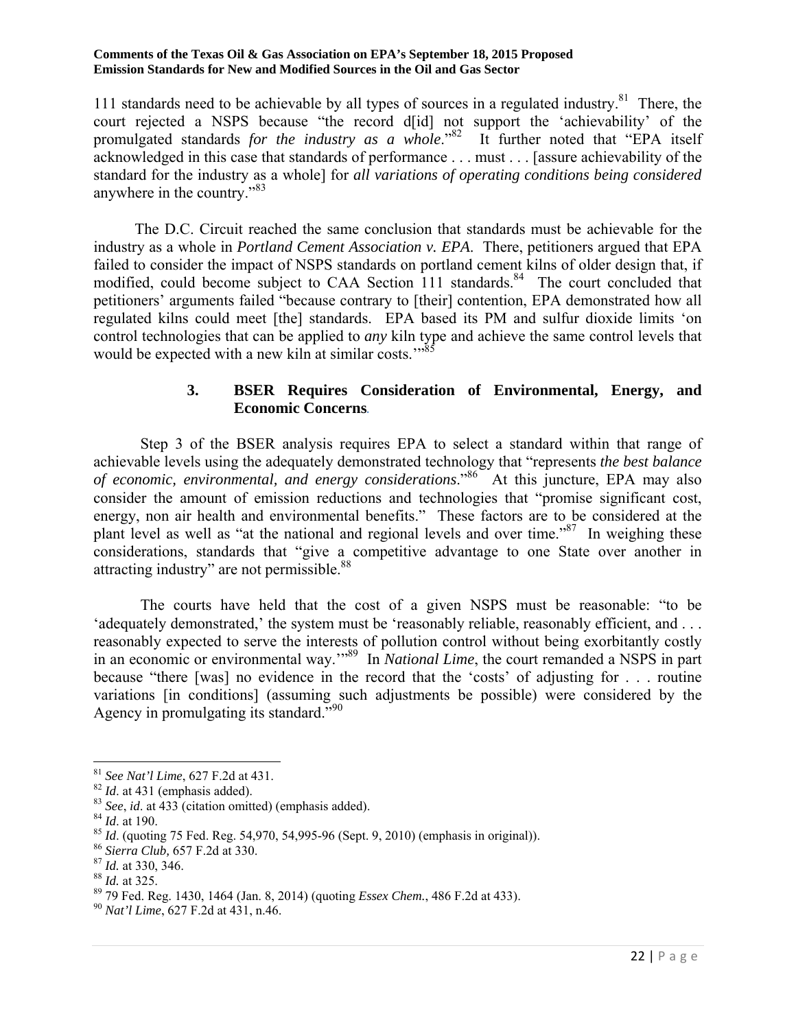111 standards need to be achievable by all types of sources in a regulated industry.[81] There, the court rejected a NSPS because "the record d[id] not support the 'achievability' of the promulgated standards *for the industry as a whole*."[82] It further noted that "EPA itself acknowledged in this case that standards of performance . . . must . . . [assure achievability of the standard for the industry as a whole] for *all variations of operating conditions being considered* anywhere in the country."[83]

The D.C. Circuit reached the same conclusion that standards must be achievable for the industry as a whole in *Portland Cement Association v. EPA*. There, petitioners argued that EPA failed to consider the impact of NSPS standards on portland cement kilns of older design that, if modified, could become subject to CAA Section 111 standards.[84] The court concluded that petitioners' arguments failed "because contrary to [their] contention, EPA demonstrated how all regulated kilns could meet [the] standards. EPA based its PM and sulfur dioxide limits 'on control technologies that can be applied to *any* kiln type and achieve the same control levels that would be expected with a new kiln at similar costs.'"[85]

### 3. BSER Requires Consideration of Environmental, Energy, and Economic Concerns.

Step 3 of the BSER analysis requires EPA to select a standard within that range of achievable levels using the adequately demonstrated technology that "represents *the best balance of economic, environmental, and energy considerations*."[86] At this juncture, EPA may also consider the amount of emission reductions and technologies that "promise significant cost, energy, non air health and environmental benefits." These factors are to be considered at the plant level as well as "at the national and regional levels and over time."[87] In weighing these considerations, standards that "give a competitive advantage to one State over another in attracting industry" are not permissible.[88]

The courts have held that the cost of a given NSPS must be reasonable: "to be 'adequately demonstrated,' the system must be 'reasonably reliable, reasonably efficient, and . . . reasonably expected to serve the interests of pollution control without being exorbitantly costly in an economic or environmental way.'"[89] In *National Lime*, the court remanded a NSPS in part because "there [was] no evidence in the record that the 'costs' of adjusting for . . . routine variations [in conditions] (assuming such adjustments be possible) were considered by the Agency in promulgating its standard."[90]

---

[81] *See Nat'l Lime*, 627 F.2d at 431.
[82] *Id*. at 431 (emphasis added).
[83] *See*, *id*. at 433 (citation omitted) (emphasis added).
[84] *Id*. at 190.
[85] *Id*. (quoting 75 Fed. Reg. 54,970, 54,995-96 (Sept. 9, 2010) (emphasis in original)).
[86] *Sierra Club,* 657 F.2d at 330.
[87] *Id.* at 330, 346.
[88] *Id.* at 325.
[89] 79 Fed. Reg. 1430, 1464 (Jan. 8, 2014) (quoting *Essex Chem.*, 486 F.2d at 433).
[90] *Nat'l Lime*, 627 F.2d at 431, n.46.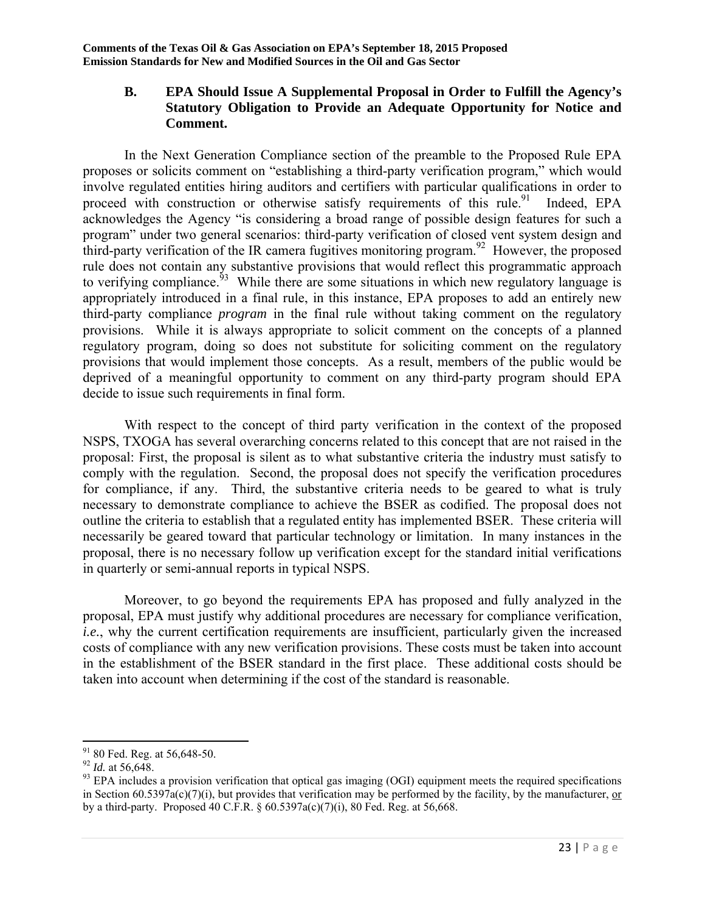### B. EPA Should Issue A Supplemental Proposal in Order to Fulfill the Agency's Statutory Obligation to Provide an Adequate Opportunity for Notice and Comment.

In the Next Generation Compliance section of the preamble to the Proposed Rule EPA proposes or solicits comment on "establishing a third-party verification program," which would involve regulated entities hiring auditors and certifiers with particular qualifications in order to proceed with construction or otherwise satisfy requirements of this rule.[91] Indeed, EPA acknowledges the Agency "is considering a broad range of possible design features for such a program" under two general scenarios: third-party verification of closed vent system design and third-party verification of the IR camera fugitives monitoring program.[92] However, the proposed rule does not contain any substantive provisions that would reflect this programmatic approach to verifying compliance.[93] While there are some situations in which new regulatory language is appropriately introduced in a final rule, in this instance, EPA proposes to add an entirely new third-party compliance *program* in the final rule without taking comment on the regulatory provisions. While it is always appropriate to solicit comment on the concepts of a planned regulatory program, doing so does not substitute for soliciting comment on the regulatory provisions that would implement those concepts. As a result, members of the public would be deprived of a meaningful opportunity to comment on any third-party program should EPA decide to issue such requirements in final form.

With respect to the concept of third party verification in the context of the proposed NSPS, TXOGA has several overarching concerns related to this concept that are not raised in the proposal: First, the proposal is silent as to what substantive criteria the industry must satisfy to comply with the regulation. Second, the proposal does not specify the verification procedures for compliance, if any. Third, the substantive criteria needs to be geared to what is truly necessary to demonstrate compliance to achieve the BSER as codified. The proposal does not outline the criteria to establish that a regulated entity has implemented BSER. These criteria will necessarily be geared toward that particular technology or limitation. In many instances in the proposal, there is no necessary follow up verification except for the standard initial verifications in quarterly or semi-annual reports in typical NSPS.

Moreover, to go beyond the requirements EPA has proposed and fully analyzed in the proposal, EPA must justify why additional procedures are necessary for compliance verification, *i.e.*, why the current certification requirements are insufficient, particularly given the increased costs of compliance with any new verification provisions. These costs must be taken into account in the establishment of the BSER standard in the first place. These additional costs should be taken into account when determining if the cost of the standard is reasonable.

---

[91] 80 Fed. Reg. at 56,648-50.

[92] *Id.* at 56,648.

[93] EPA includes a provision verification that optical gas imaging (OGI) equipment meets the required specifications in Section 60.5397a(c)(7)(i), but provides that verification may be performed by the facility, by the manufacturer, or by a third-party. Proposed 40 C.F.R. § 60.5397a(c)(7)(i), 80 Fed. Reg. at 56,668.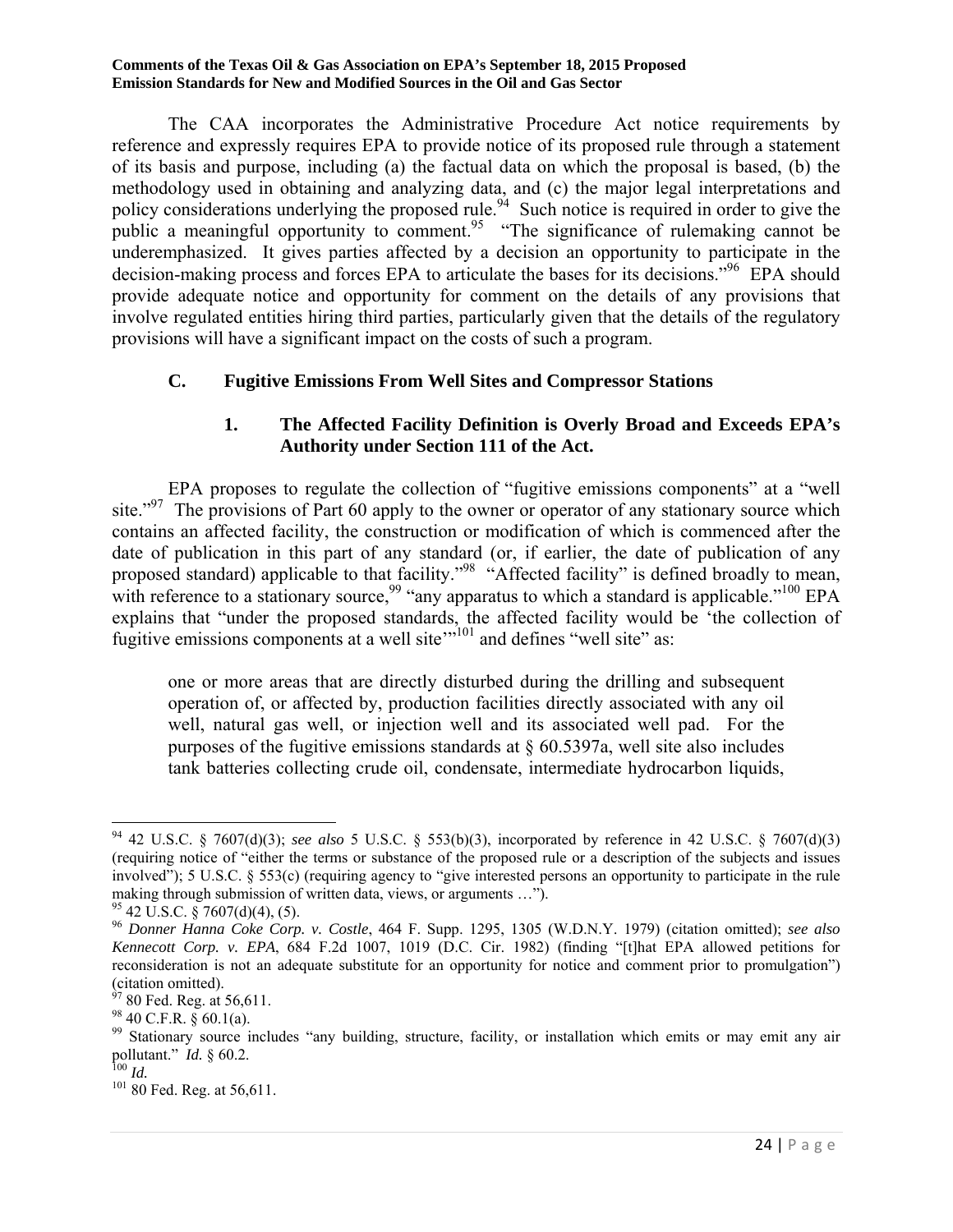The CAA incorporates the Administrative Procedure Act notice requirements by reference and expressly requires EPA to provide notice of its proposed rule through a statement of its basis and purpose, including (a) the factual data on which the proposal is based, (b) the methodology used in obtaining and analyzing data, and (c) the major legal interpretations and policy considerations underlying the proposed rule.[94] Such notice is required in order to give the public a meaningful opportunity to comment.[95] "The significance of rulemaking cannot be underemphasized. It gives parties affected by a decision an opportunity to participate in the decision-making process and forces EPA to articulate the bases for its decisions."[96] EPA should provide adequate notice and opportunity for comment on the details of any provisions that involve regulated entities hiring third parties, particularly given that the details of the regulatory provisions will have a significant impact on the costs of such a program.

### C. Fugitive Emissions From Well Sites and Compressor Stations

#### 1. The Affected Facility Definition is Overly Broad and Exceeds EPA's Authority under Section 111 of the Act.

EPA proposes to regulate the collection of "fugitive emissions components" at a "well site."[97] The provisions of Part 60 apply to the owner or operator of any stationary source which contains an affected facility, the construction or modification of which is commenced after the date of publication in this part of any standard (or, if earlier, the date of publication of any proposed standard) applicable to that facility."[98] "Affected facility" is defined broadly to mean, with reference to a stationary source,[99] "any apparatus to which a standard is applicable."[100] EPA explains that "under the proposed standards, the affected facility would be 'the collection of fugitive emissions components at a well site'"[101] and defines "well site" as:

> one or more areas that are directly disturbed during the drilling and subsequent operation of, or affected by, production facilities directly associated with any oil well, natural gas well, or injection well and its associated well pad. For the purposes of the fugitive emissions standards at § 60.5397a, well site also includes tank batteries collecting crude oil, condensate, intermediate hydrocarbon liquids,

---

[94] 42 U.S.C. § 7607(d)(3); *see also* 5 U.S.C. § 553(b)(3), incorporated by reference in 42 U.S.C. § 7607(d)(3) (requiring notice of "either the terms or substance of the proposed rule or a description of the subjects and issues involved"); 5 U.S.C. § 553(c) (requiring agency to "give interested persons an opportunity to participate in the rule making through submission of written data, views, or arguments …").

[95] 42 U.S.C. § 7607(d)(4), (5).

[96] *Donner Hanna Coke Corp. v. Costle*, 464 F. Supp. 1295, 1305 (W.D.N.Y. 1979) (citation omitted); *see also Kennecott Corp. v. EPA*, 684 F.2d 1007, 1019 (D.C. Cir. 1982) (finding "[t]hat EPA allowed petitions for reconsideration is not an adequate substitute for an opportunity for notice and comment prior to promulgation") (citation omitted).

[97] 80 Fed. Reg. at 56,611.

[98] 40 C.F.R. § 60.1(a).

[99] Stationary source includes "any building, structure, facility, or installation which emits or may emit any air pollutant." *Id.* § 60.2.

[100] *Id.*

[101] 80 Fed. Reg. at 56,611.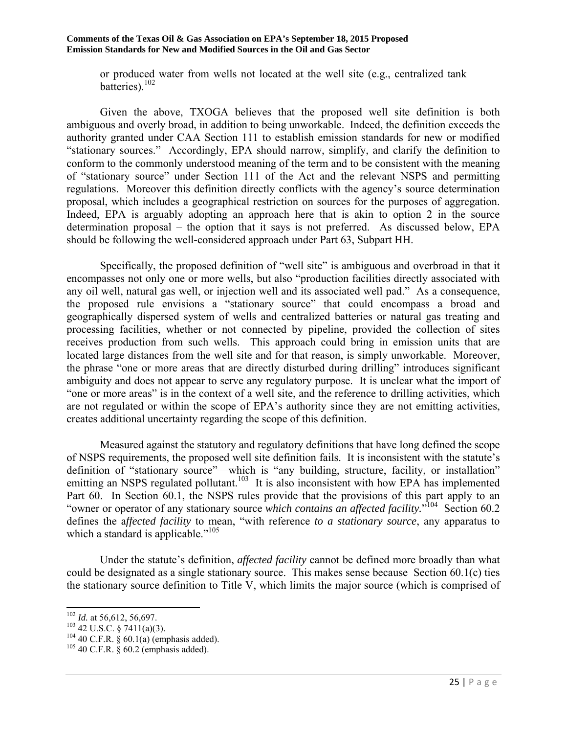or produced water from wells not located at the well site (e.g., centralized tank batteries).[102]

Given the above, TXOGA believes that the proposed well site definition is both ambiguous and overly broad, in addition to being unworkable. Indeed, the definition exceeds the authority granted under CAA Section 111 to establish emission standards for new or modified "stationary sources." Accordingly, EPA should narrow, simplify, and clarify the definition to conform to the commonly understood meaning of the term and to be consistent with the meaning of "stationary source" under Section 111 of the Act and the relevant NSPS and permitting regulations. Moreover this definition directly conflicts with the agency's source determination proposal, which includes a geographical restriction on sources for the purposes of aggregation. Indeed, EPA is arguably adopting an approach here that is akin to option 2 in the source determination proposal – the option that it says is not preferred. As discussed below, EPA should be following the well-considered approach under Part 63, Subpart HH.

Specifically, the proposed definition of "well site" is ambiguous and overbroad in that it encompasses not only one or more wells, but also "production facilities directly associated with any oil well, natural gas well, or injection well and its associated well pad." As a consequence, the proposed rule envisions a "stationary source" that could encompass a broad and geographically dispersed system of wells and centralized batteries or natural gas treating and processing facilities, whether or not connected by pipeline, provided the collection of sites receives production from such wells. This approach could bring in emission units that are located large distances from the well site and for that reason, is simply unworkable. Moreover, the phrase "one or more areas that are directly disturbed during drilling" introduces significant ambiguity and does not appear to serve any regulatory purpose. It is unclear what the import of "one or more areas" is in the context of a well site, and the reference to drilling activities, which are not regulated or within the scope of EPA's authority since they are not emitting activities, creates additional uncertainty regarding the scope of this definition.

Measured against the statutory and regulatory definitions that have long defined the scope of NSPS requirements, the proposed well site definition fails. It is inconsistent with the statute's definition of "stationary source"—which is "any building, structure, facility, or installation" emitting an NSPS regulated pollutant.[103] It is also inconsistent with how EPA has implemented Part 60. In Section 60.1, the NSPS rules provide that the provisions of this part apply to an "owner or operator of any stationary source *which contains an affected facility.*"[104] Section 60.2 defines the a*ffected facility* to mean, "with reference *to a stationary source*, any apparatus to which a standard is applicable."[105]

Under the statute's definition, *affected facility* cannot be defined more broadly than what could be designated as a single stationary source. This makes sense because Section 60.1(c) ties the stationary source definition to Title V, which limits the major source (which is comprised of

[102] *Id.* at 56,612, 56,697.

[103] 42 U.S.C. § 7411(a)(3).

[104] 40 C.F.R. § 60.1(a) (emphasis added).

[105] 40 C.F.R. § 60.2 (emphasis added).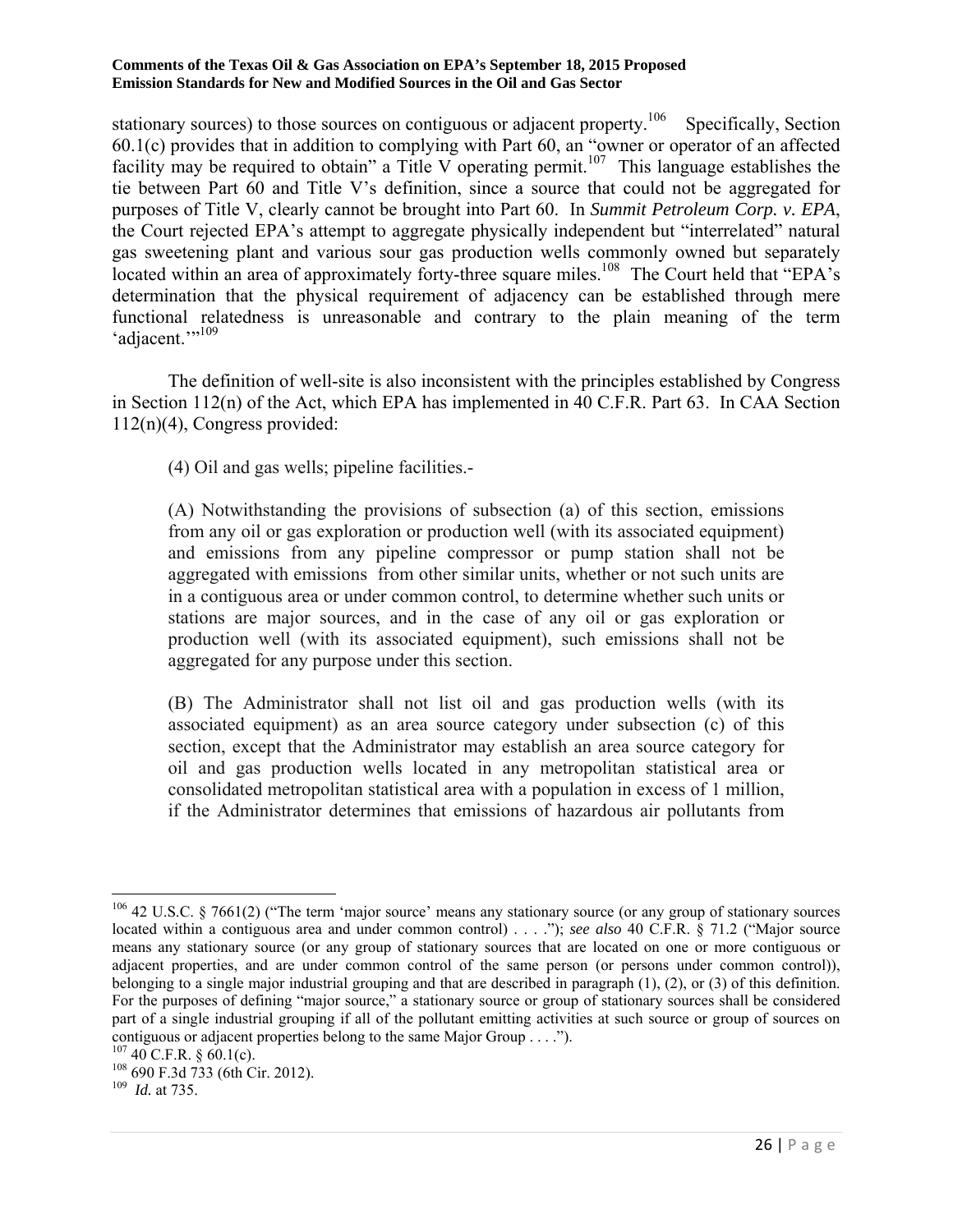stationary sources) to those sources on contiguous or adjacent property.[106] Specifically, Section 60.1(c) provides that in addition to complying with Part 60, an "owner or operator of an affected facility may be required to obtain" a Title V operating permit.[107] This language establishes the tie between Part 60 and Title V's definition, since a source that could not be aggregated for purposes of Title V, clearly cannot be brought into Part 60. In *Summit Petroleum Corp. v. EPA*, the Court rejected EPA's attempt to aggregate physically independent but "interrelated" natural gas sweetening plant and various sour gas production wells commonly owned but separately located within an area of approximately forty-three square miles.[108] The Court held that "EPA's determination that the physical requirement of adjacency can be established through mere functional relatedness is unreasonable and contrary to the plain meaning of the term 'adjacent.'"[109]

The definition of well-site is also inconsistent with the principles established by Congress in Section 112(n) of the Act, which EPA has implemented in 40 C.F.R. Part 63. In CAA Section 112(n)(4), Congress provided:

> (4) Oil and gas wells; pipeline facilities.-
>
> (A) Notwithstanding the provisions of subsection (a) of this section, emissions from any oil or gas exploration or production well (with its associated equipment) and emissions from any pipeline compressor or pump station shall not be aggregated with emissions from other similar units, whether or not such units are in a contiguous area or under common control, to determine whether such units or stations are major sources, and in the case of any oil or gas exploration or production well (with its associated equipment), such emissions shall not be aggregated for any purpose under this section.
>
> (B) The Administrator shall not list oil and gas production wells (with its associated equipment) as an area source category under subsection (c) of this section, except that the Administrator may establish an area source category for oil and gas production wells located in any metropolitan statistical area or consolidated metropolitan statistical area with a population in excess of 1 million, if the Administrator determines that emissions of hazardous air pollutants from

---

[106] 42 U.S.C. § 7661(2) ("The term 'major source' means any stationary source (or any group of stationary sources located within a contiguous area and under common control) . . . ."); *see also* 40 C.F.R. § 71.2 ("Major source means any stationary source (or any group of stationary sources that are located on one or more contiguous or adjacent properties, and are under common control of the same person (or persons under common control)), belonging to a single major industrial grouping and that are described in paragraph (1), (2), or (3) of this definition. For the purposes of defining "major source," a stationary source or group of stationary sources shall be considered part of a single industrial grouping if all of the pollutant emitting activities at such source or group of sources on contiguous or adjacent properties belong to the same Major Group . . . .").

[107] 40 C.F.R. § 60.1(c).

[108] 690 F.3d 733 (6th Cir. 2012).

[109] *Id.* at 735.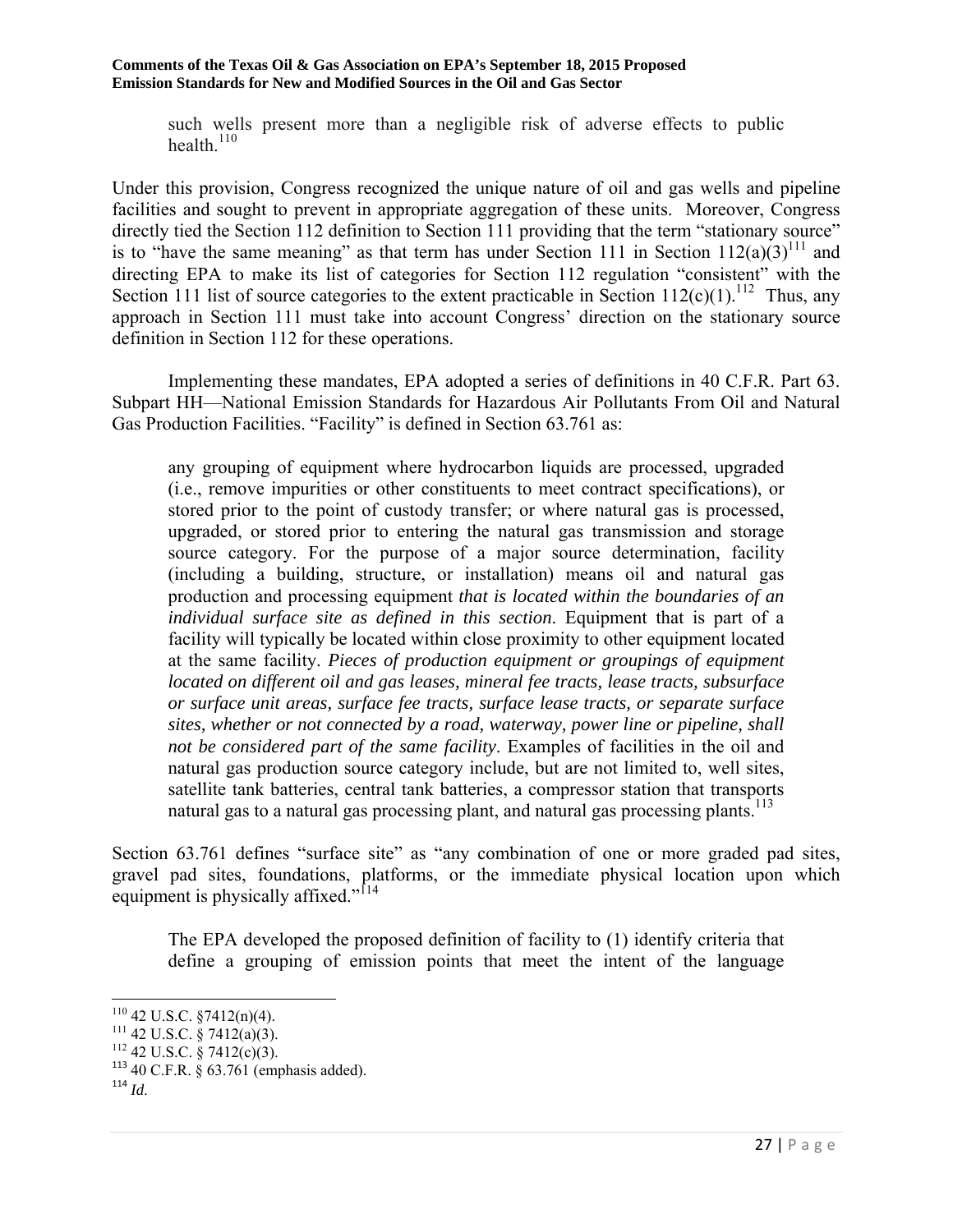> such wells present more than a negligible risk of adverse effects to public health.[110]

Under this provision, Congress recognized the unique nature of oil and gas wells and pipeline facilities and sought to prevent in appropriate aggregation of these units. Moreover, Congress directly tied the Section 112 definition to Section 111 providing that the term "stationary source" is to "have the same meaning" as that term has under Section 111 in Section 112(a)(3)[111] and directing EPA to make its list of categories for Section 112 regulation "consistent" with the Section 111 list of source categories to the extent practicable in Section 112(c)(1).[112] Thus, any approach in Section 111 must take into account Congress' direction on the stationary source definition in Section 112 for these operations.

Implementing these mandates, EPA adopted a series of definitions in 40 C.F.R. Part 63. Subpart HH—National Emission Standards for Hazardous Air Pollutants From Oil and Natural Gas Production Facilities. "Facility" is defined in Section 63.761 as:

> any grouping of equipment where hydrocarbon liquids are processed, upgraded (i.e., remove impurities or other constituents to meet contract specifications), or stored prior to the point of custody transfer; or where natural gas is processed, upgraded, or stored prior to entering the natural gas transmission and storage source category. For the purpose of a major source determination, facility (including a building, structure, or installation) means oil and natural gas production and processing equipment *that is located within the boundaries of an individual surface site as defined in this section*. Equipment that is part of a facility will typically be located within close proximity to other equipment located at the same facility. *Pieces of production equipment or groupings of equipment located on different oil and gas leases, mineral fee tracts, lease tracts, subsurface or surface unit areas, surface fee tracts, surface lease tracts, or separate surface sites, whether or not connected by a road, waterway, power line or pipeline, shall not be considered part of the same facility*. Examples of facilities in the oil and natural gas production source category include, but are not limited to, well sites, satellite tank batteries, central tank batteries, a compressor station that transports natural gas to a natural gas processing plant, and natural gas processing plants.[113]

Section 63.761 defines "surface site" as "any combination of one or more graded pad sites, gravel pad sites, foundations, platforms, or the immediate physical location upon which equipment is physically affixed."[114]

> The EPA developed the proposed definition of facility to (1) identify criteria that define a grouping of emission points that meet the intent of the language

---

[110] 42 U.S.C. §7412(n)(4).
[111] 42 U.S.C. § 7412(a)(3).
[112] 42 U.S.C. § 7412(c)(3).
[113] 40 C.F.R. § 63.761 (emphasis added).
[114] *Id.*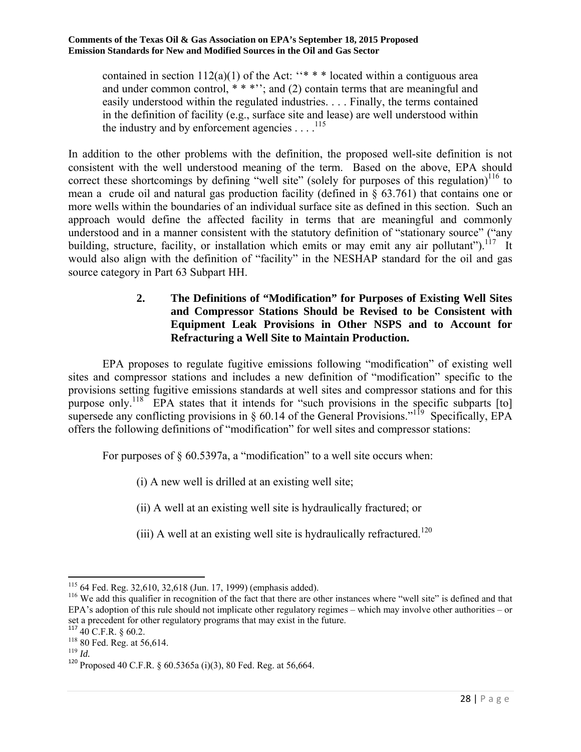contained in section 112(a)(1) of the Act: ''* * * located within a contiguous area and under common control, * * *''; and (2) contain terms that are meaningful and easily understood within the regulated industries. . . . Finally, the terms contained in the definition of facility (e.g., surface site and lease) are well understood within the industry and by enforcement agencies . . . .[115]

In addition to the other problems with the definition, the proposed well-site definition is not consistent with the well understood meaning of the term. Based on the above, EPA should correct these shortcomings by defining "well site" (solely for purposes of this regulation)[116] to mean a crude oil and natural gas production facility (defined in § 63.761) that contains one or more wells within the boundaries of an individual surface site as defined in this section. Such an approach would define the affected facility in terms that are meaningful and commonly understood and in a manner consistent with the statutory definition of "stationary source" ("any building, structure, facility, or installation which emits or may emit any air pollutant").[117] It would also align with the definition of "facility" in the NESHAP standard for the oil and gas source category in Part 63 Subpart HH.

### 2. The Definitions of "Modification" for Purposes of Existing Well Sites and Compressor Stations Should be Revised to be Consistent with Equipment Leak Provisions in Other NSPS and to Account for Refracturing a Well Site to Maintain Production.

EPA proposes to regulate fugitive emissions following "modification" of existing well sites and compressor stations and includes a new definition of "modification" specific to the provisions setting fugitive emissions standards at well sites and compressor stations and for this purpose only.[118] EPA states that it intends for "such provisions in the specific subparts [to] supersede any conflicting provisions in § 60.14 of the General Provisions."[119] Specifically, EPA offers the following definitions of "modification" for well sites and compressor stations:

For purposes of § 60.5397a, a "modification" to a well site occurs when:

(i) A new well is drilled at an existing well site;

(ii) A well at an existing well site is hydraulically fractured; or

(iii) A well at an existing well site is hydraulically refractured.[120]

---

[115] 64 Fed. Reg. 32,610, 32,618 (Jun. 17, 1999) (emphasis added).

[116] We add this qualifier in recognition of the fact that there are other instances where "well site" is defined and that EPA's adoption of this rule should not implicate other regulatory regimes – which may involve other authorities – or set a precedent for other regulatory programs that may exist in the future.

[117] 40 C.F.R. § 60.2.

[118] 80 Fed. Reg. at 56,614.

[119] *Id.*

[120] Proposed 40 C.F.R. § 60.5365a (i)(3), 80 Fed. Reg. at 56,664.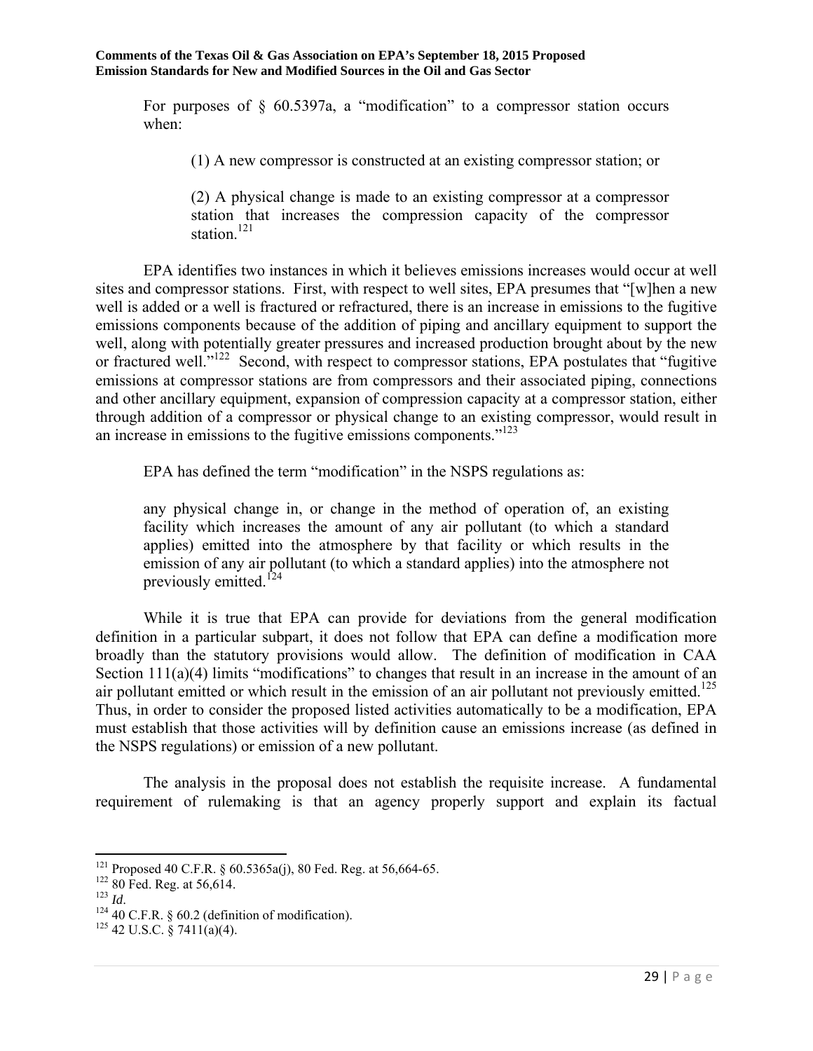For purposes of § 60.5397a, a "modification" to a compressor station occurs when:

> (1) A new compressor is constructed at an existing compressor station; or
>
> (2) A physical change is made to an existing compressor at a compressor station that increases the compression capacity of the compressor station.[121]

EPA identifies two instances in which it believes emissions increases would occur at well sites and compressor stations. First, with respect to well sites, EPA presumes that "[w]hen a new well is added or a well is fractured or refractured, there is an increase in emissions to the fugitive emissions components because of the addition of piping and ancillary equipment to support the well, along with potentially greater pressures and increased production brought about by the new or fractured well."[122] Second, with respect to compressor stations, EPA postulates that "fugitive emissions at compressor stations are from compressors and their associated piping, connections and other ancillary equipment, expansion of compression capacity at a compressor station, either through addition of a compressor or physical change to an existing compressor, would result in an increase in emissions to the fugitive emissions components."[123]

EPA has defined the term "modification" in the NSPS regulations as:

> any physical change in, or change in the method of operation of, an existing facility which increases the amount of any air pollutant (to which a standard applies) emitted into the atmosphere by that facility or which results in the emission of any air pollutant (to which a standard applies) into the atmosphere not previously emitted.[124]

While it is true that EPA can provide for deviations from the general modification definition in a particular subpart, it does not follow that EPA can define a modification more broadly than the statutory provisions would allow. The definition of modification in CAA Section 111(a)(4) limits "modifications" to changes that result in an increase in the amount of an air pollutant emitted or which result in the emission of an air pollutant not previously emitted.[125] Thus, in order to consider the proposed listed activities automatically to be a modification, EPA must establish that those activities will by definition cause an emissions increase (as defined in the NSPS regulations) or emission of a new pollutant.

The analysis in the proposal does not establish the requisite increase. A fundamental requirement of rulemaking is that an agency properly support and explain its factual

---

[121] Proposed 40 C.F.R. § 60.5365a(j), 80 Fed. Reg. at 56,664-65.

[122] 80 Fed. Reg. at 56,614.

[123] *Id*.

[124] 40 C.F.R. § 60.2 (definition of modification).

[125] 42 U.S.C. § 7411(a)(4).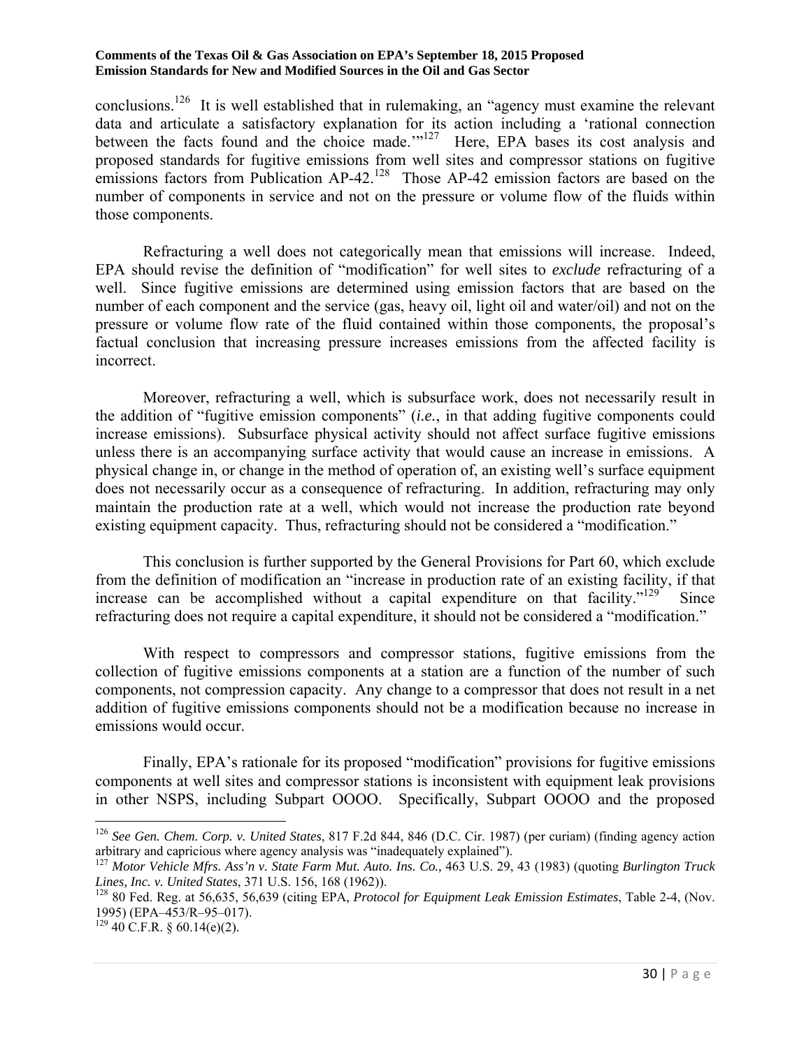conclusions.[126] It is well established that in rulemaking, an "agency must examine the relevant data and articulate a satisfactory explanation for its action including a 'rational connection between the facts found and the choice made.'"[127] Here, EPA bases its cost analysis and proposed standards for fugitive emissions from well sites and compressor stations on fugitive emissions factors from Publication AP-42.[128] Those AP-42 emission factors are based on the number of components in service and not on the pressure or volume flow of the fluids within those components.

Refracturing a well does not categorically mean that emissions will increase. Indeed, EPA should revise the definition of "modification" for well sites to *exclude* refracturing of a well. Since fugitive emissions are determined using emission factors that are based on the number of each component and the service (gas, heavy oil, light oil and water/oil) and not on the pressure or volume flow rate of the fluid contained within those components, the proposal's factual conclusion that increasing pressure increases emissions from the affected facility is incorrect.

Moreover, refracturing a well, which is subsurface work, does not necessarily result in the addition of "fugitive emission components" (*i.e.*, in that adding fugitive components could increase emissions). Subsurface physical activity should not affect surface fugitive emissions unless there is an accompanying surface activity that would cause an increase in emissions. A physical change in, or change in the method of operation of, an existing well's surface equipment does not necessarily occur as a consequence of refracturing. In addition, refracturing may only maintain the production rate at a well, which would not increase the production rate beyond existing equipment capacity. Thus, refracturing should not be considered a "modification."

This conclusion is further supported by the General Provisions for Part 60, which exclude from the definition of modification an "increase in production rate of an existing facility, if that increase can be accomplished without a capital expenditure on that facility."[129] Since refracturing does not require a capital expenditure, it should not be considered a "modification."

With respect to compressors and compressor stations, fugitive emissions from the collection of fugitive emissions components at a station are a function of the number of such components, not compression capacity. Any change to a compressor that does not result in a net addition of fugitive emissions components should not be a modification because no increase in emissions would occur.

Finally, EPA's rationale for its proposed "modification" provisions for fugitive emissions components at well sites and compressor stations is inconsistent with equipment leak provisions in other NSPS, including Subpart OOOO. Specifically, Subpart OOOO and the proposed

---

[126] *See Gen. Chem. Corp. v. United States*, 817 F.2d 844, 846 (D.C. Cir. 1987) (per curiam) (finding agency action arbitrary and capricious where agency analysis was "inadequately explained").

[127] *Motor Vehicle Mfrs. Ass'n v. State Farm Mut. Auto. Ins. Co.*, 463 U.S. 29, 43 (1983) (quoting *Burlington Truck Lines, Inc. v. United States*, 371 U.S. 156, 168 (1962)).

[128] 80 Fed. Reg. at 56,635, 56,639 (citing EPA, *Protocol for Equipment Leak Emission Estimates*, Table 2-4, (Nov. 1995) (EPA–453/R–95–017).

[129] 40 C.F.R. § 60.14(e)(2).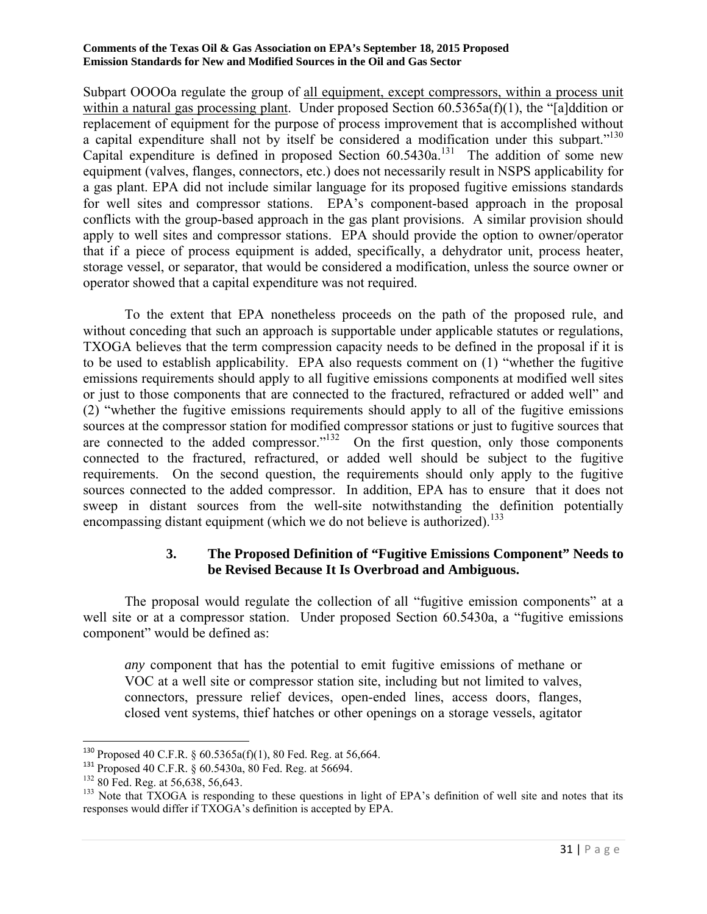Subpart OOOOa regulate the group of all equipment, except compressors, within a process unit within a natural gas processing plant. Under proposed Section 60.5365a(f)(1), the "[a]ddition or replacement of equipment for the purpose of process improvement that is accomplished without a capital expenditure shall not by itself be considered a modification under this subpart."[130] Capital expenditure is defined in proposed Section 60.5430a.[131] The addition of some new equipment (valves, flanges, connectors, etc.) does not necessarily result in NSPS applicability for a gas plant. EPA did not include similar language for its proposed fugitive emissions standards for well sites and compressor stations. EPA's component-based approach in the proposal conflicts with the group-based approach in the gas plant provisions. A similar provision should apply to well sites and compressor stations. EPA should provide the option to owner/operator that if a piece of process equipment is added, specifically, a dehydrator unit, process heater, storage vessel, or separator, that would be considered a modification, unless the source owner or operator showed that a capital expenditure was not required.

To the extent that EPA nonetheless proceeds on the path of the proposed rule, and without conceding that such an approach is supportable under applicable statutes or regulations, TXOGA believes that the term compression capacity needs to be defined in the proposal if it is to be used to establish applicability. EPA also requests comment on (1) "whether the fugitive emissions requirements should apply to all fugitive emissions components at modified well sites or just to those components that are connected to the fractured, refractured or added well" and (2) "whether the fugitive emissions requirements should apply to all of the fugitive emissions sources at the compressor station for modified compressor stations or just to fugitive sources that are connected to the added compressor."[132] On the first question, only those components connected to the fractured, refractured, or added well should be subject to the fugitive requirements. On the second question, the requirements should only apply to the fugitive sources connected to the added compressor. In addition, EPA has to ensure that it does not sweep in distant sources from the well-site notwithstanding the definition potentially encompassing distant equipment (which we do not believe is authorized).[133]

### 3. The Proposed Definition of "Fugitive Emissions Component" Needs to be Revised Because It Is Overbroad and Ambiguous.

The proposal would regulate the collection of all "fugitive emission components" at a well site or at a compressor station. Under proposed Section 60.5430a, a "fugitive emissions component" would be defined as:

> *any* component that has the potential to emit fugitive emissions of methane or VOC at a well site or compressor station site, including but not limited to valves, connectors, pressure relief devices, open-ended lines, access doors, flanges, closed vent systems, thief hatches or other openings on a storage vessels, agitator

---

[130] Proposed 40 C.F.R. § 60.5365a(f)(1), 80 Fed. Reg. at 56,664.

[131] Proposed 40 C.F.R. § 60.5430a, 80 Fed. Reg. at 56694.

[132] 80 Fed. Reg. at 56,638, 56,643.

[133] Note that TXOGA is responding to these questions in light of EPA's definition of well site and notes that its responses would differ if TXOGA's definition is accepted by EPA.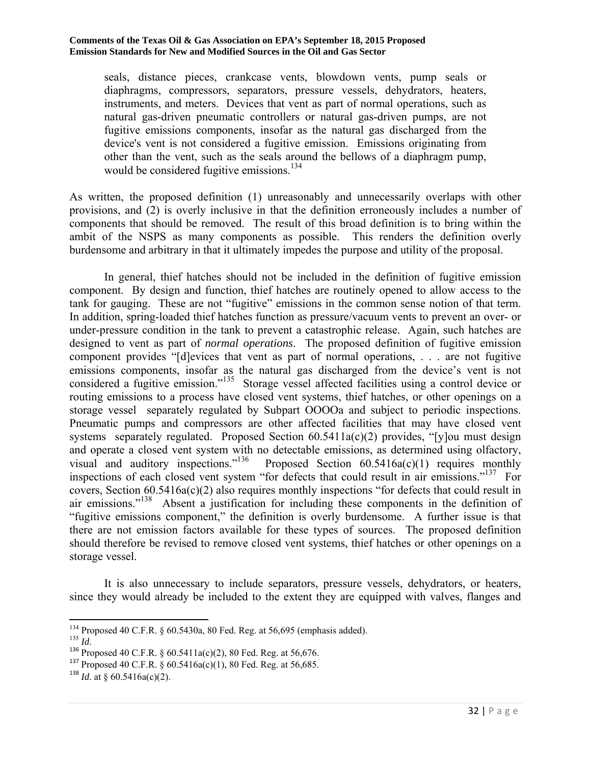seals, distance pieces, crankcase vents, blowdown vents, pump seals or diaphragms, compressors, separators, pressure vessels, dehydrators, heaters, instruments, and meters. Devices that vent as part of normal operations, such as natural gas-driven pneumatic controllers or natural gas-driven pumps, are not fugitive emissions components, insofar as the natural gas discharged from the device's vent is not considered a fugitive emission. Emissions originating from other than the vent, such as the seals around the bellows of a diaphragm pump, would be considered fugitive emissions.[134]

As written, the proposed definition (1) unreasonably and unnecessarily overlaps with other provisions, and (2) is overly inclusive in that the definition erroneously includes a number of components that should be removed. The result of this broad definition is to bring within the ambit of the NSPS as many components as possible. This renders the definition overly burdensome and arbitrary in that it ultimately impedes the purpose and utility of the proposal.

In general, thief hatches should not be included in the definition of fugitive emission component. By design and function, thief hatches are routinely opened to allow access to the tank for gauging. These are not "fugitive" emissions in the common sense notion of that term. In addition, spring-loaded thief hatches function as pressure/vacuum vents to prevent an over- or under-pressure condition in the tank to prevent a catastrophic release. Again, such hatches are designed to vent as part of *normal operations*. The proposed definition of fugitive emission component provides "[d]evices that vent as part of normal operations, . . . are not fugitive emissions components, insofar as the natural gas discharged from the device's vent is not considered a fugitive emission."[135] Storage vessel affected facilities using a control device or routing emissions to a process have closed vent systems, thief hatches, or other openings on a storage vessel separately regulated by Subpart OOOOa and subject to periodic inspections. Pneumatic pumps and compressors are other affected facilities that may have closed vent systems separately regulated. Proposed Section 60.5411a(c)(2) provides, "[y]ou must design and operate a closed vent system with no detectable emissions, as determined using olfactory, visual and auditory inspections."[136] Proposed Section 60.5416a(c)(1) requires monthly inspections of each closed vent system "for defects that could result in air emissions."[137] For covers, Section 60.5416a(c)(2) also requires monthly inspections "for defects that could result in air emissions."[138] Absent a justification for including these components in the definition of "fugitive emissions component," the definition is overly burdensome. A further issue is that there are not emission factors available for these types of sources. The proposed definition should therefore be revised to remove closed vent systems, thief hatches or other openings on a storage vessel.

It is also unnecessary to include separators, pressure vessels, dehydrators, or heaters, since they would already be included to the extent they are equipped with valves, flanges and

---

[134] Proposed 40 C.F.R. § 60.5430a, 80 Fed. Reg. at 56,695 (emphasis added).

[135] *Id*.

[136] Proposed 40 C.F.R. § 60.5411a(c)(2), 80 Fed. Reg. at 56,676.

[137] Proposed 40 C.F.R. § 60.5416a(c)(1), 80 Fed. Reg. at 56,685.

[138] *Id*. at § 60.5416a(c)(2).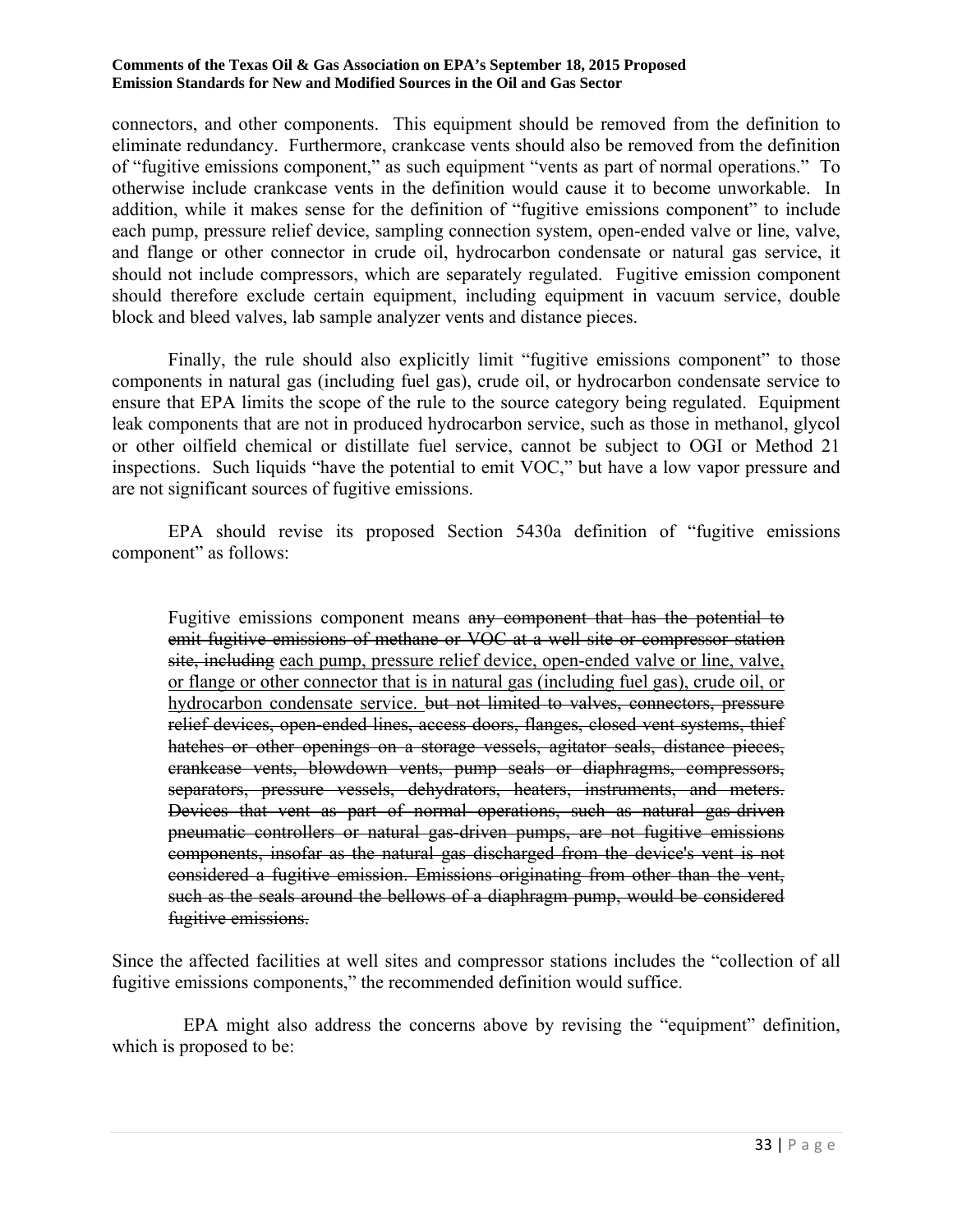connectors, and other components. This equipment should be removed from the definition to eliminate redundancy. Furthermore, crankcase vents should also be removed from the definition of "fugitive emissions component," as such equipment "vents as part of normal operations." To otherwise include crankcase vents in the definition would cause it to become unworkable. In addition, while it makes sense for the definition of "fugitive emissions component" to include each pump, pressure relief device, sampling connection system, open-ended valve or line, valve, and flange or other connector in crude oil, hydrocarbon condensate or natural gas service, it should not include compressors, which are separately regulated. Fugitive emission component should therefore exclude certain equipment, including equipment in vacuum service, double block and bleed valves, lab sample analyzer vents and distance pieces.

Finally, the rule should also explicitly limit "fugitive emissions component" to those components in natural gas (including fuel gas), crude oil, or hydrocarbon condensate service to ensure that EPA limits the scope of the rule to the source category being regulated. Equipment leak components that are not in produced hydrocarbon service, such as those in methanol, glycol or other oilfield chemical or distillate fuel service, cannot be subject to OGI or Method 21 inspections. Such liquids "have the potential to emit VOC," but have a low vapor pressure and are not significant sources of fugitive emissions.

EPA should revise its proposed Section 5430a definition of "fugitive emissions component" as follows:

> Fugitive emissions component means ~~any component that has the potential to emit fugitive emissions of methane or VOC at a well site or compressor station site, including~~ <u>each pump, pressure relief device, open-ended valve or line, valve, or flange or other connector that is in natural gas (including fuel gas), crude oil, or hydrocarbon condensate service.</u> ~~but not limited to valves, connectors, pressure relief devices, open-ended lines, access doors, flanges, closed vent systems, thief hatches or other openings on a storage vessels, agitator seals, distance pieces, crankcase vents, blowdown vents, pump seals or diaphragms, compressors, separators, pressure vessels, dehydrators, heaters, instruments, and meters. Devices that vent as part of normal operations, such as natural gas-driven pneumatic controllers or natural gas-driven pumps, are not fugitive emissions components, insofar as the natural gas discharged from the device's vent is not considered a fugitive emission. Emissions originating from other than the vent, such as the seals around the bellows of a diaphragm pump, would be considered fugitive emissions.~~

Since the affected facilities at well sites and compressor stations includes the "collection of all fugitive emissions components," the recommended definition would suffice.

EPA might also address the concerns above by revising the "equipment" definition, which is proposed to be: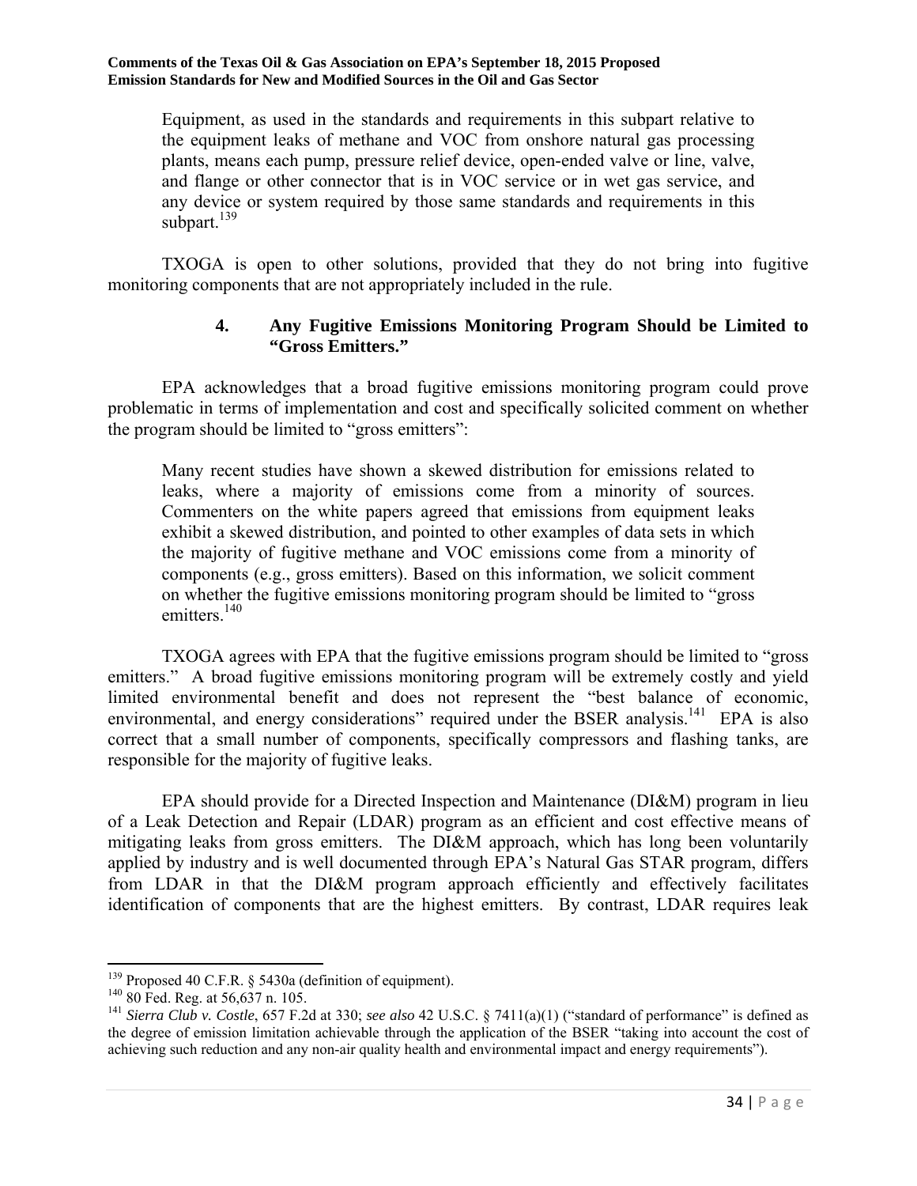> Equipment, as used in the standards and requirements in this subpart relative to the equipment leaks of methane and VOC from onshore natural gas processing plants, means each pump, pressure relief device, open-ended valve or line, valve, and flange or other connector that is in VOC service or in wet gas service, and any device or system required by those same standards and requirements in this subpart.[139]

TXOGA is open to other solutions, provided that they do not bring into fugitive monitoring components that are not appropriately included in the rule.

#### 4. Any Fugitive Emissions Monitoring Program Should be Limited to "Gross Emitters."

EPA acknowledges that a broad fugitive emissions monitoring program could prove problematic in terms of implementation and cost and specifically solicited comment on whether the program should be limited to "gross emitters":

> Many recent studies have shown a skewed distribution for emissions related to leaks, where a majority of emissions come from a minority of sources. Commenters on the white papers agreed that emissions from equipment leaks exhibit a skewed distribution, and pointed to other examples of data sets in which the majority of fugitive methane and VOC emissions come from a minority of components (e.g., gross emitters). Based on this information, we solicit comment on whether the fugitive emissions monitoring program should be limited to "gross emitters.[140]

TXOGA agrees with EPA that the fugitive emissions program should be limited to "gross emitters." A broad fugitive emissions monitoring program will be extremely costly and yield limited environmental benefit and does not represent the "best balance of economic, environmental, and energy considerations" required under the BSER analysis.[141] EPA is also correct that a small number of components, specifically compressors and flashing tanks, are responsible for the majority of fugitive leaks.

EPA should provide for a Directed Inspection and Maintenance (DI&M) program in lieu of a Leak Detection and Repair (LDAR) program as an efficient and cost effective means of mitigating leaks from gross emitters. The DI&M approach, which has long been voluntarily applied by industry and is well documented through EPA's Natural Gas STAR program, differs from LDAR in that the DI&M program approach efficiently and effectively facilitates identification of components that are the highest emitters. By contrast, LDAR requires leak

---

[139] Proposed 40 C.F.R. § 5430a (definition of equipment).

[140] 80 Fed. Reg. at 56,637 n. 105.

[141] *Sierra Club v. Costle*, 657 F.2d at 330; *see also* 42 U.S.C. § 7411(a)(1) ("standard of performance" is defined as the degree of emission limitation achievable through the application of the BSER "taking into account the cost of achieving such reduction and any non-air quality health and environmental impact and energy requirements").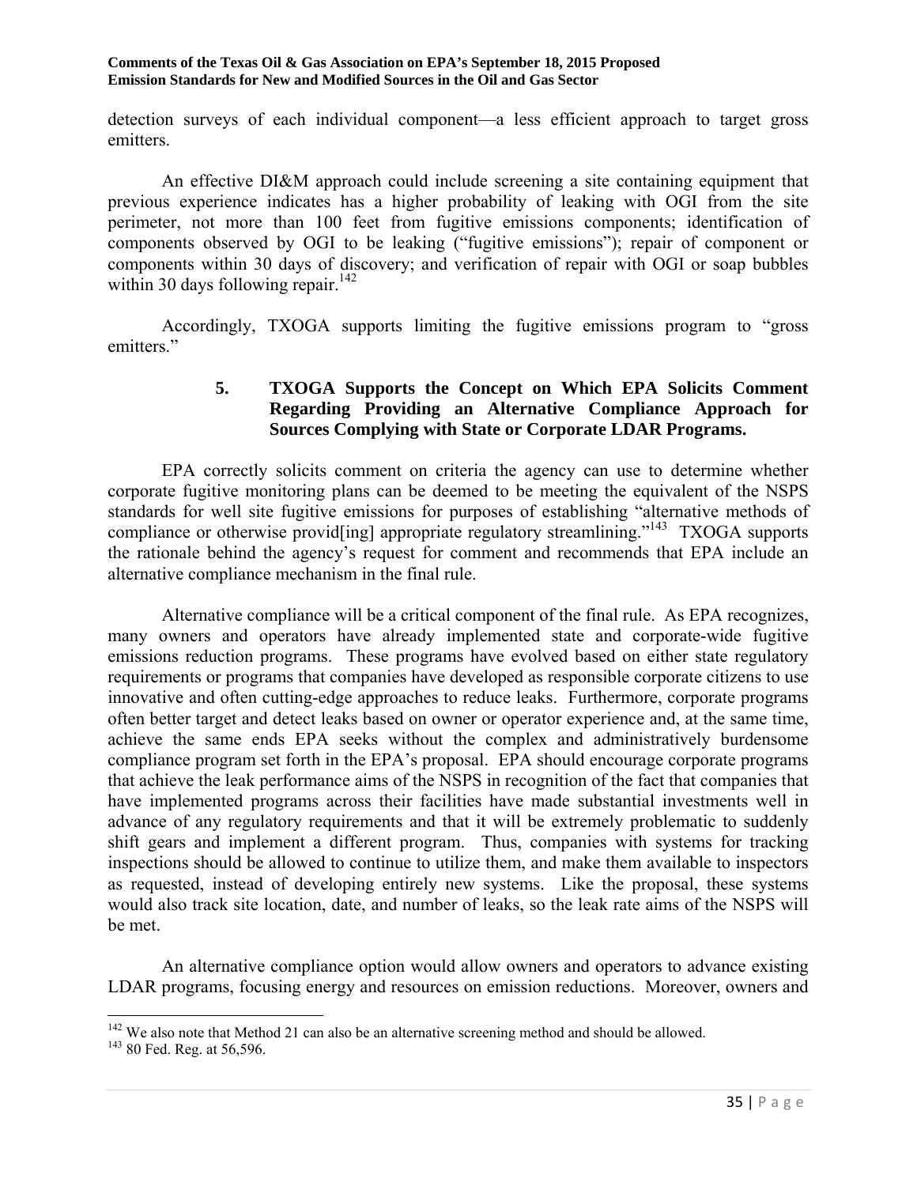detection surveys of each individual component—a less efficient approach to target gross emitters.

An effective DI&M approach could include screening a site containing equipment that previous experience indicates has a higher probability of leaking with OGI from the site perimeter, not more than 100 feet from fugitive emissions components; identification of components observed by OGI to be leaking ("fugitive emissions"); repair of component or components within 30 days of discovery; and verification of repair with OGI or soap bubbles within 30 days following repair.[142]

Accordingly, TXOGA supports limiting the fugitive emissions program to "gross emitters."

### 5. TXOGA Supports the Concept on Which EPA Solicits Comment Regarding Providing an Alternative Compliance Approach for Sources Complying with State or Corporate LDAR Programs.

EPA correctly solicits comment on criteria the agency can use to determine whether corporate fugitive monitoring plans can be deemed to be meeting the equivalent of the NSPS standards for well site fugitive emissions for purposes of establishing "alternative methods of compliance or otherwise provid[ing] appropriate regulatory streamlining."[143] TXOGA supports the rationale behind the agency's request for comment and recommends that EPA include an alternative compliance mechanism in the final rule.

Alternative compliance will be a critical component of the final rule. As EPA recognizes, many owners and operators have already implemented state and corporate-wide fugitive emissions reduction programs. These programs have evolved based on either state regulatory requirements or programs that companies have developed as responsible corporate citizens to use innovative and often cutting-edge approaches to reduce leaks. Furthermore, corporate programs often better target and detect leaks based on owner or operator experience and, at the same time, achieve the same ends EPA seeks without the complex and administratively burdensome compliance program set forth in the EPA's proposal. EPA should encourage corporate programs that achieve the leak performance aims of the NSPS in recognition of the fact that companies that have implemented programs across their facilities have made substantial investments well in advance of any regulatory requirements and that it will be extremely problematic to suddenly shift gears and implement a different program. Thus, companies with systems for tracking inspections should be allowed to continue to utilize them, and make them available to inspectors as requested, instead of developing entirely new systems. Like the proposal, these systems would also track site location, date, and number of leaks, so the leak rate aims of the NSPS will be met.

An alternative compliance option would allow owners and operators to advance existing LDAR programs, focusing energy and resources on emission reductions. Moreover, owners and

---

[142] We also note that Method 21 can also be an alternative screening method and should be allowed.

[143] 80 Fed. Reg. at 56,596.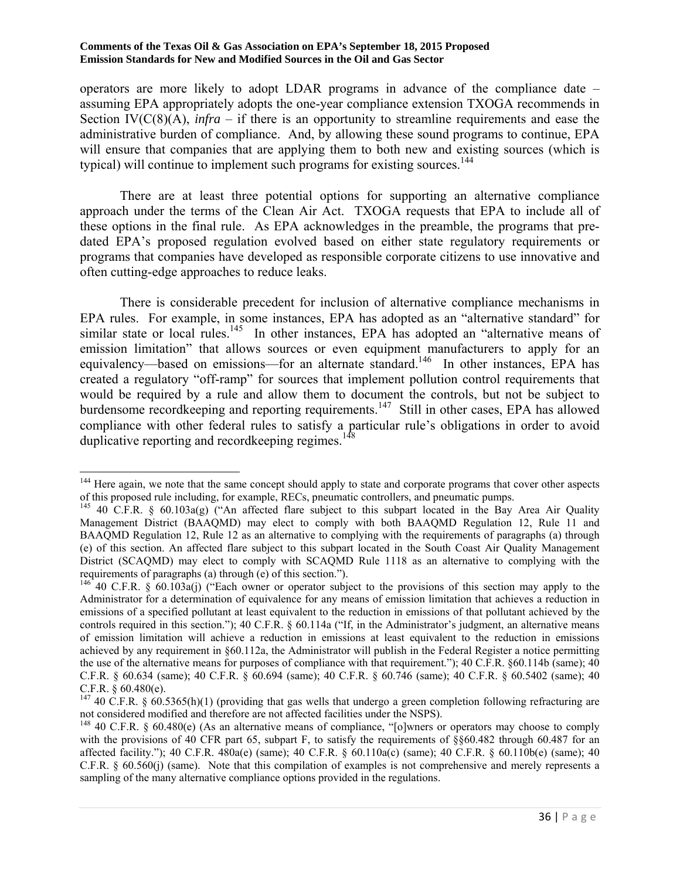operators are more likely to adopt LDAR programs in advance of the compliance date – assuming EPA appropriately adopts the one-year compliance extension TXOGA recommends in Section IV(C(8)(A), *infra* – if there is an opportunity to streamline requirements and ease the administrative burden of compliance. And, by allowing these sound programs to continue, EPA will ensure that companies that are applying them to both new and existing sources (which is typical) will continue to implement such programs for existing sources.[144]

There are at least three potential options for supporting an alternative compliance approach under the terms of the Clean Air Act. TXOGA requests that EPA to include all of these options in the final rule. As EPA acknowledges in the preamble, the programs that pre-dated EPA's proposed regulation evolved based on either state regulatory requirements or programs that companies have developed as responsible corporate citizens to use innovative and often cutting-edge approaches to reduce leaks.

There is considerable precedent for inclusion of alternative compliance mechanisms in EPA rules. For example, in some instances, EPA has adopted as an "alternative standard" for similar state or local rules.[145] In other instances, EPA has adopted an "alternative means of emission limitation" that allows sources or even equipment manufacturers to apply for an equivalency—based on emissions—for an alternate standard.[146] In other instances, EPA has created a regulatory "off-ramp" for sources that implement pollution control requirements that would be required by a rule and allow them to document the controls, but not be subject to burdensome recordkeeping and reporting requirements.[147] Still in other cases, EPA has allowed compliance with other federal rules to satisfy a particular rule's obligations in order to avoid duplicative reporting and recordkeeping regimes.[148]

---

[144] Here again, we note that the same concept should apply to state and corporate programs that cover other aspects of this proposed rule including, for example, RECs, pneumatic controllers, and pneumatic pumps.

[145] 40 C.F.R. § 60.103a(g) ("An affected flare subject to this subpart located in the Bay Area Air Quality Management District (BAAQMD) may elect to comply with both BAAQMD Regulation 12, Rule 11 and BAAQMD Regulation 12, Rule 12 as an alternative to complying with the requirements of paragraphs (a) through (e) of this section. An affected flare subject to this subpart located in the South Coast Air Quality Management District (SCAQMD) may elect to comply with SCAQMD Rule 1118 as an alternative to complying with the requirements of paragraphs (a) through (e) of this section.").

[146] 40 C.F.R. § 60.103a(j) ("Each owner or operator subject to the provisions of this section may apply to the Administrator for a determination of equivalence for any means of emission limitation that achieves a reduction in emissions of a specified pollutant at least equivalent to the reduction in emissions of that pollutant achieved by the controls required in this section."); 40 C.F.R. § 60.114a ("If, in the Administrator's judgment, an alternative means of emission limitation will achieve a reduction in emissions at least equivalent to the reduction in emissions achieved by any requirement in §60.112a, the Administrator will publish in the Federal Register a notice permitting the use of the alternative means for purposes of compliance with that requirement."); 40 C.F.R. §60.114b (same); 40 C.F.R. § 60.634 (same); 40 C.F.R. § 60.694 (same); 40 C.F.R. § 60.746 (same); 40 C.F.R. § 60.5402 (same); 40 C.F.R. § 60.480(e).

[147] 40 C.F.R. § 60.5365(h)(1) (providing that gas wells that undergo a green completion following refracturing are not considered modified and therefore are not affected facilities under the NSPS).

[148] 40 C.F.R. § 60.480(e) (As an alternative means of compliance, "[o]wners or operators may choose to comply with the provisions of 40 CFR part 65, subpart F, to satisfy the requirements of §§60.482 through 60.487 for an affected facility."); 40 C.F.R. 480a(e) (same); 40 C.F.R. § 60.110a(c) (same); 40 C.F.R. § 60.110b(e) (same); 40 C.F.R. § 60.560(j) (same). Note that this compilation of examples is not comprehensive and merely represents a sampling of the many alternative compliance options provided in the regulations.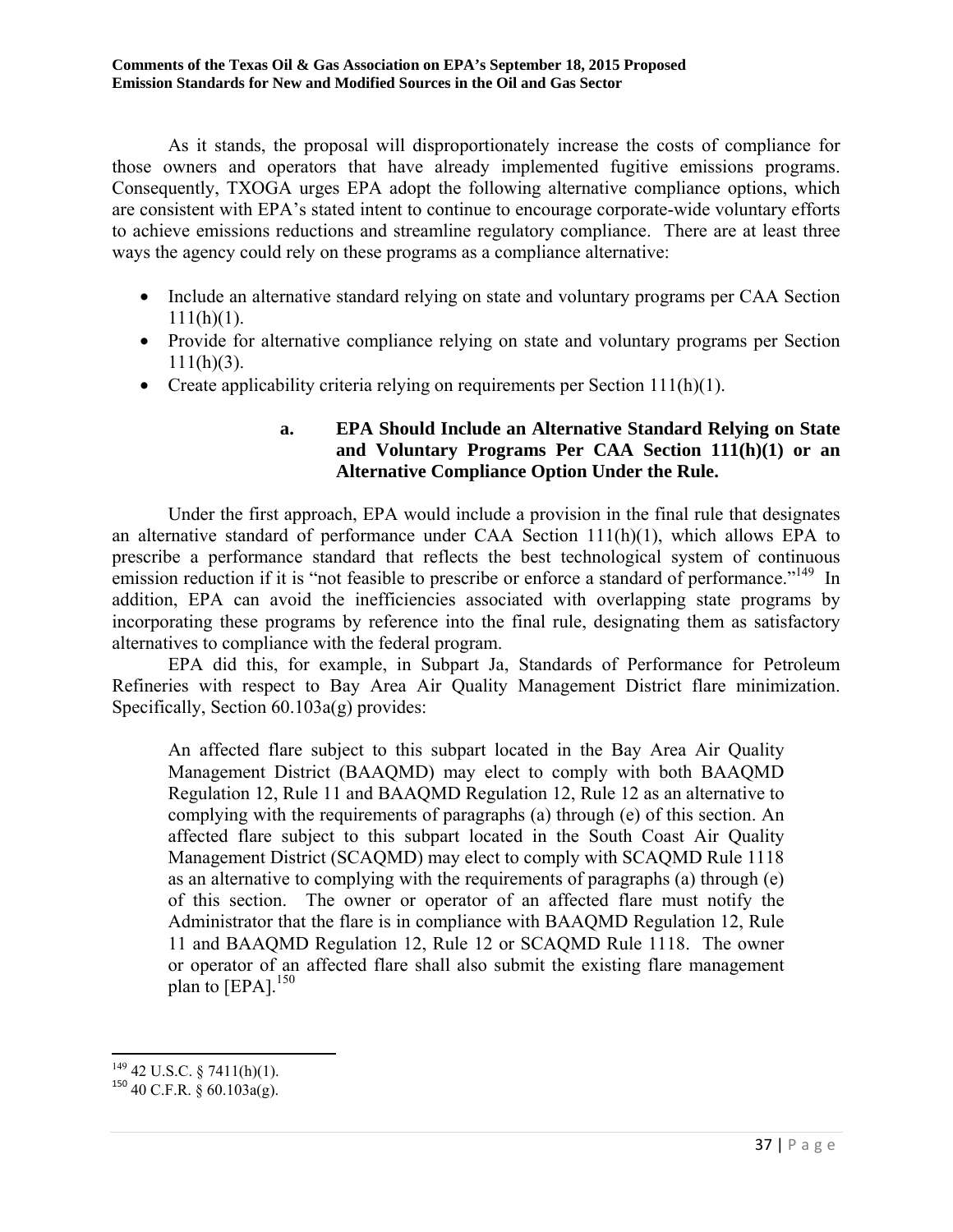As it stands, the proposal will disproportionately increase the costs of compliance for those owners and operators that have already implemented fugitive emissions programs. Consequently, TXOGA urges EPA adopt the following alternative compliance options, which are consistent with EPA's stated intent to continue to encourage corporate-wide voluntary efforts to achieve emissions reductions and streamline regulatory compliance. There are at least three ways the agency could rely on these programs as a compliance alternative:

- Include an alternative standard relying on state and voluntary programs per CAA Section 111(h)(1).
- Provide for alternative compliance relying on state and voluntary programs per Section 111(h)(3).
- Create applicability criteria relying on requirements per Section 111(h)(1).

#### a. EPA Should Include an Alternative Standard Relying on State and Voluntary Programs Per CAA Section 111(h)(1) or an Alternative Compliance Option Under the Rule.

Under the first approach, EPA would include a provision in the final rule that designates an alternative standard of performance under CAA Section 111(h)(1), which allows EPA to prescribe a performance standard that reflects the best technological system of continuous emission reduction if it is "not feasible to prescribe or enforce a standard of performance."[149] In addition, EPA can avoid the inefficiencies associated with overlapping state programs by incorporating these programs by reference into the final rule, designating them as satisfactory alternatives to compliance with the federal program.

EPA did this, for example, in Subpart Ja, Standards of Performance for Petroleum Refineries with respect to Bay Area Air Quality Management District flare minimization. Specifically, Section 60.103a(g) provides:

> An affected flare subject to this subpart located in the Bay Area Air Quality Management District (BAAQMD) may elect to comply with both BAAQMD Regulation 12, Rule 11 and BAAQMD Regulation 12, Rule 12 as an alternative to complying with the requirements of paragraphs (a) through (e) of this section. An affected flare subject to this subpart located in the South Coast Air Quality Management District (SCAQMD) may elect to comply with SCAQMD Rule 1118 as an alternative to complying with the requirements of paragraphs (a) through (e) of this section. The owner or operator of an affected flare must notify the Administrator that the flare is in compliance with BAAQMD Regulation 12, Rule 11 and BAAQMD Regulation 12, Rule 12 or SCAQMD Rule 1118. The owner or operator of an affected flare shall also submit the existing flare management plan to [EPA].[150]

---

[149] 42 U.S.C. § 7411(h)(1).

[150] 40 C.F.R. § 60.103a(g).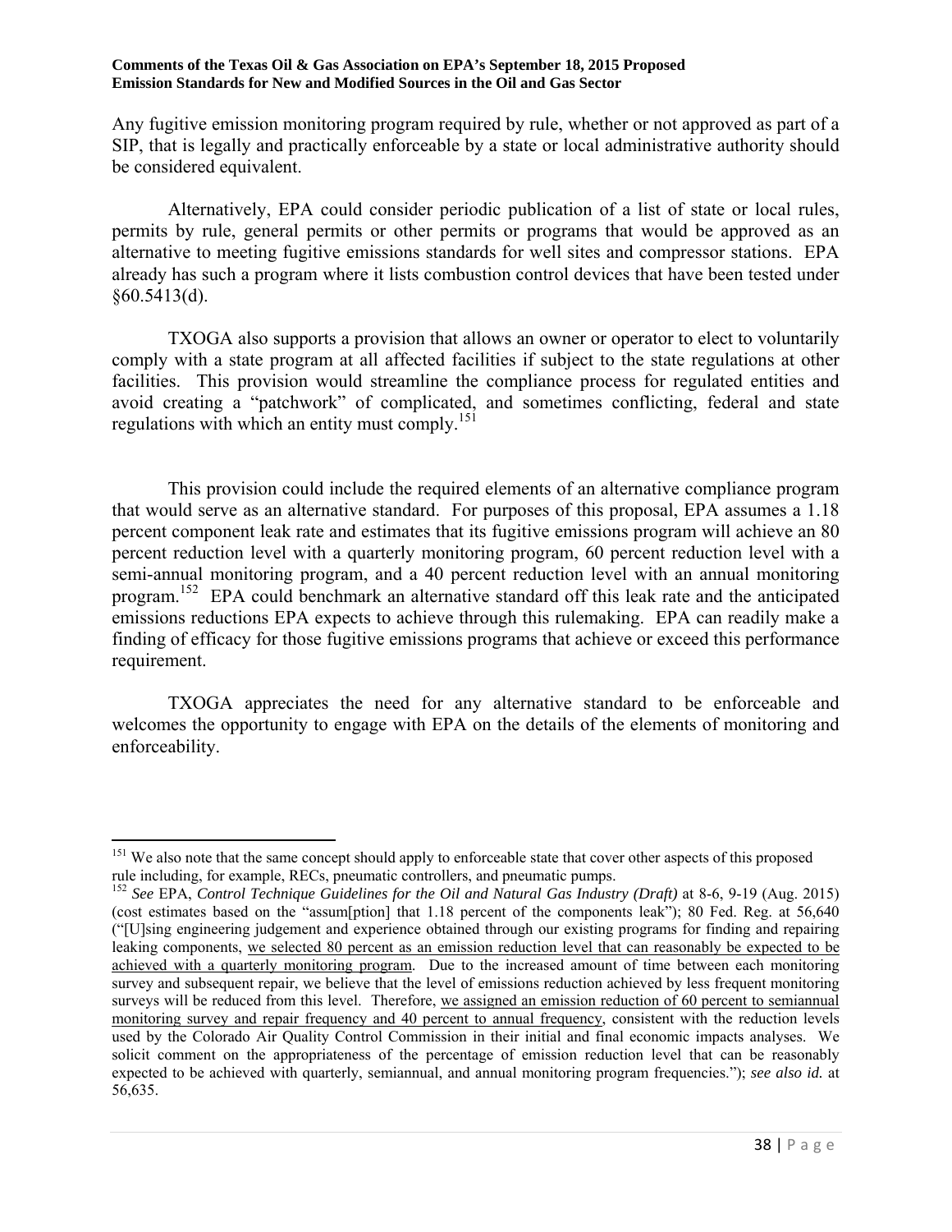Any fugitive emission monitoring program required by rule, whether or not approved as part of a SIP, that is legally and practically enforceable by a state or local administrative authority should be considered equivalent.

Alternatively, EPA could consider periodic publication of a list of state or local rules, permits by rule, general permits or other permits or programs that would be approved as an alternative to meeting fugitive emissions standards for well sites and compressor stations. EPA already has such a program where it lists combustion control devices that have been tested under §60.5413(d).

TXOGA also supports a provision that allows an owner or operator to elect to voluntarily comply with a state program at all affected facilities if subject to the state regulations at other facilities. This provision would streamline the compliance process for regulated entities and avoid creating a "patchwork" of complicated, and sometimes conflicting, federal and state regulations with which an entity must comply.[151]

This provision could include the required elements of an alternative compliance program that would serve as an alternative standard. For purposes of this proposal, EPA assumes a 1.18 percent component leak rate and estimates that its fugitive emissions program will achieve an 80 percent reduction level with a quarterly monitoring program, 60 percent reduction level with a semi-annual monitoring program, and a 40 percent reduction level with an annual monitoring program.[152] EPA could benchmark an alternative standard off this leak rate and the anticipated emissions reductions EPA expects to achieve through this rulemaking. EPA can readily make a finding of efficacy for those fugitive emissions programs that achieve or exceed this performance requirement.

TXOGA appreciates the need for any alternative standard to be enforceable and welcomes the opportunity to engage with EPA on the details of the elements of monitoring and enforceability.

---

[151] We also note that the same concept should apply to enforceable state that cover other aspects of this proposed rule including, for example, RECs, pneumatic controllers, and pneumatic pumps.

[152] *See* EPA, *Control Technique Guidelines for the Oil and Natural Gas Industry (Draft)* at 8-6, 9-19 (Aug. 2015) (cost estimates based on the "assum[ption] that 1.18 percent of the components leak"); 80 Fed. Reg. at 56,640 ("[U]sing engineering judgement and experience obtained through our existing programs for finding and repairing leaking components, <u>we selected 80 percent as an emission reduction level that can reasonably be expected to be achieved with a quarterly monitoring program</u>. Due to the increased amount of time between each monitoring survey and subsequent repair, we believe that the level of emissions reduction achieved by less frequent monitoring surveys will be reduced from this level. Therefore, <u>we assigned an emission reduction of 60 percent to semiannual monitoring survey and repair frequency and 40 percent to annual frequency</u>, consistent with the reduction levels used by the Colorado Air Quality Control Commission in their initial and final economic impacts analyses. We solicit comment on the appropriateness of the percentage of emission reduction level that can be reasonably expected to be achieved with quarterly, semiannual, and annual monitoring program frequencies."); *see also id.* at 56,635.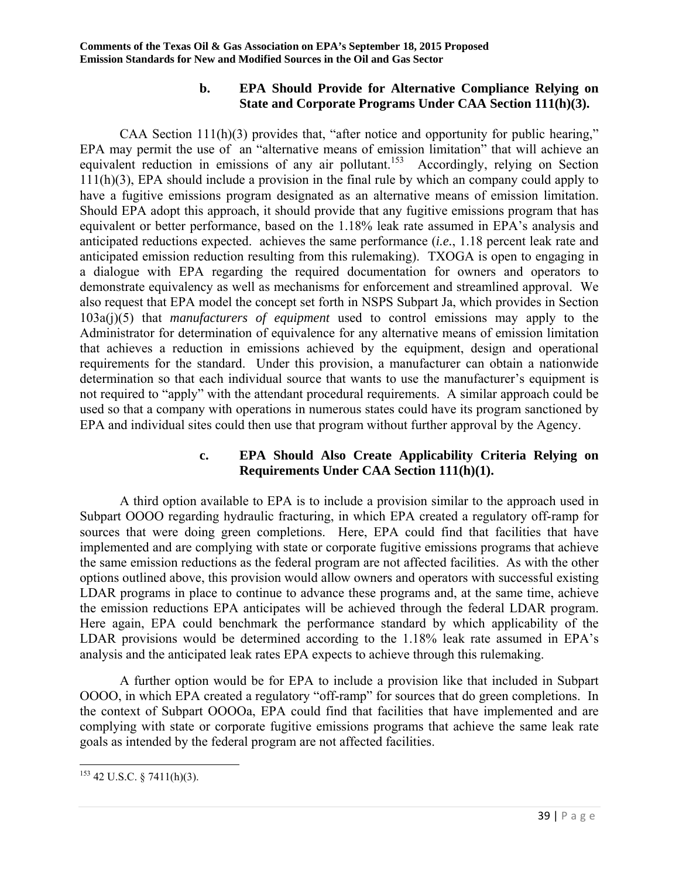#### b. EPA Should Provide for Alternative Compliance Relying on State and Corporate Programs Under CAA Section 111(h)(3).

CAA Section 111(h)(3) provides that, "after notice and opportunity for public hearing," EPA may permit the use of an "alternative means of emission limitation" that will achieve an equivalent reduction in emissions of any air pollutant.[153] Accordingly, relying on Section 111(h)(3), EPA should include a provision in the final rule by which an company could apply to have a fugitive emissions program designated as an alternative means of emission limitation. Should EPA adopt this approach, it should provide that any fugitive emissions program that has equivalent or better performance, based on the 1.18% leak rate assumed in EPA's analysis and anticipated reductions expected. achieves the same performance (*i.e.*, 1.18 percent leak rate and anticipated emission reduction resulting from this rulemaking). TXOGA is open to engaging in a dialogue with EPA regarding the required documentation for owners and operators to demonstrate equivalency as well as mechanisms for enforcement and streamlined approval. We also request that EPA model the concept set forth in NSPS Subpart Ja, which provides in Section 103a(j)(5) that *manufacturers of equipment* used to control emissions may apply to the Administrator for determination of equivalence for any alternative means of emission limitation that achieves a reduction in emissions achieved by the equipment, design and operational requirements for the standard. Under this provision, a manufacturer can obtain a nationwide determination so that each individual source that wants to use the manufacturer's equipment is not required to "apply" with the attendant procedural requirements. A similar approach could be used so that a company with operations in numerous states could have its program sanctioned by EPA and individual sites could then use that program without further approval by the Agency.

#### c. EPA Should Also Create Applicability Criteria Relying on Requirements Under CAA Section 111(h)(1).

A third option available to EPA is to include a provision similar to the approach used in Subpart OOOO regarding hydraulic fracturing, in which EPA created a regulatory off-ramp for sources that were doing green completions. Here, EPA could find that facilities that have implemented and are complying with state or corporate fugitive emissions programs that achieve the same emission reductions as the federal program are not affected facilities. As with the other options outlined above, this provision would allow owners and operators with successful existing LDAR programs in place to continue to advance these programs and, at the same time, achieve the emission reductions EPA anticipates will be achieved through the federal LDAR program. Here again, EPA could benchmark the performance standard by which applicability of the LDAR provisions would be determined according to the 1.18% leak rate assumed in EPA's analysis and the anticipated leak rates EPA expects to achieve through this rulemaking.

A further option would be for EPA to include a provision like that included in Subpart OOOO, in which EPA created a regulatory "off-ramp" for sources that do green completions. In the context of Subpart OOOOa, EPA could find that facilities that have implemented and are complying with state or corporate fugitive emissions programs that achieve the same leak rate goals as intended by the federal program are not affected facilities.

---

[153] 42 U.S.C. § 7411(h)(3).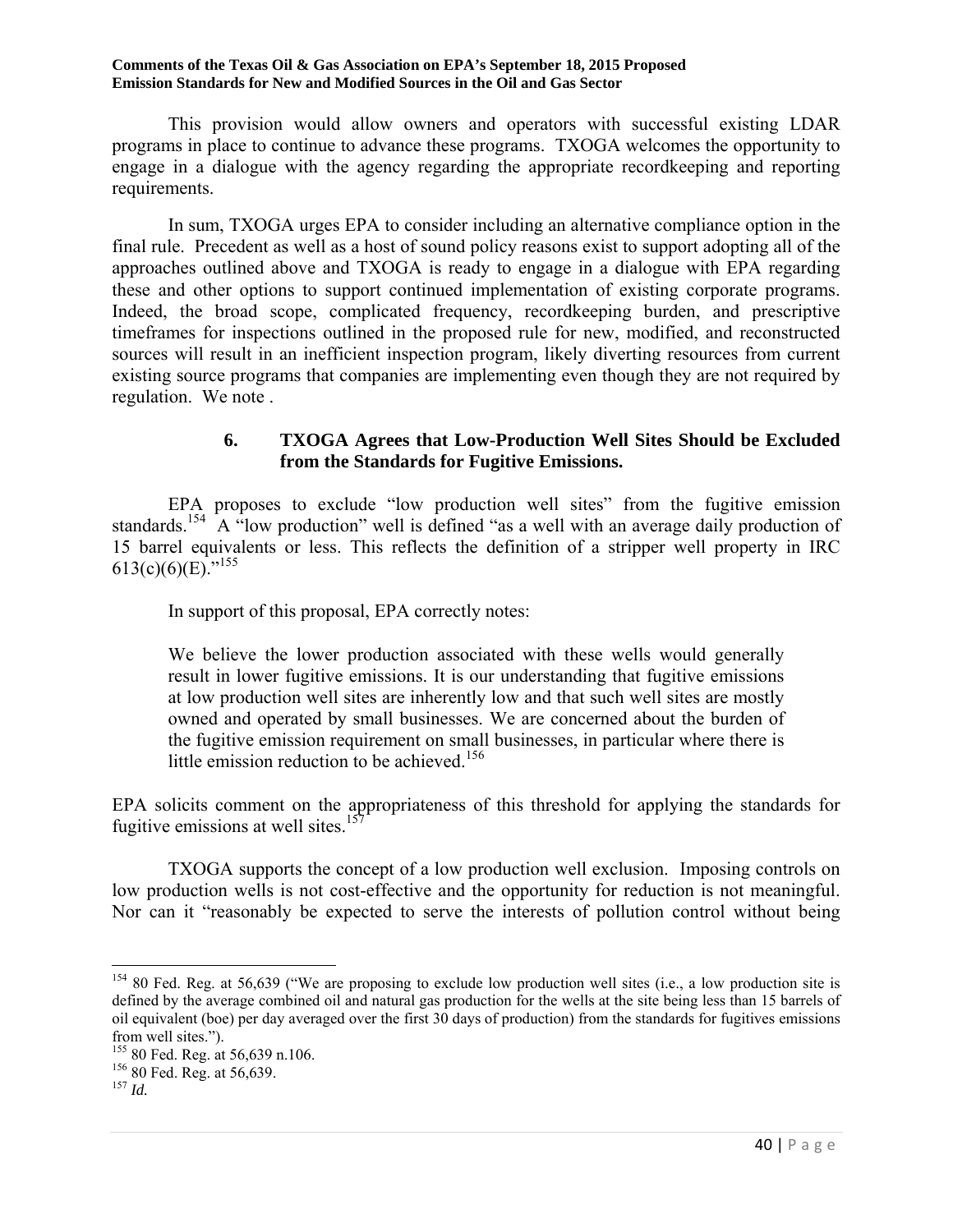This provision would allow owners and operators with successful existing LDAR programs in place to continue to advance these programs. TXOGA welcomes the opportunity to engage in a dialogue with the agency regarding the appropriate recordkeeping and reporting requirements.

In sum, TXOGA urges EPA to consider including an alternative compliance option in the final rule. Precedent as well as a host of sound policy reasons exist to support adopting all of the approaches outlined above and TXOGA is ready to engage in a dialogue with EPA regarding these and other options to support continued implementation of existing corporate programs. Indeed, the broad scope, complicated frequency, recordkeeping burden, and prescriptive timeframes for inspections outlined in the proposed rule for new, modified, and reconstructed sources will result in an inefficient inspection program, likely diverting resources from current existing source programs that companies are implementing even though they are not required by regulation. We note .

### 6. TXOGA Agrees that Low-Production Well Sites Should be Excluded from the Standards for Fugitive Emissions.

EPA proposes to exclude "low production well sites" from the fugitive emission standards.[154] A "low production" well is defined "as a well with an average daily production of 15 barrel equivalents or less. This reflects the definition of a stripper well property in IRC 613(c)(6)(E)."[155]

In support of this proposal, EPA correctly notes:

> We believe the lower production associated with these wells would generally result in lower fugitive emissions. It is our understanding that fugitive emissions at low production well sites are inherently low and that such well sites are mostly owned and operated by small businesses. We are concerned about the burden of the fugitive emission requirement on small businesses, in particular where there is little emission reduction to be achieved.[156]

EPA solicits comment on the appropriateness of this threshold for applying the standards for fugitive emissions at well sites.[157]

TXOGA supports the concept of a low production well exclusion. Imposing controls on low production wells is not cost-effective and the opportunity for reduction is not meaningful. Nor can it "reasonably be expected to serve the interests of pollution control without being

---

[154] 80 Fed. Reg. at 56,639 ("We are proposing to exclude low production well sites (i.e., a low production site is defined by the average combined oil and natural gas production for the wells at the site being less than 15 barrels of oil equivalent (boe) per day averaged over the first 30 days of production) from the standards for fugitives emissions from well sites.").

[155] 80 Fed. Reg. at 56,639 n.106.

[156] 80 Fed. Reg. at 56,639.

[157] *Id.*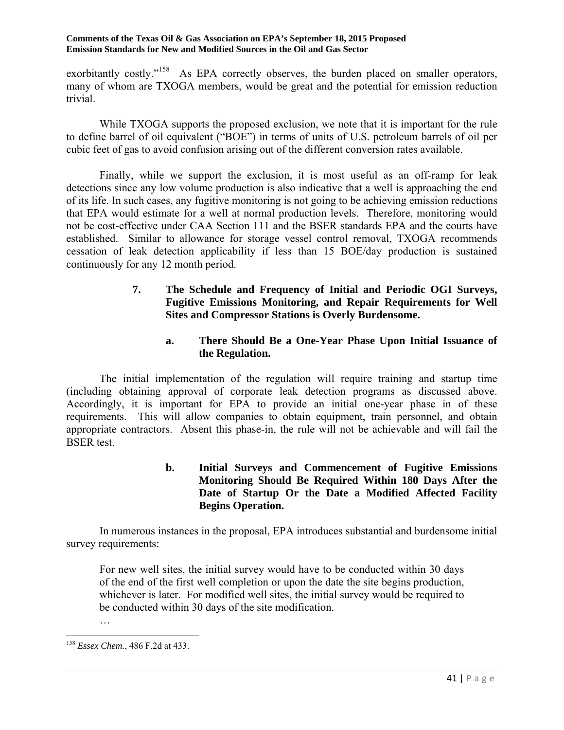exorbitantly costly."[158] As EPA correctly observes, the burden placed on smaller operators, many of whom are TXOGA members, would be great and the potential for emission reduction trivial.

While TXOGA supports the proposed exclusion, we note that it is important for the rule to define barrel of oil equivalent ("BOE") in terms of units of U.S. petroleum barrels of oil per cubic feet of gas to avoid confusion arising out of the different conversion rates available.

Finally, while we support the exclusion, it is most useful as an off-ramp for leak detections since any low volume production is also indicative that a well is approaching the end of its life. In such cases, any fugitive monitoring is not going to be achieving emission reductions that EPA would estimate for a well at normal production levels. Therefore, monitoring would not be cost-effective under CAA Section 111 and the BSER standards EPA and the courts have established. Similar to allowance for storage vessel control removal, TXOGA recommends cessation of leak detection applicability if less than 15 BOE/day production is sustained continuously for any 12 month period.

### 7. The Schedule and Frequency of Initial and Periodic OGI Surveys, Fugitive Emissions Monitoring, and Repair Requirements for Well Sites and Compressor Stations is Overly Burdensome.

#### a. There Should Be a One-Year Phase Upon Initial Issuance of the Regulation.

The initial implementation of the regulation will require training and startup time (including obtaining approval of corporate leak detection programs as discussed above. Accordingly, it is important for EPA to provide an initial one-year phase in of these requirements. This will allow companies to obtain equipment, train personnel, and obtain appropriate contractors. Absent this phase-in, the rule will not be achievable and will fail the BSER test.

#### b. Initial Surveys and Commencement of Fugitive Emissions Monitoring Should Be Required Within 180 Days After the Date of Startup Or the Date a Modified Affected Facility Begins Operation.

In numerous instances in the proposal, EPA introduces substantial and burdensome initial survey requirements:

> For new well sites, the initial survey would have to be conducted within 30 days of the end of the first well completion or upon the date the site begins production, whichever is later. For modified well sites, the initial survey would be required to be conducted within 30 days of the site modification.
>
> …

[158] *Essex Chem.*, 486 F.2d at 433.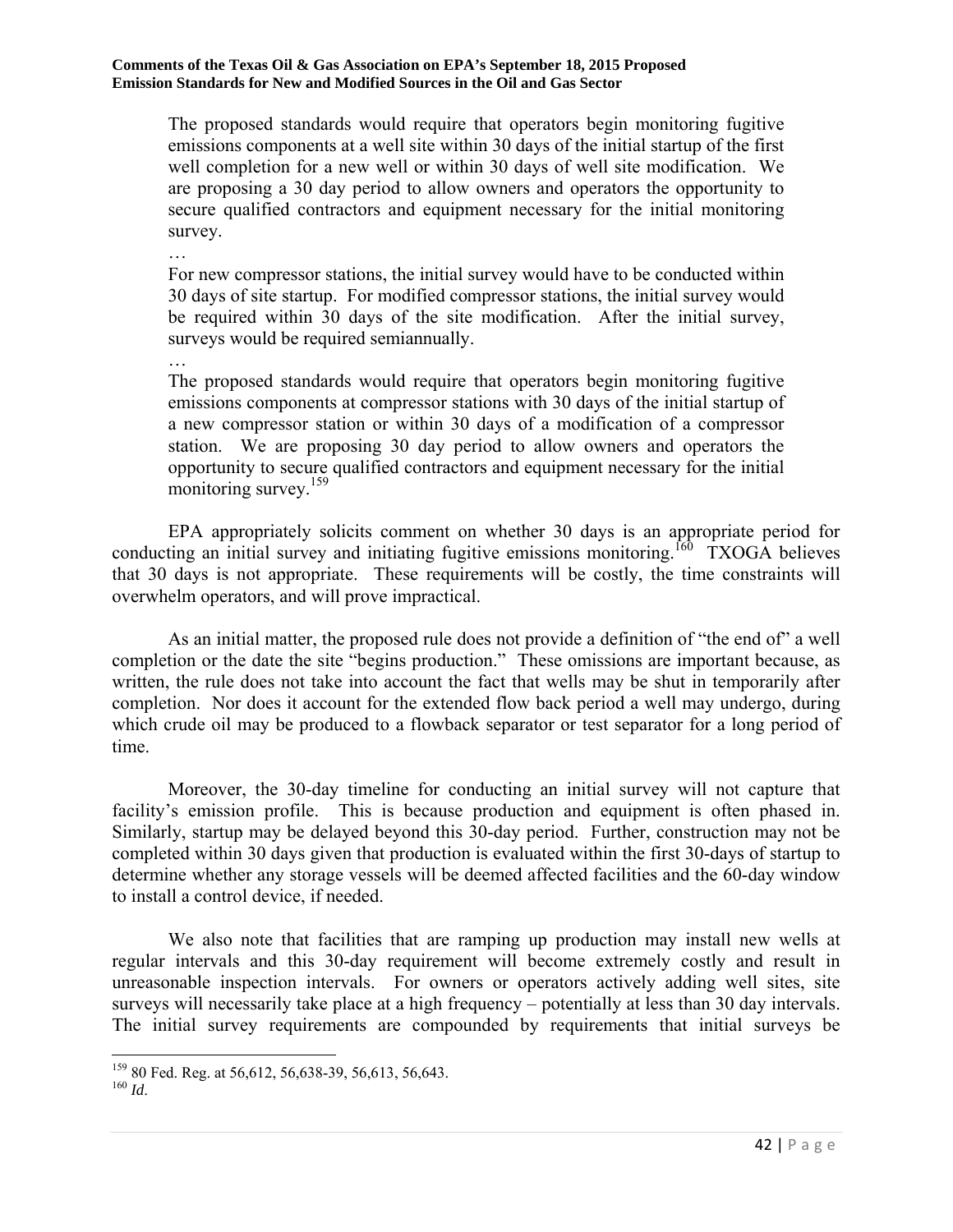> The proposed standards would require that operators begin monitoring fugitive emissions components at a well site within 30 days of the initial startup of the first well completion for a new well or within 30 days of well site modification. We are proposing a 30 day period to allow owners and operators the opportunity to secure qualified contractors and equipment necessary for the initial monitoring survey.
>
> …
>
> For new compressor stations, the initial survey would have to be conducted within 30 days of site startup. For modified compressor stations, the initial survey would be required within 30 days of the site modification. After the initial survey, surveys would be required semiannually.
>
> …
>
> The proposed standards would require that operators begin monitoring fugitive emissions components at compressor stations with 30 days of the initial startup of a new compressor station or within 30 days of a modification of a compressor station. We are proposing 30 day period to allow owners and operators the opportunity to secure qualified contractors and equipment necessary for the initial monitoring survey.[159]

EPA appropriately solicits comment on whether 30 days is an appropriate period for conducting an initial survey and initiating fugitive emissions monitoring.[160] TXOGA believes that 30 days is not appropriate. These requirements will be costly, the time constraints will overwhelm operators, and will prove impractical.

As an initial matter, the proposed rule does not provide a definition of "the end of" a well completion or the date the site "begins production." These omissions are important because, as written, the rule does not take into account the fact that wells may be shut in temporarily after completion. Nor does it account for the extended flow back period a well may undergo, during which crude oil may be produced to a flowback separator or test separator for a long period of time.

Moreover, the 30-day timeline for conducting an initial survey will not capture that facility's emission profile. This is because production and equipment is often phased in. Similarly, startup may be delayed beyond this 30-day period. Further, construction may not be completed within 30 days given that production is evaluated within the first 30-days of startup to determine whether any storage vessels will be deemed affected facilities and the 60-day window to install a control device, if needed.

We also note that facilities that are ramping up production may install new wells at regular intervals and this 30-day requirement will become extremely costly and result in unreasonable inspection intervals. For owners or operators actively adding well sites, site surveys will necessarily take place at a high frequency – potentially at less than 30 day intervals. The initial survey requirements are compounded by requirements that initial surveys be

---

[159] 80 Fed. Reg. at 56,612, 56,638-39, 56,613, 56,643.

[160] *Id*.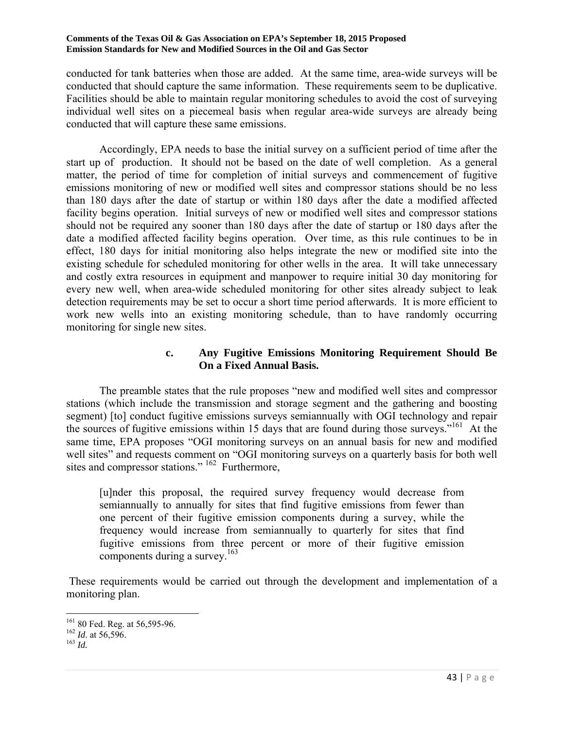conducted for tank batteries when those are added. At the same time, area-wide surveys will be conducted that should capture the same information. These requirements seem to be duplicative. Facilities should be able to maintain regular monitoring schedules to avoid the cost of surveying individual well sites on a piecemeal basis when regular area-wide surveys are already being conducted that will capture these same emissions.

Accordingly, EPA needs to base the initial survey on a sufficient period of time after the start up of production. It should not be based on the date of well completion. As a general matter, the period of time for completion of initial surveys and commencement of fugitive emissions monitoring of new or modified well sites and compressor stations should be no less than 180 days after the date of startup or within 180 days after the date a modified affected facility begins operation. Initial surveys of new or modified well sites and compressor stations should not be required any sooner than 180 days after the date of startup or 180 days after the date a modified affected facility begins operation. Over time, as this rule continues to be in effect, 180 days for initial monitoring also helps integrate the new or modified site into the existing schedule for scheduled monitoring for other wells in the area. It will take unnecessary and costly extra resources in equipment and manpower to require initial 30 day monitoring for every new well, when area-wide scheduled monitoring for other sites already subject to leak detection requirements may be set to occur a short time period afterwards. It is more efficient to work new wells into an existing monitoring schedule, than to have randomly occurring monitoring for single new sites.

#### c. Any Fugitive Emissions Monitoring Requirement Should Be On a Fixed Annual Basis.

The preamble states that the rule proposes "new and modified well sites and compressor stations (which include the transmission and storage segment and the gathering and boosting segment) [to] conduct fugitive emissions surveys semiannually with OGI technology and repair the sources of fugitive emissions within 15 days that are found during those surveys."[161] At the same time, EPA proposes "OGI monitoring surveys on an annual basis for new and modified well sites" and requests comment on "OGI monitoring surveys on a quarterly basis for both well sites and compressor stations." [162] Furthermore,

> [u]nder this proposal, the required survey frequency would decrease from semiannually to annually for sites that find fugitive emissions from fewer than one percent of their fugitive emission components during a survey, while the frequency would increase from semiannually to quarterly for sites that find fugitive emissions from three percent or more of their fugitive emission components during a survey.[163]

These requirements would be carried out through the development and implementation of a monitoring plan.

---

[161] 80 Fed. Reg. at 56,595-96.
[162] *Id*. at 56,596.
[163] *Id.*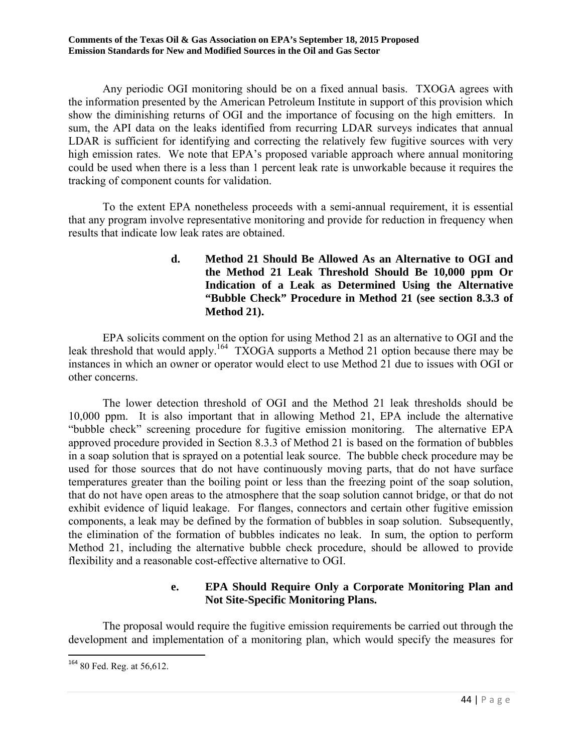Any periodic OGI monitoring should be on a fixed annual basis. TXOGA agrees with the information presented by the American Petroleum Institute in support of this provision which show the diminishing returns of OGI and the importance of focusing on the high emitters. In sum, the API data on the leaks identified from recurring LDAR surveys indicates that annual LDAR is sufficient for identifying and correcting the relatively few fugitive sources with very high emission rates. We note that EPA's proposed variable approach where annual monitoring could be used when there is a less than 1 percent leak rate is unworkable because it requires the tracking of component counts for validation.

To the extent EPA nonetheless proceeds with a semi-annual requirement, it is essential that any program involve representative monitoring and provide for reduction in frequency when results that indicate low leak rates are obtained.

#### d. Method 21 Should Be Allowed As an Alternative to OGI and the Method 21 Leak Threshold Should Be 10,000 ppm Or Indication of a Leak as Determined Using the Alternative "Bubble Check" Procedure in Method 21 (see section 8.3.3 of Method 21).

EPA solicits comment on the option for using Method 21 as an alternative to OGI and the leak threshold that would apply.[164] TXOGA supports a Method 21 option because there may be instances in which an owner or operator would elect to use Method 21 due to issues with OGI or other concerns.

The lower detection threshold of OGI and the Method 21 leak thresholds should be 10,000 ppm. It is also important that in allowing Method 21, EPA include the alternative "bubble check" screening procedure for fugitive emission monitoring. The alternative EPA approved procedure provided in Section 8.3.3 of Method 21 is based on the formation of bubbles in a soap solution that is sprayed on a potential leak source. The bubble check procedure may be used for those sources that do not have continuously moving parts, that do not have surface temperatures greater than the boiling point or less than the freezing point of the soap solution, that do not have open areas to the atmosphere that the soap solution cannot bridge, or that do not exhibit evidence of liquid leakage. For flanges, connectors and certain other fugitive emission components, a leak may be defined by the formation of bubbles in soap solution. Subsequently, the elimination of the formation of bubbles indicates no leak. In sum, the option to perform Method 21, including the alternative bubble check procedure, should be allowed to provide flexibility and a reasonable cost-effective alternative to OGI.

#### e. EPA Should Require Only a Corporate Monitoring Plan and Not Site-Specific Monitoring Plans.

The proposal would require the fugitive emission requirements be carried out through the development and implementation of a monitoring plan, which would specify the measures for

---

[164] 80 Fed. Reg. at 56,612.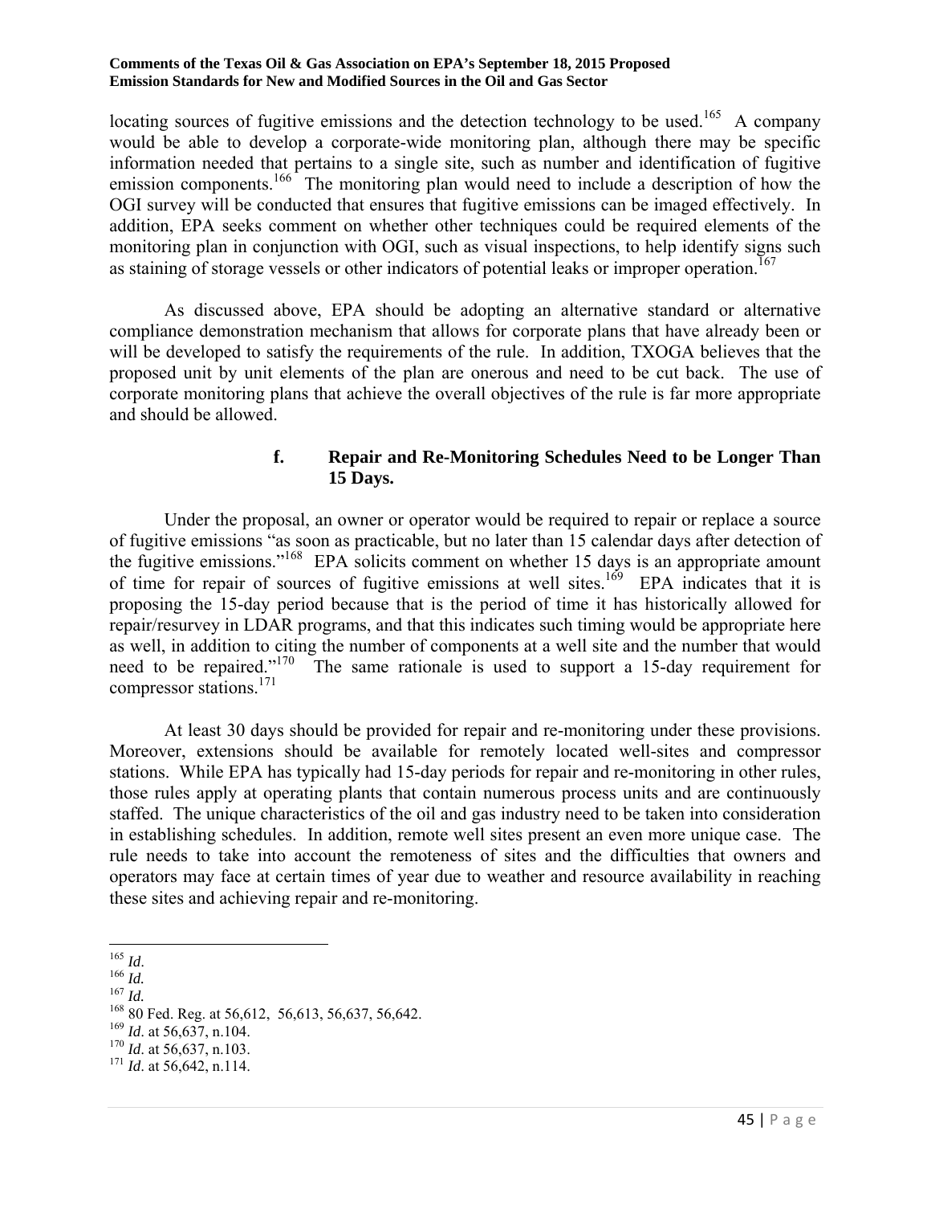locating sources of fugitive emissions and the detection technology to be used.[165] A company would be able to develop a corporate-wide monitoring plan, although there may be specific information needed that pertains to a single site, such as number and identification of fugitive emission components.[166] The monitoring plan would need to include a description of how the OGI survey will be conducted that ensures that fugitive emissions can be imaged effectively. In addition, EPA seeks comment on whether other techniques could be required elements of the monitoring plan in conjunction with OGI, such as visual inspections, to help identify signs such as staining of storage vessels or other indicators of potential leaks or improper operation.[167]

As discussed above, EPA should be adopting an alternative standard or alternative compliance demonstration mechanism that allows for corporate plans that have already been or will be developed to satisfy the requirements of the rule. In addition, TXOGA believes that the proposed unit by unit elements of the plan are onerous and need to be cut back. The use of corporate monitoring plans that achieve the overall objectives of the rule is far more appropriate and should be allowed.

#### f. Repair and Re-Monitoring Schedules Need to be Longer Than 15 Days.

Under the proposal, an owner or operator would be required to repair or replace a source of fugitive emissions "as soon as practicable, but no later than 15 calendar days after detection of the fugitive emissions."[168] EPA solicits comment on whether 15 days is an appropriate amount of time for repair of sources of fugitive emissions at well sites.[169] EPA indicates that it is proposing the 15-day period because that is the period of time it has historically allowed for repair/resurvey in LDAR programs, and that this indicates such timing would be appropriate here as well, in addition to citing the number of components at a well site and the number that would need to be repaired."[170] The same rationale is used to support a 15-day requirement for compressor stations.[171]

At least 30 days should be provided for repair and re-monitoring under these provisions. Moreover, extensions should be available for remotely located well-sites and compressor stations. While EPA has typically had 15-day periods for repair and re-monitoring in other rules, those rules apply at operating plants that contain numerous process units and are continuously staffed. The unique characteristics of the oil and gas industry need to be taken into consideration in establishing schedules. In addition, remote well sites present an even more unique case. The rule needs to take into account the remoteness of sites and the difficulties that owners and operators may face at certain times of year due to weather and resource availability in reaching these sites and achieving repair and re-monitoring.

---

[165] *Id*.
[166] *Id.*
[167] *Id.*
[168] 80 Fed. Reg. at 56,612, 56,613, 56,637, 56,642.
[169] *Id*. at 56,637, n.104.
[170] *Id*. at 56,637, n.103.
[171] *Id*. at 56,642, n.114.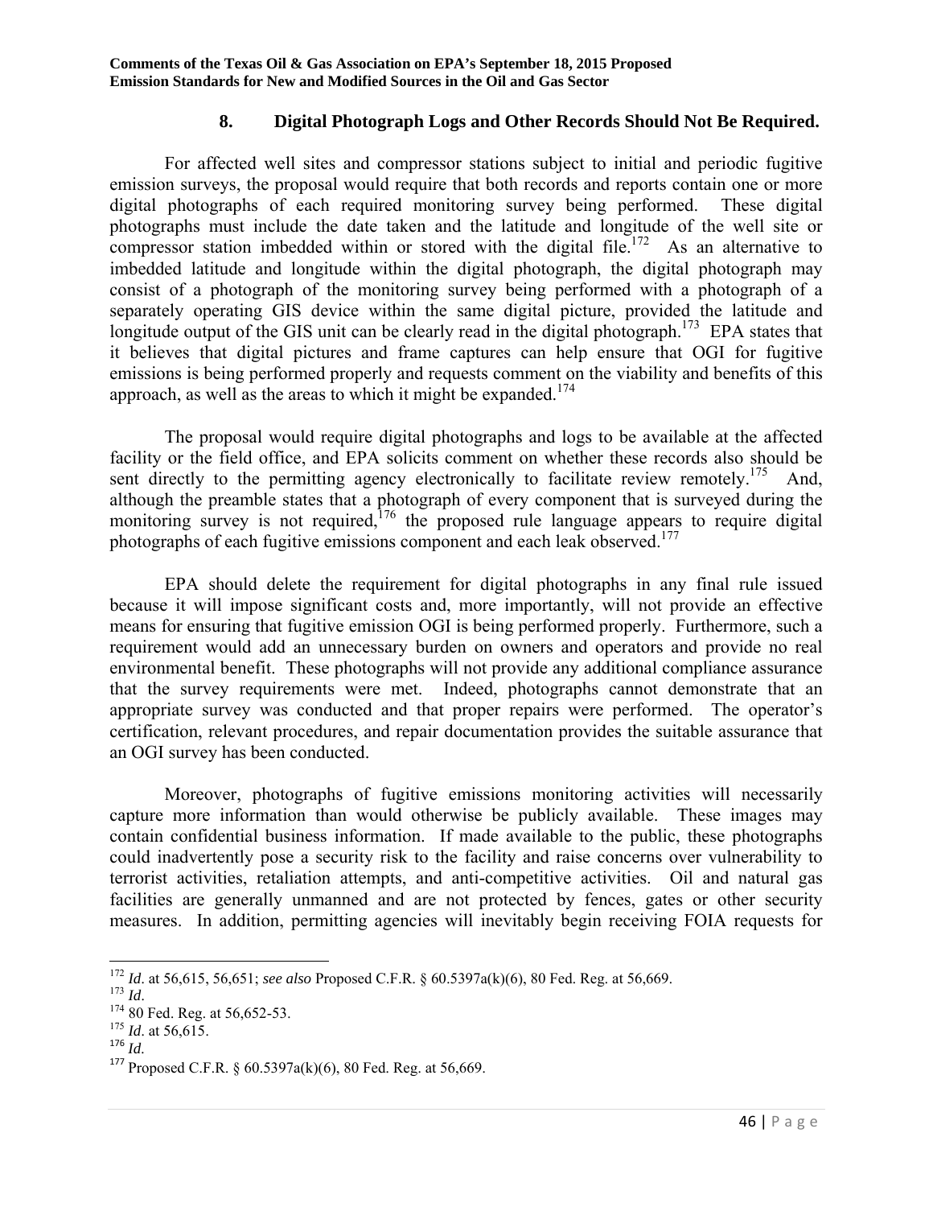### 8. Digital Photograph Logs and Other Records Should Not Be Required.

For affected well sites and compressor stations subject to initial and periodic fugitive emission surveys, the proposal would require that both records and reports contain one or more digital photographs of each required monitoring survey being performed. These digital photographs must include the date taken and the latitude and longitude of the well site or compressor station imbedded within or stored with the digital file.[172] As an alternative to imbedded latitude and longitude within the digital photograph, the digital photograph may consist of a photograph of the monitoring survey being performed with a photograph of a separately operating GIS device within the same digital picture, provided the latitude and longitude output of the GIS unit can be clearly read in the digital photograph.[173] EPA states that it believes that digital pictures and frame captures can help ensure that OGI for fugitive emissions is being performed properly and requests comment on the viability and benefits of this approach, as well as the areas to which it might be expanded.[174]

The proposal would require digital photographs and logs to be available at the affected facility or the field office, and EPA solicits comment on whether these records also should be sent directly to the permitting agency electronically to facilitate review remotely.[175] And, although the preamble states that a photograph of every component that is surveyed during the monitoring survey is not required,[176] the proposed rule language appears to require digital photographs of each fugitive emissions component and each leak observed.[177]

EPA should delete the requirement for digital photographs in any final rule issued because it will impose significant costs and, more importantly, will not provide an effective means for ensuring that fugitive emission OGI is being performed properly. Furthermore, such a requirement would add an unnecessary burden on owners and operators and provide no real environmental benefit. These photographs will not provide any additional compliance assurance that the survey requirements were met. Indeed, photographs cannot demonstrate that an appropriate survey was conducted and that proper repairs were performed. The operator's certification, relevant procedures, and repair documentation provides the suitable assurance that an OGI survey has been conducted.

Moreover, photographs of fugitive emissions monitoring activities will necessarily capture more information than would otherwise be publicly available. These images may contain confidential business information. If made available to the public, these photographs could inadvertently pose a security risk to the facility and raise concerns over vulnerability to terrorist activities, retaliation attempts, and anti-competitive activities. Oil and natural gas facilities are generally unmanned and are not protected by fences, gates or other security measures. In addition, permitting agencies will inevitably begin receiving FOIA requests for

---

[172] *Id*. at 56,615, 56,651; *see also* Proposed C.F.R. § 60.5397a(k)(6), 80 Fed. Reg. at 56,669.

[173] *Id*.

[174] 80 Fed. Reg. at 56,652-53.

[175] *Id*. at 56,615.

[176] *Id.*

[177] Proposed C.F.R. § 60.5397a(k)(6), 80 Fed. Reg. at 56,669.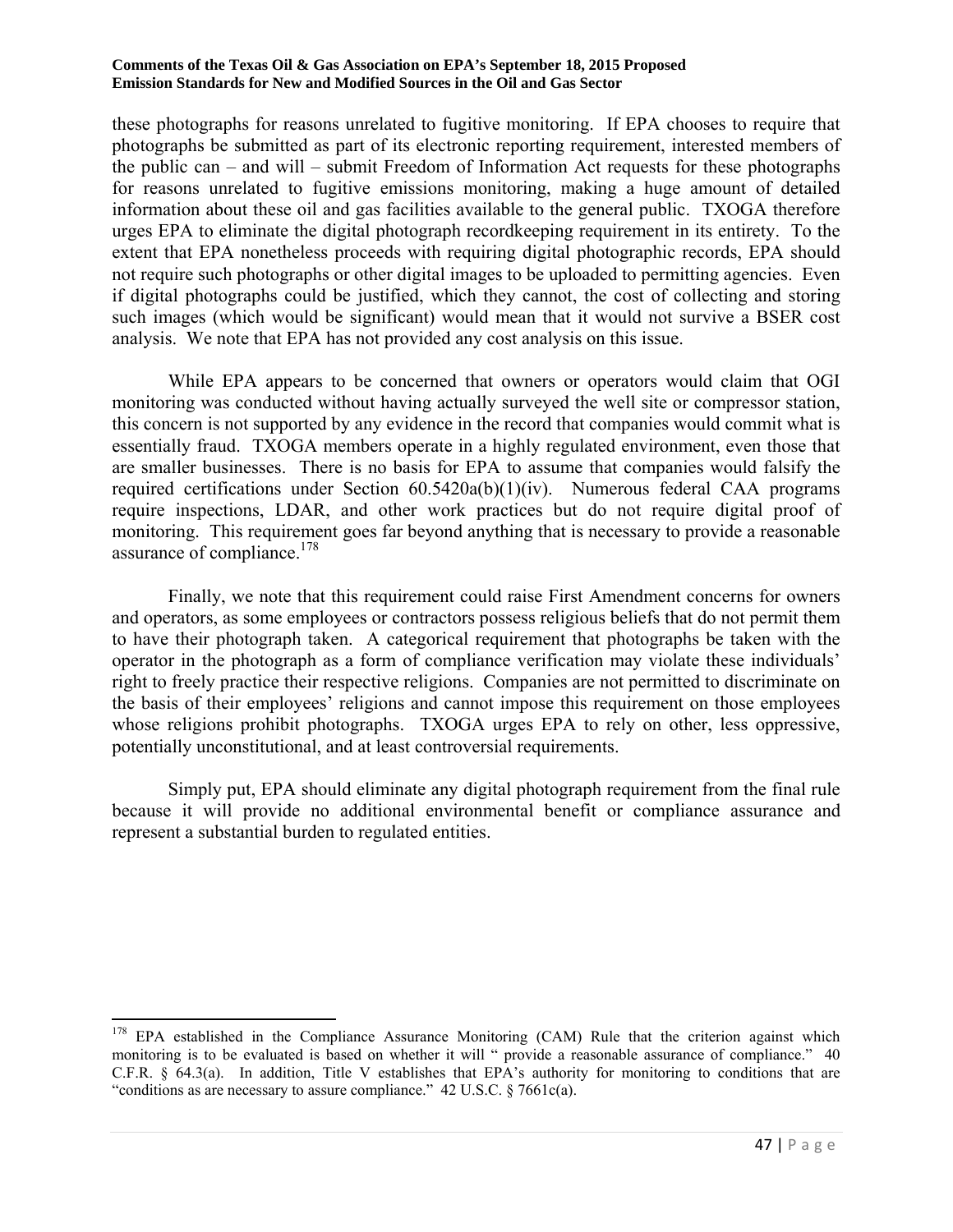these photographs for reasons unrelated to fugitive monitoring. If EPA chooses to require that photographs be submitted as part of its electronic reporting requirement, interested members of the public can – and will – submit Freedom of Information Act requests for these photographs for reasons unrelated to fugitive emissions monitoring, making a huge amount of detailed information about these oil and gas facilities available to the general public. TXOGA therefore urges EPA to eliminate the digital photograph recordkeeping requirement in its entirety. To the extent that EPA nonetheless proceeds with requiring digital photographic records, EPA should not require such photographs or other digital images to be uploaded to permitting agencies. Even if digital photographs could be justified, which they cannot, the cost of collecting and storing such images (which would be significant) would mean that it would not survive a BSER cost analysis. We note that EPA has not provided any cost analysis on this issue.

While EPA appears to be concerned that owners or operators would claim that OGI monitoring was conducted without having actually surveyed the well site or compressor station, this concern is not supported by any evidence in the record that companies would commit what is essentially fraud. TXOGA members operate in a highly regulated environment, even those that are smaller businesses. There is no basis for EPA to assume that companies would falsify the required certifications under Section 60.5420a(b)(1)(iv). Numerous federal CAA programs require inspections, LDAR, and other work practices but do not require digital proof of monitoring. This requirement goes far beyond anything that is necessary to provide a reasonable assurance of compliance.[178]

Finally, we note that this requirement could raise First Amendment concerns for owners and operators, as some employees or contractors possess religious beliefs that do not permit them to have their photograph taken. A categorical requirement that photographs be taken with the operator in the photograph as a form of compliance verification may violate these individuals' right to freely practice their respective religions. Companies are not permitted to discriminate on the basis of their employees' religions and cannot impose this requirement on those employees whose religions prohibit photographs. TXOGA urges EPA to rely on other, less oppressive, potentially unconstitutional, and at least controversial requirements.

Simply put, EPA should eliminate any digital photograph requirement from the final rule because it will provide no additional environmental benefit or compliance assurance and represent a substantial burden to regulated entities.

---

[178] EPA established in the Compliance Assurance Monitoring (CAM) Rule that the criterion against which monitoring is to be evaluated is based on whether it will " provide a reasonable assurance of compliance." 40 C.F.R. § 64.3(a). In addition, Title V establishes that EPA's authority for monitoring to conditions that are "conditions as are necessary to assure compliance." 42 U.S.C. § 7661c(a).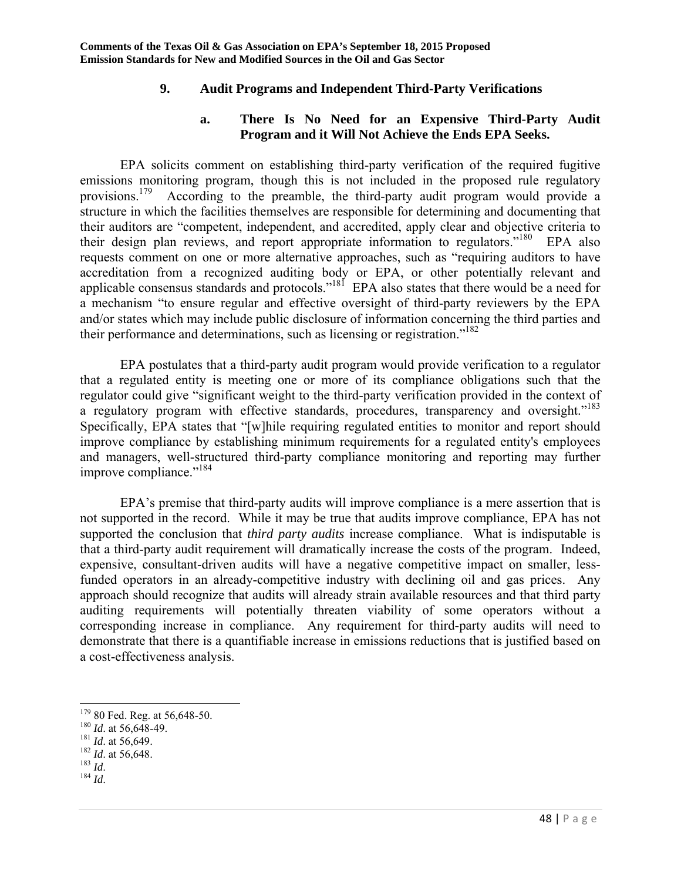### 9. Audit Programs and Independent Third-Party Verifications

#### a. There Is No Need for an Expensive Third-Party Audit Program and it Will Not Achieve the Ends EPA Seeks.

EPA solicits comment on establishing third-party verification of the required fugitive emissions monitoring program, though this is not included in the proposed rule regulatory provisions.[179] According to the preamble, the third-party audit program would provide a structure in which the facilities themselves are responsible for determining and documenting that their auditors are "competent, independent, and accredited, apply clear and objective criteria to their design plan reviews, and report appropriate information to regulators."[180] EPA also requests comment on one or more alternative approaches, such as "requiring auditors to have accreditation from a recognized auditing body or EPA, or other potentially relevant and applicable consensus standards and protocols."[181] EPA also states that there would be a need for a mechanism "to ensure regular and effective oversight of third-party reviewers by the EPA and/or states which may include public disclosure of information concerning the third parties and their performance and determinations, such as licensing or registration."[182]

EPA postulates that a third-party audit program would provide verification to a regulator that a regulated entity is meeting one or more of its compliance obligations such that the regulator could give "significant weight to the third-party verification provided in the context of a regulatory program with effective standards, procedures, transparency and oversight."[183] Specifically, EPA states that "[w]hile requiring regulated entities to monitor and report should improve compliance by establishing minimum requirements for a regulated entity's employees and managers, well-structured third-party compliance monitoring and reporting may further improve compliance."[184]

EPA's premise that third-party audits will improve compliance is a mere assertion that is not supported in the record. While it may be true that audits improve compliance, EPA has not supported the conclusion that *third party audits* increase compliance. What is indisputable is that a third-party audit requirement will dramatically increase the costs of the program. Indeed, expensive, consultant-driven audits will have a negative competitive impact on smaller, less-funded operators in an already-competitive industry with declining oil and gas prices. Any approach should recognize that audits will already strain available resources and that third party auditing requirements will potentially threaten viability of some operators without a corresponding increase in compliance. Any requirement for third-party audits will need to demonstrate that there is a quantifiable increase in emissions reductions that is justified based on a cost-effectiveness analysis.

---

[179] 80 Fed. Reg. at 56,648-50.
[180] *Id*. at 56,648-49.
[181] *Id*. at 56,649.
[182] *Id*. at 56,648.
[183] *Id*.
[184] *Id*.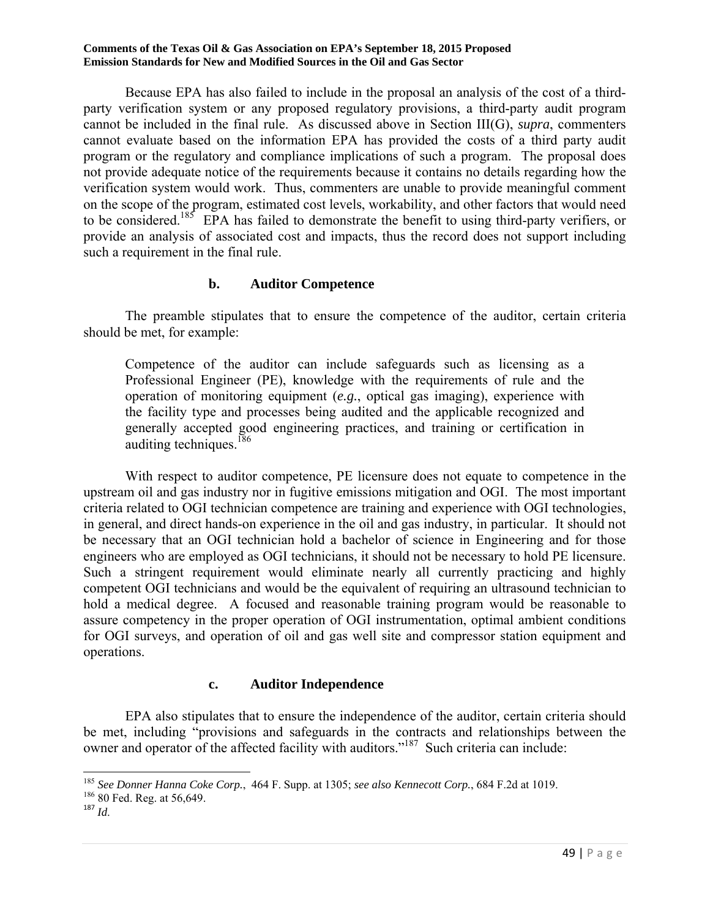Because EPA has also failed to include in the proposal an analysis of the cost of a third-party verification system or any proposed regulatory provisions, a third-party audit program cannot be included in the final rule. As discussed above in Section III(G), *supra*, commenters cannot evaluate based on the information EPA has provided the costs of a third party audit program or the regulatory and compliance implications of such a program. The proposal does not provide adequate notice of the requirements because it contains no details regarding how the verification system would work. Thus, commenters are unable to provide meaningful comment on the scope of the program, estimated cost levels, workability, and other factors that would need to be considered.[185] EPA has failed to demonstrate the benefit to using third-party verifiers, or provide an analysis of associated cost and impacts, thus the record does not support including such a requirement in the final rule.

### b. Auditor Competence

The preamble stipulates that to ensure the competence of the auditor, certain criteria should be met, for example:

> Competence of the auditor can include safeguards such as licensing as a Professional Engineer (PE), knowledge with the requirements of rule and the operation of monitoring equipment (*e.g.*, optical gas imaging), experience with the facility type and processes being audited and the applicable recognized and generally accepted good engineering practices, and training or certification in auditing techniques.[186]

With respect to auditor competence, PE licensure does not equate to competence in the upstream oil and gas industry nor in fugitive emissions mitigation and OGI. The most important criteria related to OGI technician competence are training and experience with OGI technologies, in general, and direct hands-on experience in the oil and gas industry, in particular. It should not be necessary that an OGI technician hold a bachelor of science in Engineering and for those engineers who are employed as OGI technicians, it should not be necessary to hold PE licensure. Such a stringent requirement would eliminate nearly all currently practicing and highly competent OGI technicians and would be the equivalent of requiring an ultrasound technician to hold a medical degree. A focused and reasonable training program would be reasonable to assure competency in the proper operation of OGI instrumentation, optimal ambient conditions for OGI surveys, and operation of oil and gas well site and compressor station equipment and operations.

### c. Auditor Independence

EPA also stipulates that to ensure the independence of the auditor, certain criteria should be met, including "provisions and safeguards in the contracts and relationships between the owner and operator of the affected facility with auditors."[187] Such criteria can include:

---

[185] *See Donner Hanna Coke Corp.*, 464 F. Supp. at 1305; *see also Kennecott Corp.*, 684 F.2d at 1019.

[186] 80 Fed. Reg. at 56,649.

[187] *Id.*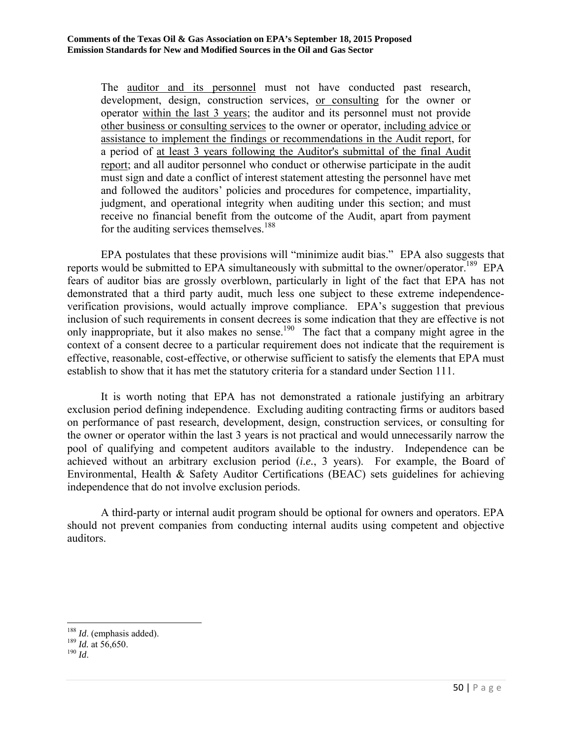> The <u>auditor and its personnel</u> must not have conducted past research, development, design, construction services, <u>or consulting</u> for the owner or operator <u>within the last 3 years</u>; the auditor and its personnel must not provide <u>other business or consulting services</u> to the owner or operator, <u>including advice or assistance to implement the findings or recommendations in the Audit report</u>, for a period of <u>at least 3 years following the Auditor's submittal of the final Audit report</u>; and all auditor personnel who conduct or otherwise participate in the audit must sign and date a conflict of interest statement attesting the personnel have met and followed the auditors' policies and procedures for competence, impartiality, judgment, and operational integrity when auditing under this section; and must receive no financial benefit from the outcome of the Audit, apart from payment for the auditing services themselves.[188]

EPA postulates that these provisions will "minimize audit bias." EPA also suggests that reports would be submitted to EPA simultaneously with submittal to the owner/operator.[189] EPA fears of auditor bias are grossly overblown, particularly in light of the fact that EPA has not demonstrated that a third party audit, much less one subject to these extreme independence-verification provisions, would actually improve compliance. EPA's suggestion that previous inclusion of such requirements in consent decrees is some indication that they are effective is not only inappropriate, but it also makes no sense.[190] The fact that a company might agree in the context of a consent decree to a particular requirement does not indicate that the requirement is effective, reasonable, cost-effective, or otherwise sufficient to satisfy the elements that EPA must establish to show that it has met the statutory criteria for a standard under Section 111.

It is worth noting that EPA has not demonstrated a rationale justifying an arbitrary exclusion period defining independence. Excluding auditing contracting firms or auditors based on performance of past research, development, design, construction services, or consulting for the owner or operator within the last 3 years is not practical and would unnecessarily narrow the pool of qualifying and competent auditors available to the industry. Independence can be achieved without an arbitrary exclusion period (*i.e.*, 3 years). For example, the Board of Environmental, Health & Safety Auditor Certifications (BEAC) sets guidelines for achieving independence that do not involve exclusion periods.

A third-party or internal audit program should be optional for owners and operators. EPA should not prevent companies from conducting internal audits using competent and objective auditors.

---

[188] *Id*. (emphasis added).
[189] *Id.* at 56,650.
[190] *Id*.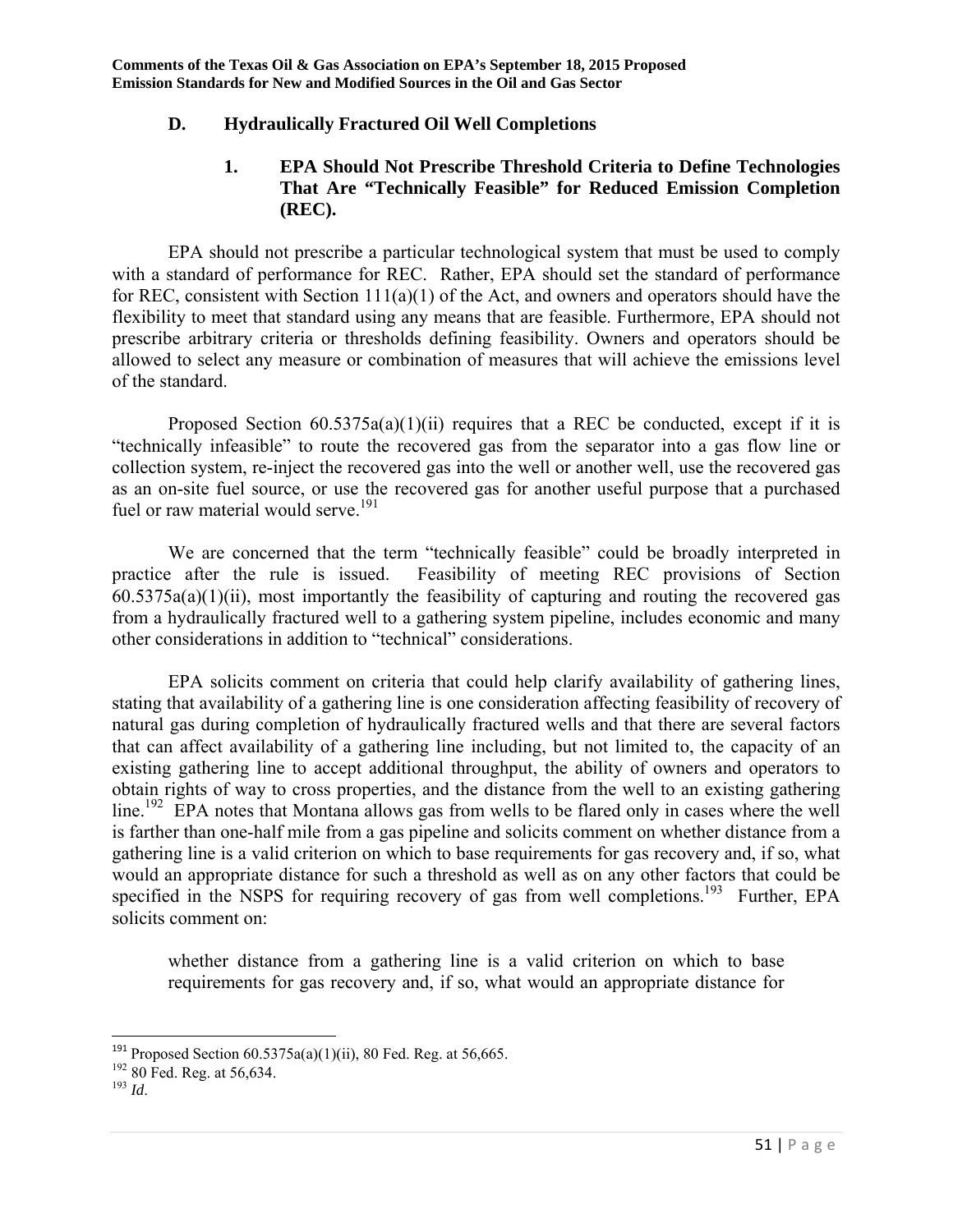### D. Hydraulically Fractured Oil Well Completions

#### 1. EPA Should Not Prescribe Threshold Criteria to Define Technologies That Are "Technically Feasible" for Reduced Emission Completion (REC).

EPA should not prescribe a particular technological system that must be used to comply with a standard of performance for REC. Rather, EPA should set the standard of performance for REC, consistent with Section 111(a)(1) of the Act, and owners and operators should have the flexibility to meet that standard using any means that are feasible. Furthermore, EPA should not prescribe arbitrary criteria or thresholds defining feasibility. Owners and operators should be allowed to select any measure or combination of measures that will achieve the emissions level of the standard.

Proposed Section 60.5375a(a)(1)(ii) requires that a REC be conducted, except if it is "technically infeasible" to route the recovered gas from the separator into a gas flow line or collection system, re-inject the recovered gas into the well or another well, use the recovered gas as an on-site fuel source, or use the recovered gas for another useful purpose that a purchased fuel or raw material would serve.[191]

We are concerned that the term "technically feasible" could be broadly interpreted in practice after the rule is issued. Feasibility of meeting REC provisions of Section 60.5375a(a)(1)(ii), most importantly the feasibility of capturing and routing the recovered gas from a hydraulically fractured well to a gathering system pipeline, includes economic and many other considerations in addition to "technical" considerations.

EPA solicits comment on criteria that could help clarify availability of gathering lines, stating that availability of a gathering line is one consideration affecting feasibility of recovery of natural gas during completion of hydraulically fractured wells and that there are several factors that can affect availability of a gathering line including, but not limited to, the capacity of an existing gathering line to accept additional throughput, the ability of owners and operators to obtain rights of way to cross properties, and the distance from the well to an existing gathering line.[192] EPA notes that Montana allows gas from wells to be flared only in cases where the well is farther than one-half mile from a gas pipeline and solicits comment on whether distance from a gathering line is a valid criterion on which to base requirements for gas recovery and, if so, what would an appropriate distance for such a threshold as well as on any other factors that could be specified in the NSPS for requiring recovery of gas from well completions.[193] Further, EPA solicits comment on:

> whether distance from a gathering line is a valid criterion on which to base requirements for gas recovery and, if so, what would an appropriate distance for

[191] Proposed Section 60.5375a(a)(1)(ii), 80 Fed. Reg. at 56,665.

[192] 80 Fed. Reg. at 56,634.

[193] *Id*.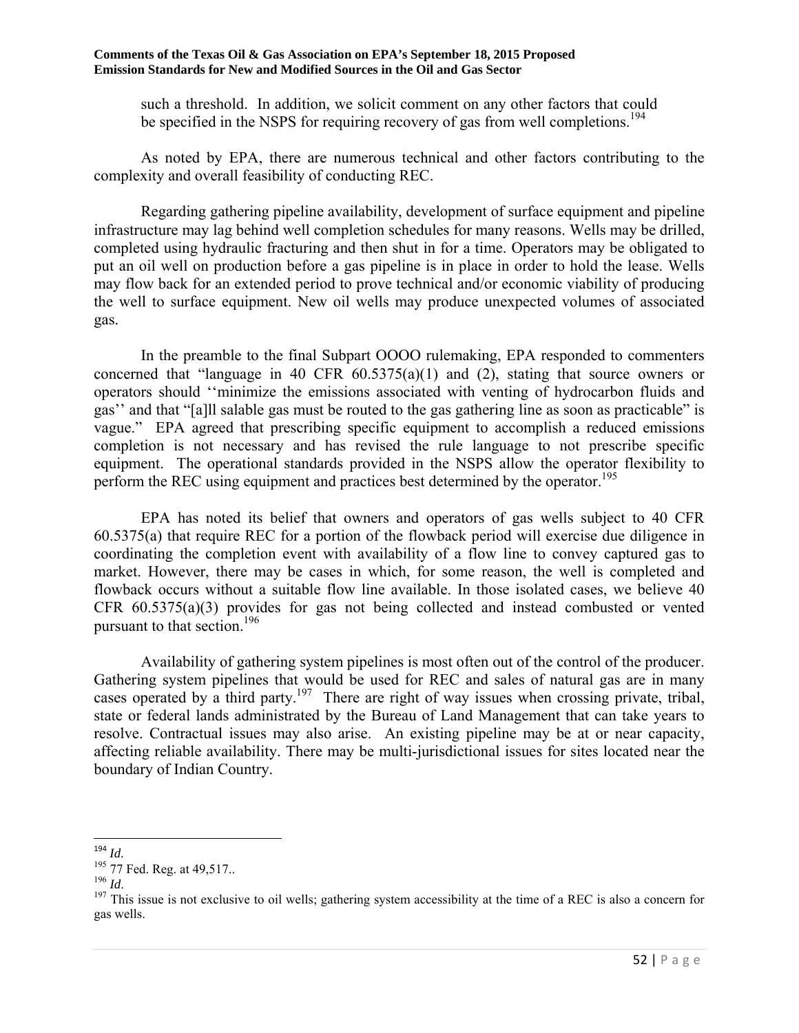such a threshold. In addition, we solicit comment on any other factors that could be specified in the NSPS for requiring recovery of gas from well completions.[194]

As noted by EPA, there are numerous technical and other factors contributing to the complexity and overall feasibility of conducting REC.

Regarding gathering pipeline availability, development of surface equipment and pipeline infrastructure may lag behind well completion schedules for many reasons. Wells may be drilled, completed using hydraulic fracturing and then shut in for a time. Operators may be obligated to put an oil well on production before a gas pipeline is in place in order to hold the lease. Wells may flow back for an extended period to prove technical and/or economic viability of producing the well to surface equipment. New oil wells may produce unexpected volumes of associated gas.

In the preamble to the final Subpart OOOO rulemaking, EPA responded to commenters concerned that "language in 40 CFR 60.5375(a)(1) and (2), stating that source owners or operators should ''minimize the emissions associated with venting of hydrocarbon fluids and gas'' and that "[a]ll salable gas must be routed to the gas gathering line as soon as practicable" is vague." EPA agreed that prescribing specific equipment to accomplish a reduced emissions completion is not necessary and has revised the rule language to not prescribe specific equipment. The operational standards provided in the NSPS allow the operator flexibility to perform the REC using equipment and practices best determined by the operator.[195]

EPA has noted its belief that owners and operators of gas wells subject to 40 CFR 60.5375(a) that require REC for a portion of the flowback period will exercise due diligence in coordinating the completion event with availability of a flow line to convey captured gas to market. However, there may be cases in which, for some reason, the well is completed and flowback occurs without a suitable flow line available. In those isolated cases, we believe 40 CFR 60.5375(a)(3) provides for gas not being collected and instead combusted or vented pursuant to that section.[196]

Availability of gathering system pipelines is most often out of the control of the producer. Gathering system pipelines that would be used for REC and sales of natural gas are in many cases operated by a third party.[197] There are right of way issues when crossing private, tribal, state or federal lands administrated by the Bureau of Land Management that can take years to resolve. Contractual issues may also arise. An existing pipeline may be at or near capacity, affecting reliable availability. There may be multi-jurisdictional issues for sites located near the boundary of Indian Country.

---

[194] *Id.*

[195] 77 Fed. Reg. at 49,517..

[196] *Id*.

[197] This issue is not exclusive to oil wells; gathering system accessibility at the time of a REC is also a concern for gas wells.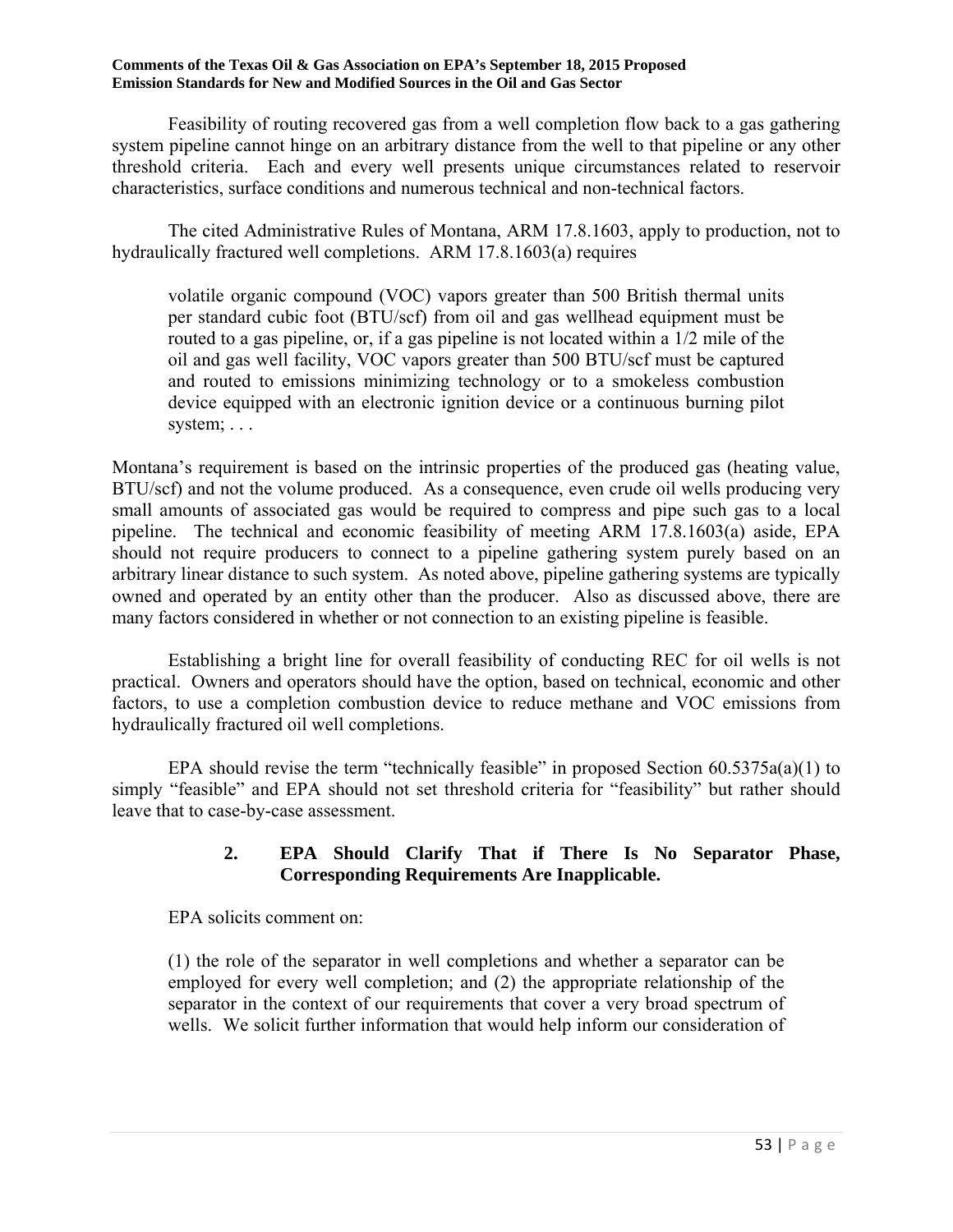Feasibility of routing recovered gas from a well completion flow back to a gas gathering system pipeline cannot hinge on an arbitrary distance from the well to that pipeline or any other threshold criteria. Each and every well presents unique circumstances related to reservoir characteristics, surface conditions and numerous technical and non-technical factors.

The cited Administrative Rules of Montana, ARM 17.8.1603, apply to production, not to hydraulically fractured well completions. ARM 17.8.1603(a) requires

> volatile organic compound (VOC) vapors greater than 500 British thermal units per standard cubic foot (BTU/scf) from oil and gas wellhead equipment must be routed to a gas pipeline, or, if a gas pipeline is not located within a 1/2 mile of the oil and gas well facility, VOC vapors greater than 500 BTU/scf must be captured and routed to emissions minimizing technology or to a smokeless combustion device equipped with an electronic ignition device or a continuous burning pilot system; . . .

Montana's requirement is based on the intrinsic properties of the produced gas (heating value, BTU/scf) and not the volume produced. As a consequence, even crude oil wells producing very small amounts of associated gas would be required to compress and pipe such gas to a local pipeline. The technical and economic feasibility of meeting ARM 17.8.1603(a) aside, EPA should not require producers to connect to a pipeline gathering system purely based on an arbitrary linear distance to such system. As noted above, pipeline gathering systems are typically owned and operated by an entity other than the producer. Also as discussed above, there are many factors considered in whether or not connection to an existing pipeline is feasible.

Establishing a bright line for overall feasibility of conducting REC for oil wells is not practical. Owners and operators should have the option, based on technical, economic and other factors, to use a completion combustion device to reduce methane and VOC emissions from hydraulically fractured oil well completions.

EPA should revise the term "technically feasible" in proposed Section 60.5375a(a)(1) to simply "feasible" and EPA should not set threshold criteria for "feasibility" but rather should leave that to case-by-case assessment.

### 2. EPA Should Clarify That if There Is No Separator Phase, Corresponding Requirements Are Inapplicable.

EPA solicits comment on:

> (1) the role of the separator in well completions and whether a separator can be employed for every well completion; and (2) the appropriate relationship of the separator in the context of our requirements that cover a very broad spectrum of wells. We solicit further information that would help inform our consideration of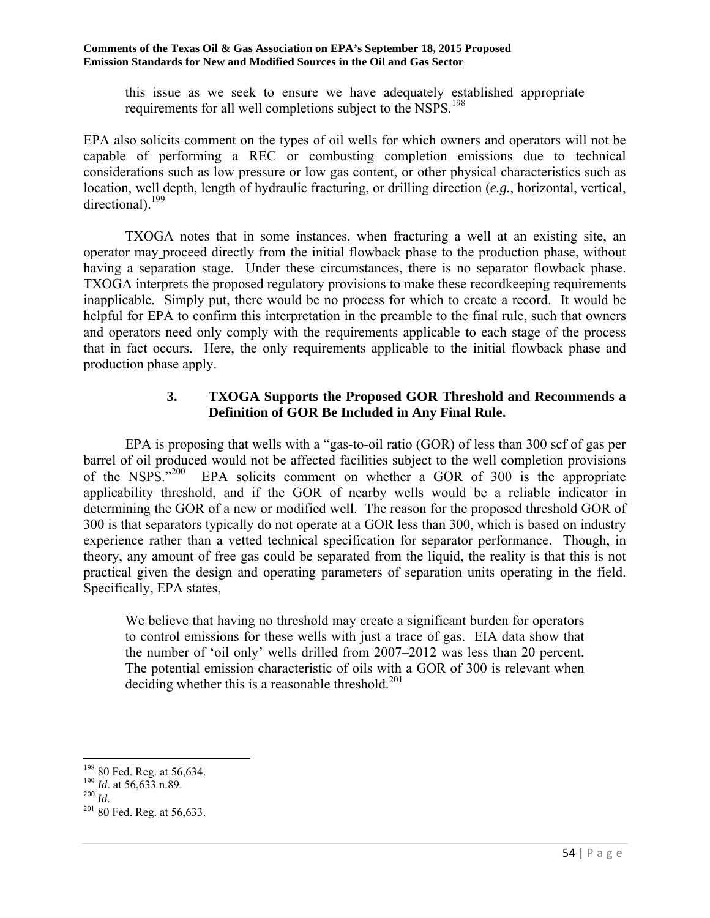> this issue as we seek to ensure we have adequately established appropriate requirements for all well completions subject to the NSPS.[198]

EPA also solicits comment on the types of oil wells for which owners and operators will not be capable of performing a REC or combusting completion emissions due to technical considerations such as low pressure or low gas content, or other physical characteristics such as location, well depth, length of hydraulic fracturing, or drilling direction (*e.g.*, horizontal, vertical, directional).[199]

TXOGA notes that in some instances, when fracturing a well at an existing site, an operator may proceed directly from the initial flowback phase to the production phase, without having a separation stage. Under these circumstances, there is no separator flowback phase. TXOGA interprets the proposed regulatory provisions to make these recordkeeping requirements inapplicable. Simply put, there would be no process for which to create a record. It would be helpful for EPA to confirm this interpretation in the preamble to the final rule, such that owners and operators need only comply with the requirements applicable to each stage of the process that in fact occurs. Here, the only requirements applicable to the initial flowback phase and production phase apply.

### 3. TXOGA Supports the Proposed GOR Threshold and Recommends a Definition of GOR Be Included in Any Final Rule.

EPA is proposing that wells with a "gas-to-oil ratio (GOR) of less than 300 scf of gas per barrel of oil produced would not be affected facilities subject to the well completion provisions of the NSPS."[200] EPA solicits comment on whether a GOR of 300 is the appropriate applicability threshold, and if the GOR of nearby wells would be a reliable indicator in determining the GOR of a new or modified well. The reason for the proposed threshold GOR of 300 is that separators typically do not operate at a GOR less than 300, which is based on industry experience rather than a vetted technical specification for separator performance. Though, in theory, any amount of free gas could be separated from the liquid, the reality is that this is not practical given the design and operating parameters of separation units operating in the field. Specifically, EPA states,

> We believe that having no threshold may create a significant burden for operators to control emissions for these wells with just a trace of gas. EIA data show that the number of 'oil only' wells drilled from 2007–2012 was less than 20 percent. The potential emission characteristic of oils with a GOR of 300 is relevant when deciding whether this is a reasonable threshold.[201]

---

[198] 80 Fed. Reg. at 56,634.
[199] *Id*. at 56,633 n.89.
[200] *Id*.
[201] 80 Fed. Reg. at 56,633.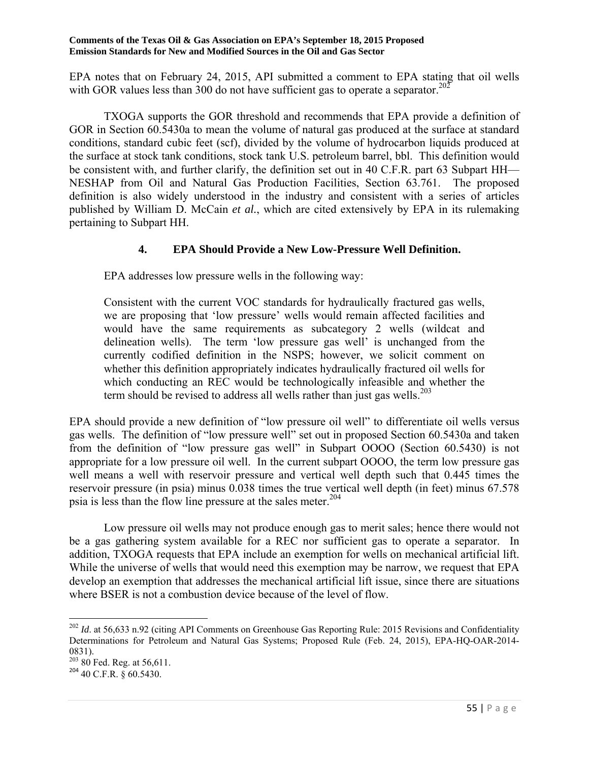EPA notes that on February 24, 2015, API submitted a comment to EPA stating that oil wells with GOR values less than 300 do not have sufficient gas to operate a separator.[202]

TXOGA supports the GOR threshold and recommends that EPA provide a definition of GOR in Section 60.5430a to mean the volume of natural gas produced at the surface at standard conditions, standard cubic feet (scf), divided by the volume of hydrocarbon liquids produced at the surface at stock tank conditions, stock tank U.S. petroleum barrel, bbl. This definition would be consistent with, and further clarify, the definition set out in 40 C.F.R. part 63 Subpart HH—NESHAP from Oil and Natural Gas Production Facilities, Section 63.761. The proposed definition is also widely understood in the industry and consistent with a series of articles published by William D. McCain *et al.*, which are cited extensively by EPA in its rulemaking pertaining to Subpart HH.

### 4. EPA Should Provide a New Low-Pressure Well Definition.

EPA addresses low pressure wells in the following way:

> Consistent with the current VOC standards for hydraulically fractured gas wells, we are proposing that 'low pressure' wells would remain affected facilities and would have the same requirements as subcategory 2 wells (wildcat and delineation wells). The term 'low pressure gas well' is unchanged from the currently codified definition in the NSPS; however, we solicit comment on whether this definition appropriately indicates hydraulically fractured oil wells for which conducting an REC would be technologically infeasible and whether the term should be revised to address all wells rather than just gas wells.[203]

EPA should provide a new definition of "low pressure oil well" to differentiate oil wells versus gas wells. The definition of "low pressure well" set out in proposed Section 60.5430a and taken from the definition of "low pressure gas well" in Subpart OOOO (Section 60.5430) is not appropriate for a low pressure oil well. In the current subpart OOOO, the term low pressure gas well means a well with reservoir pressure and vertical well depth such that 0.445 times the reservoir pressure (in psia) minus 0.038 times the true vertical well depth (in feet) minus 67.578 psia is less than the flow line pressure at the sales meter.[204]

Low pressure oil wells may not produce enough gas to merit sales; hence there would not be a gas gathering system available for a REC nor sufficient gas to operate a separator. In addition, TXOGA requests that EPA include an exemption for wells on mechanical artificial lift. While the universe of wells that would need this exemption may be narrow, we request that EPA develop an exemption that addresses the mechanical artificial lift issue, since there are situations where BSER is not a combustion device because of the level of flow.

---

[202] *Id*. at 56,633 n.92 (citing API Comments on Greenhouse Gas Reporting Rule: 2015 Revisions and Confidentiality Determinations for Petroleum and Natural Gas Systems; Proposed Rule (Feb. 24, 2015), EPA-HQ-OAR-2014-0831).

[203] 80 Fed. Reg. at 56,611.

[204] 40 C.F.R. § 60.5430.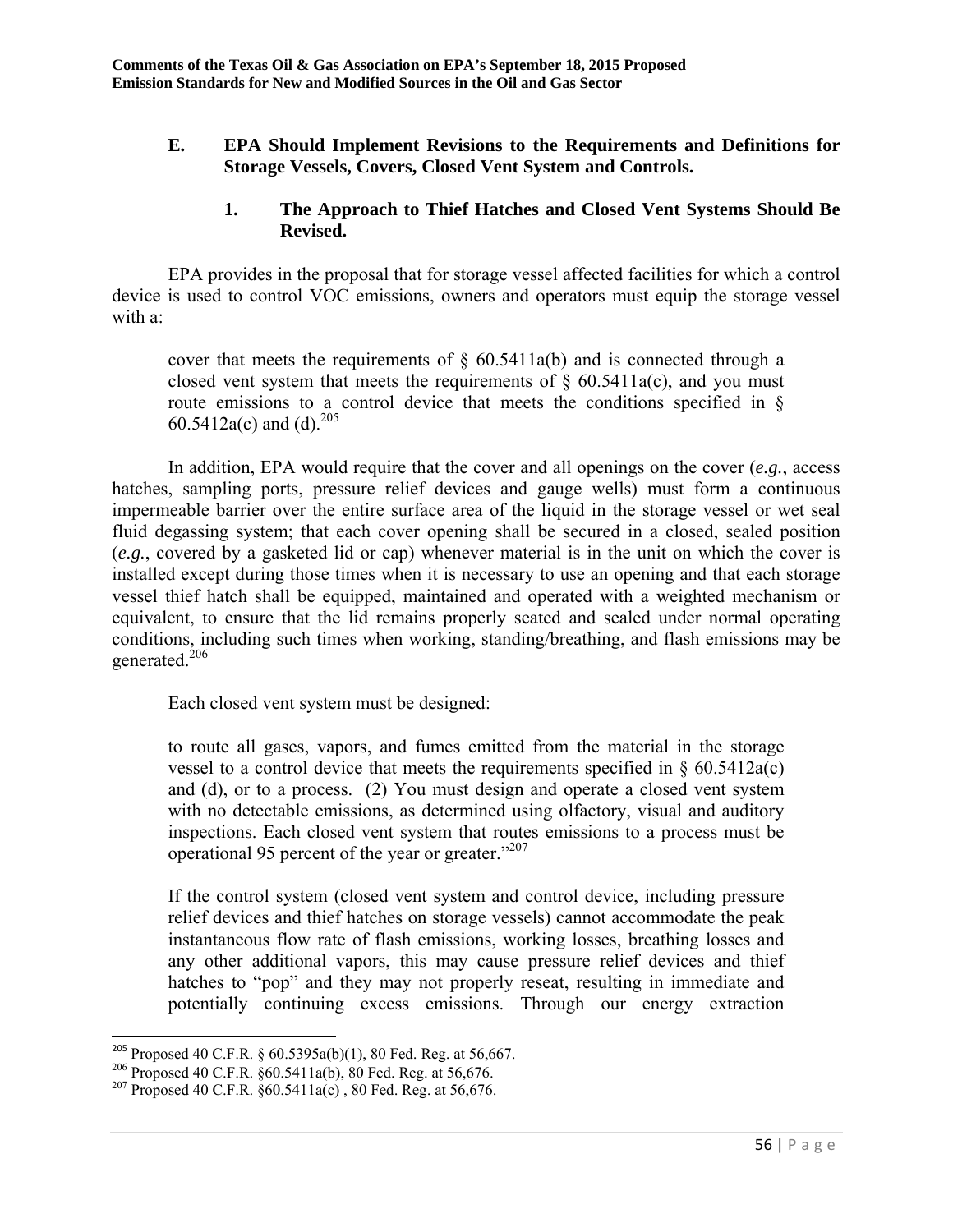### E. EPA Should Implement Revisions to the Requirements and Definitions for Storage Vessels, Covers, Closed Vent System and Controls.

#### 1. The Approach to Thief Hatches and Closed Vent Systems Should Be Revised.

EPA provides in the proposal that for storage vessel affected facilities for which a control device is used to control VOC emissions, owners and operators must equip the storage vessel with a:

> cover that meets the requirements of § 60.5411a(b) and is connected through a closed vent system that meets the requirements of § 60.5411a(c), and you must route emissions to a control device that meets the conditions specified in § 60.5412a(c) and (d).[205]

In addition, EPA would require that the cover and all openings on the cover (*e.g.*, access hatches, sampling ports, pressure relief devices and gauge wells) must form a continuous impermeable barrier over the entire surface area of the liquid in the storage vessel or wet seal fluid degassing system; that each cover opening shall be secured in a closed, sealed position (*e.g.*, covered by a gasketed lid or cap) whenever material is in the unit on which the cover is installed except during those times when it is necessary to use an opening and that each storage vessel thief hatch shall be equipped, maintained and operated with a weighted mechanism or equivalent, to ensure that the lid remains properly seated and sealed under normal operating conditions, including such times when working, standing/breathing, and flash emissions may be generated.[206]

Each closed vent system must be designed:

> to route all gases, vapors, and fumes emitted from the material in the storage vessel to a control device that meets the requirements specified in § 60.5412a(c) and (d), or to a process. (2) You must design and operate a closed vent system with no detectable emissions, as determined using olfactory, visual and auditory inspections. Each closed vent system that routes emissions to a process must be operational 95 percent of the year or greater."[207]
>
> If the control system (closed vent system and control device, including pressure relief devices and thief hatches on storage vessels) cannot accommodate the peak instantaneous flow rate of flash emissions, working losses, breathing losses and any other additional vapors, this may cause pressure relief devices and thief hatches to "pop" and they may not properly reseat, resulting in immediate and potentially continuing excess emissions. Through our energy extraction

---

[205] Proposed 40 C.F.R. § 60.5395a(b)(1), 80 Fed. Reg. at 56,667.

[206] Proposed 40 C.F.R. §60.5411a(b), 80 Fed. Reg. at 56,676.

[207] Proposed 40 C.F.R. §60.5411a(c) , 80 Fed. Reg. at 56,676.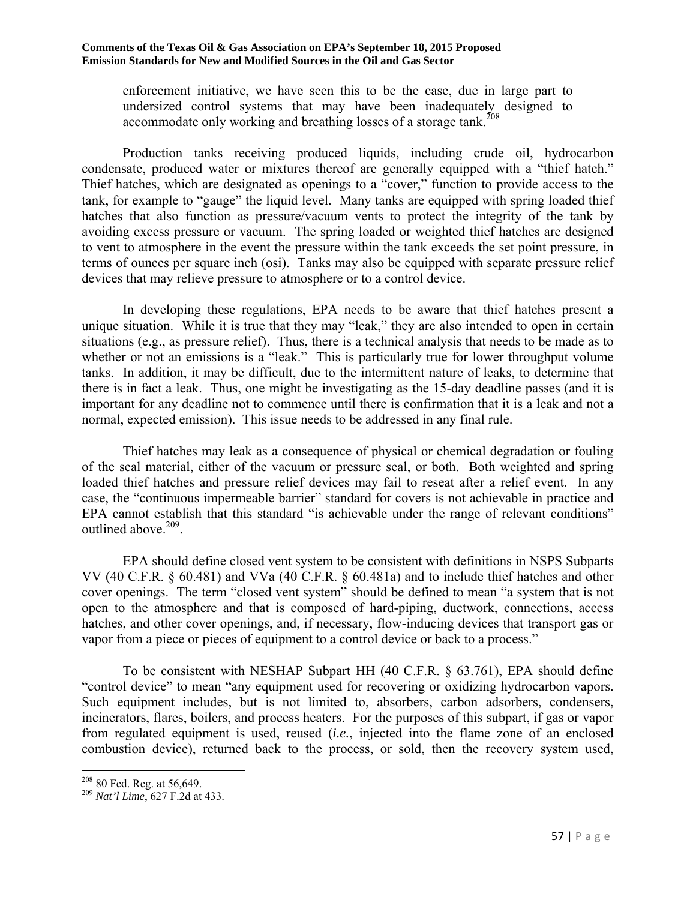enforcement initiative, we have seen this to be the case, due in large part to undersized control systems that may have been inadequately designed to accommodate only working and breathing losses of a storage tank.[208]

Production tanks receiving produced liquids, including crude oil, hydrocarbon condensate, produced water or mixtures thereof are generally equipped with a "thief hatch." Thief hatches, which are designated as openings to a "cover," function to provide access to the tank, for example to "gauge" the liquid level. Many tanks are equipped with spring loaded thief hatches that also function as pressure/vacuum vents to protect the integrity of the tank by avoiding excess pressure or vacuum. The spring loaded or weighted thief hatches are designed to vent to atmosphere in the event the pressure within the tank exceeds the set point pressure, in terms of ounces per square inch (osi). Tanks may also be equipped with separate pressure relief devices that may relieve pressure to atmosphere or to a control device.

In developing these regulations, EPA needs to be aware that thief hatches present a unique situation. While it is true that they may "leak," they are also intended to open in certain situations (e.g., as pressure relief). Thus, there is a technical analysis that needs to be made as to whether or not an emissions is a "leak." This is particularly true for lower throughput volume tanks. In addition, it may be difficult, due to the intermittent nature of leaks, to determine that there is in fact a leak. Thus, one might be investigating as the 15-day deadline passes (and it is important for any deadline not to commence until there is confirmation that it is a leak and not a normal, expected emission). This issue needs to be addressed in any final rule.

Thief hatches may leak as a consequence of physical or chemical degradation or fouling of the seal material, either of the vacuum or pressure seal, or both. Both weighted and spring loaded thief hatches and pressure relief devices may fail to reseat after a relief event. In any case, the "continuous impermeable barrier" standard for covers is not achievable in practice and EPA cannot establish that this standard "is achievable under the range of relevant conditions" outlined above.[209].

EPA should define closed vent system to be consistent with definitions in NSPS Subparts VV (40 C.F.R. § 60.481) and VVa (40 C.F.R. § 60.481a) and to include thief hatches and other cover openings. The term "closed vent system" should be defined to mean "a system that is not open to the atmosphere and that is composed of hard-piping, ductwork, connections, access hatches, and other cover openings, and, if necessary, flow-inducing devices that transport gas or vapor from a piece or pieces of equipment to a control device or back to a process."

To be consistent with NESHAP Subpart HH (40 C.F.R. § 63.761), EPA should define "control device" to mean "any equipment used for recovering or oxidizing hydrocarbon vapors. Such equipment includes, but is not limited to, absorbers, carbon adsorbers, condensers, incinerators, flares, boilers, and process heaters. For the purposes of this subpart, if gas or vapor from regulated equipment is used, reused (*i.e.*, injected into the flame zone of an enclosed combustion device), returned back to the process, or sold, then the recovery system used,

---

[208] 80 Fed. Reg. at 56,649.

[209] *Nat'l Lime*, 627 F.2d at 433.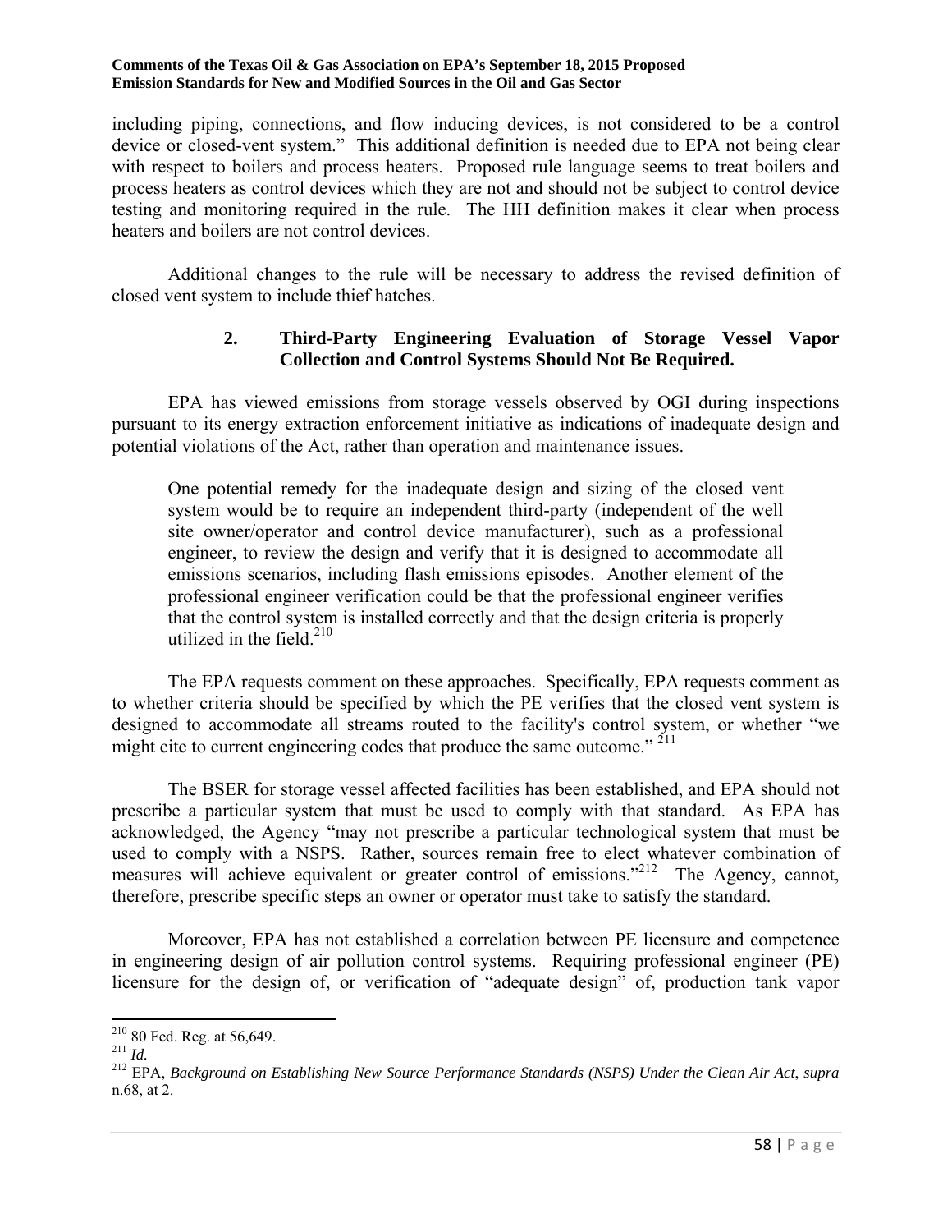including piping, connections, and flow inducing devices, is not considered to be a control device or closed-vent system." This additional definition is needed due to EPA not being clear with respect to boilers and process heaters. Proposed rule language seems to treat boilers and process heaters as control devices which they are not and should not be subject to control device testing and monitoring required in the rule. The HH definition makes it clear when process heaters and boilers are not control devices.

Additional changes to the rule will be necessary to address the revised definition of closed vent system to include thief hatches.

### 2. Third-Party Engineering Evaluation of Storage Vessel Vapor Collection and Control Systems Should Not Be Required.

EPA has viewed emissions from storage vessels observed by OGI during inspections pursuant to its energy extraction enforcement initiative as indications of inadequate design and potential violations of the Act, rather than operation and maintenance issues.

> One potential remedy for the inadequate design and sizing of the closed vent system would be to require an independent third-party (independent of the well site owner/operator and control device manufacturer), such as a professional engineer, to review the design and verify that it is designed to accommodate all emissions scenarios, including flash emissions episodes. Another element of the professional engineer verification could be that the professional engineer verifies that the control system is installed correctly and that the design criteria is properly utilized in the field.[210]

The EPA requests comment on these approaches. Specifically, EPA requests comment as to whether criteria should be specified by which the PE verifies that the closed vent system is designed to accommodate all streams routed to the facility's control system, or whether "we might cite to current engineering codes that produce the same outcome." [211]

The BSER for storage vessel affected facilities has been established, and EPA should not prescribe a particular system that must be used to comply with that standard. As EPA has acknowledged, the Agency "may not prescribe a particular technological system that must be used to comply with a NSPS. Rather, sources remain free to elect whatever combination of measures will achieve equivalent or greater control of emissions."[212] The Agency, cannot, therefore, prescribe specific steps an owner or operator must take to satisfy the standard.

Moreover, EPA has not established a correlation between PE licensure and competence in engineering design of air pollution control systems. Requiring professional engineer (PE) licensure for the design of, or verification of "adequate design" of, production tank vapor

---

[210] 80 Fed. Reg. at 56,649.

[211] *Id.*

[212] EPA, *Background on Establishing New Source Performance Standards (NSPS) Under the Clean Air Act*, *supra* n.68, at 2.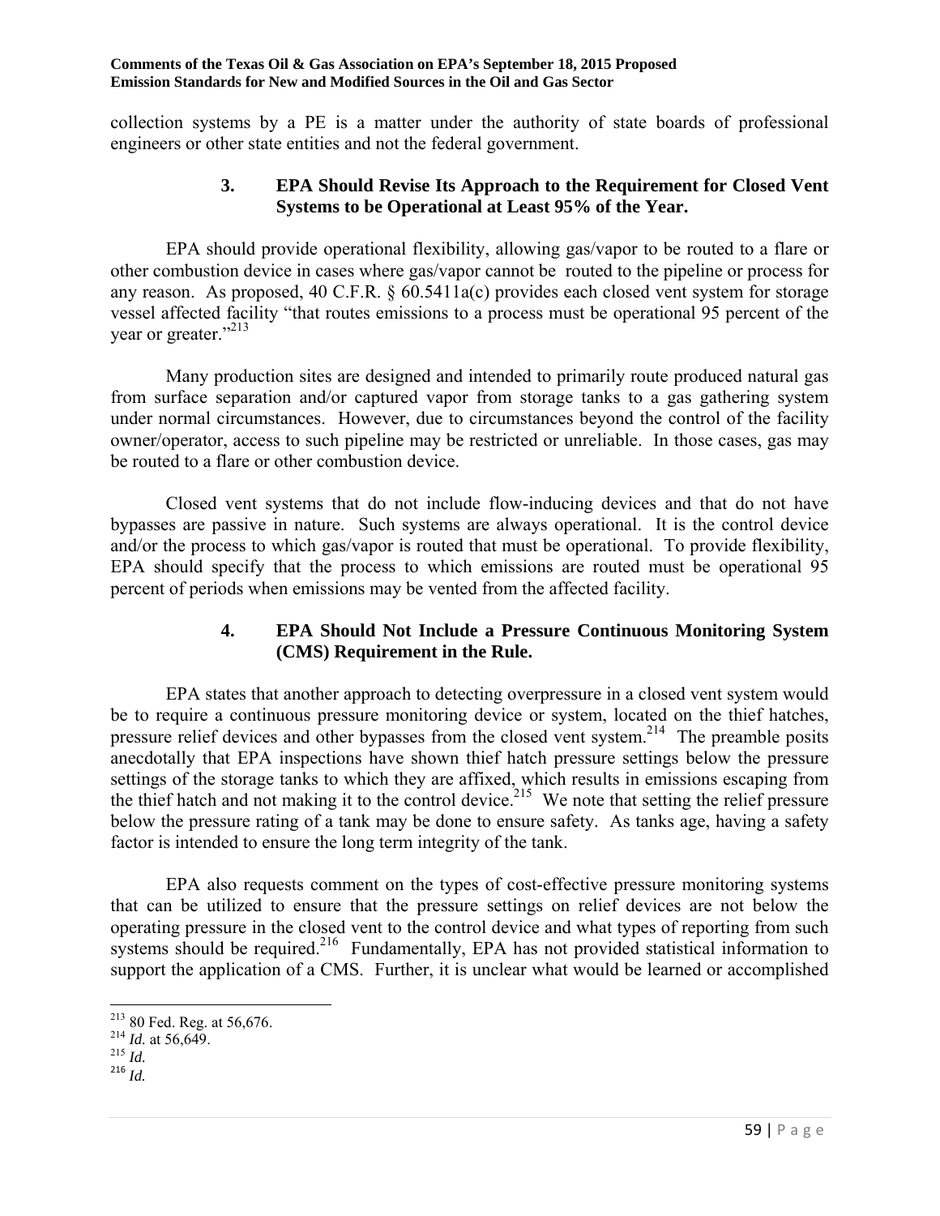collection systems by a PE is a matter under the authority of state boards of professional engineers or other state entities and not the federal government.

### 3. EPA Should Revise Its Approach to the Requirement for Closed Vent Systems to be Operational at Least 95% of the Year.

EPA should provide operational flexibility, allowing gas/vapor to be routed to a flare or other combustion device in cases where gas/vapor cannot be routed to the pipeline or process for any reason. As proposed, 40 C.F.R. § 60.5411a(c) provides each closed vent system for storage vessel affected facility "that routes emissions to a process must be operational 95 percent of the year or greater."[213]

Many production sites are designed and intended to primarily route produced natural gas from surface separation and/or captured vapor from storage tanks to a gas gathering system under normal circumstances. However, due to circumstances beyond the control of the facility owner/operator, access to such pipeline may be restricted or unreliable. In those cases, gas may be routed to a flare or other combustion device.

Closed vent systems that do not include flow-inducing devices and that do not have bypasses are passive in nature. Such systems are always operational. It is the control device and/or the process to which gas/vapor is routed that must be operational. To provide flexibility, EPA should specify that the process to which emissions are routed must be operational 95 percent of periods when emissions may be vented from the affected facility.

### 4. EPA Should Not Include a Pressure Continuous Monitoring System (CMS) Requirement in the Rule.

EPA states that another approach to detecting overpressure in a closed vent system would be to require a continuous pressure monitoring device or system, located on the thief hatches, pressure relief devices and other bypasses from the closed vent system.[214] The preamble posits anecdotally that EPA inspections have shown thief hatch pressure settings below the pressure settings of the storage tanks to which they are affixed, which results in emissions escaping from the thief hatch and not making it to the control device.[215] We note that setting the relief pressure below the pressure rating of a tank may be done to ensure safety. As tanks age, having a safety factor is intended to ensure the long term integrity of the tank.

EPA also requests comment on the types of cost-effective pressure monitoring systems that can be utilized to ensure that the pressure settings on relief devices are not below the operating pressure in the closed vent to the control device and what types of reporting from such systems should be required.[216] Fundamentally, EPA has not provided statistical information to support the application of a CMS. Further, it is unclear what would be learned or accomplished

---

[213] 80 Fed. Reg. at 56,676.
[214] *Id.* at 56,649.
[215] *Id.*
[216] *Id.*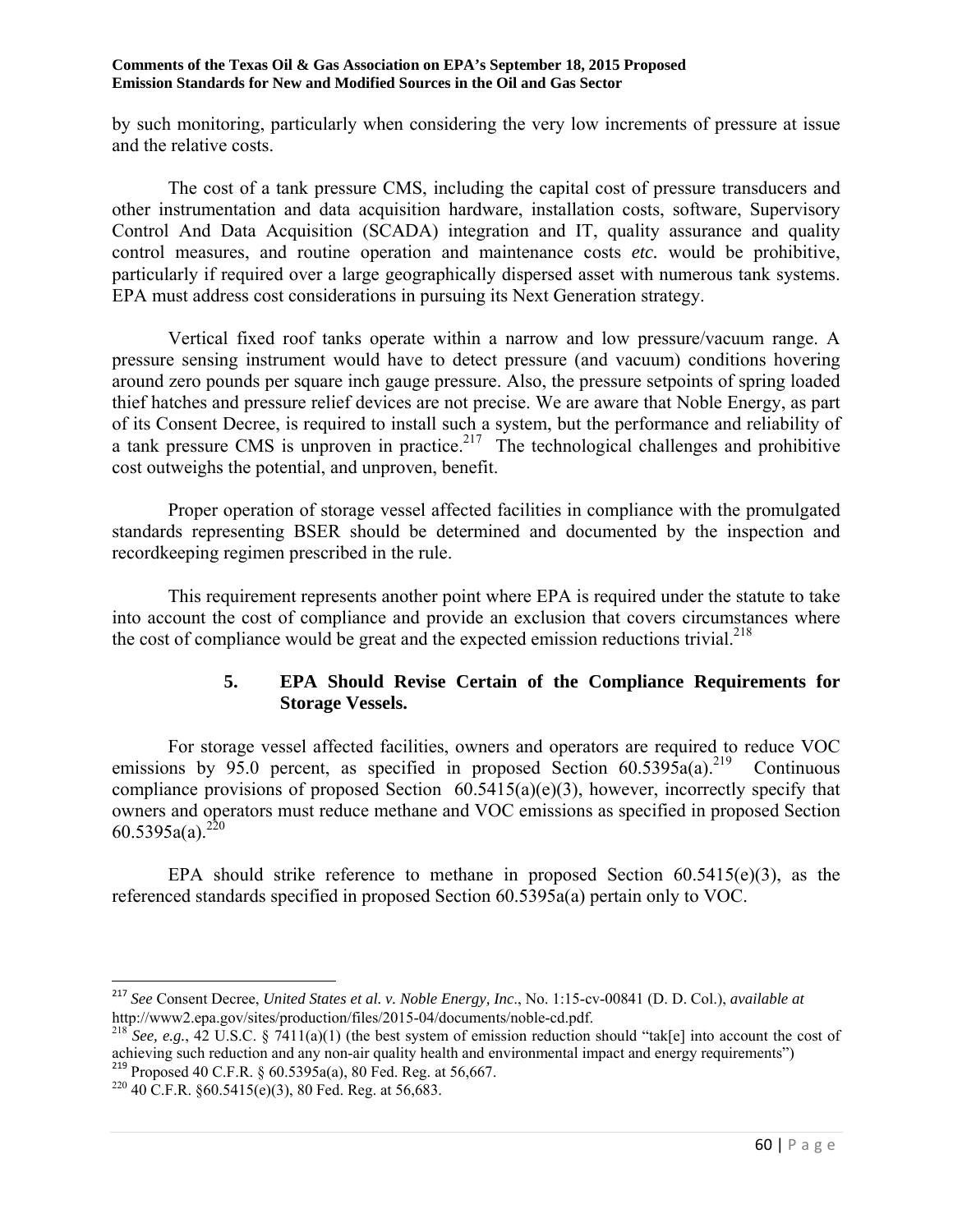by such monitoring, particularly when considering the very low increments of pressure at issue and the relative costs.

The cost of a tank pressure CMS, including the capital cost of pressure transducers and other instrumentation and data acquisition hardware, installation costs, software, Supervisory Control And Data Acquisition (SCADA) integration and IT, quality assurance and quality control measures, and routine operation and maintenance costs *etc.* would be prohibitive, particularly if required over a large geographically dispersed asset with numerous tank systems. EPA must address cost considerations in pursuing its Next Generation strategy.

Vertical fixed roof tanks operate within a narrow and low pressure/vacuum range. A pressure sensing instrument would have to detect pressure (and vacuum) conditions hovering around zero pounds per square inch gauge pressure. Also, the pressure setpoints of spring loaded thief hatches and pressure relief devices are not precise. We are aware that Noble Energy, as part of its Consent Decree, is required to install such a system, but the performance and reliability of a tank pressure CMS is unproven in practice.[217] The technological challenges and prohibitive cost outweighs the potential, and unproven, benefit.

Proper operation of storage vessel affected facilities in compliance with the promulgated standards representing BSER should be determined and documented by the inspection and recordkeeping regimen prescribed in the rule.

This requirement represents another point where EPA is required under the statute to take into account the cost of compliance and provide an exclusion that covers circumstances where the cost of compliance would be great and the expected emission reductions trivial.[218]

### 5. EPA Should Revise Certain of the Compliance Requirements for Storage Vessels.

For storage vessel affected facilities, owners and operators are required to reduce VOC emissions by 95.0 percent, as specified in proposed Section 60.5395a(a).[219] Continuous compliance provisions of proposed Section 60.5415(a)(e)(3), however, incorrectly specify that owners and operators must reduce methane and VOC emissions as specified in proposed Section 60.5395a(a).[220]

EPA should strike reference to methane in proposed Section 60.5415(e)(3), as the referenced standards specified in proposed Section 60.5395a(a) pertain only to VOC.

---

[217] *See* Consent Decree, *United States et al. v. Noble Energy, Inc*., No. 1:15-cv-00841 (D. D. Col.), *available at* http://www2.epa.gov/sites/production/files/2015-04/documents/noble-cd.pdf.

[218] *See, e.g.*, 42 U.S.C. § 7411(a)(1) (the best system of emission reduction should "tak[e] into account the cost of achieving such reduction and any non-air quality health and environmental impact and energy requirements")

[219] Proposed 40 C.F.R. § 60.5395a(a), 80 Fed. Reg. at 56,667.

[220] 40 C.F.R. §60.5415(e)(3), 80 Fed. Reg. at 56,683.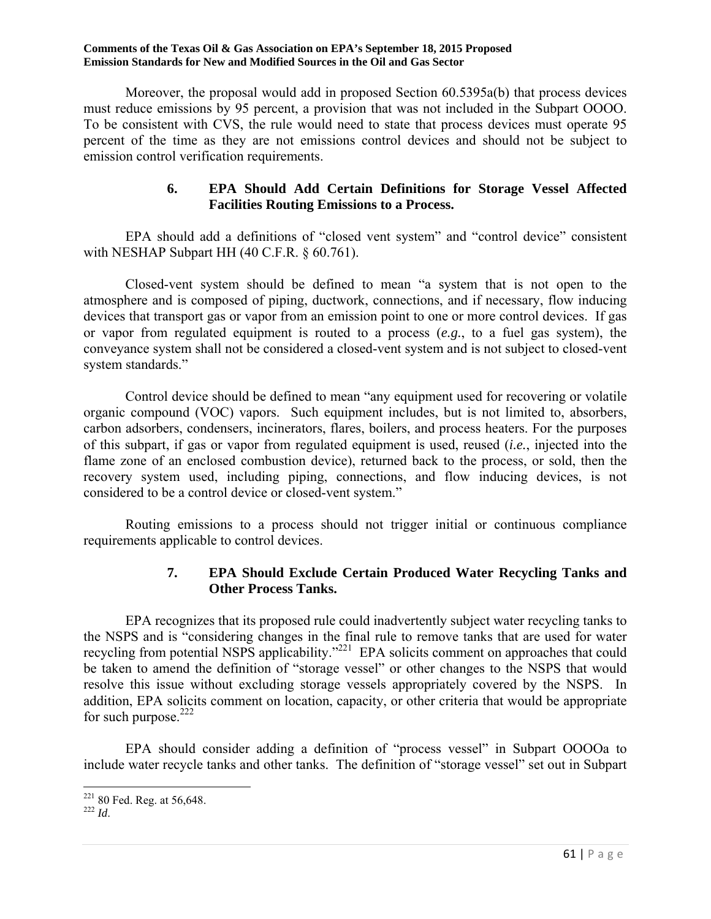Moreover, the proposal would add in proposed Section 60.5395a(b) that process devices must reduce emissions by 95 percent, a provision that was not included in the Subpart OOOO. To be consistent with CVS, the rule would need to state that process devices must operate 95 percent of the time as they are not emissions control devices and should not be subject to emission control verification requirements.

#### 6. EPA Should Add Certain Definitions for Storage Vessel Affected Facilities Routing Emissions to a Process.

EPA should add a definitions of "closed vent system" and "control device" consistent with NESHAP Subpart HH (40 C.F.R. § 60.761).

Closed-vent system should be defined to mean "a system that is not open to the atmosphere and is composed of piping, ductwork, connections, and if necessary, flow inducing devices that transport gas or vapor from an emission point to one or more control devices. If gas or vapor from regulated equipment is routed to a process (*e.g.*, to a fuel gas system), the conveyance system shall not be considered a closed-vent system and is not subject to closed-vent system standards."

Control device should be defined to mean "any equipment used for recovering or volatile organic compound (VOC) vapors. Such equipment includes, but is not limited to, absorbers, carbon adsorbers, condensers, incinerators, flares, boilers, and process heaters. For the purposes of this subpart, if gas or vapor from regulated equipment is used, reused (*i.e.*, injected into the flame zone of an enclosed combustion device), returned back to the process, or sold, then the recovery system used, including piping, connections, and flow inducing devices, is not considered to be a control device or closed-vent system."

Routing emissions to a process should not trigger initial or continuous compliance requirements applicable to control devices.

#### 7. EPA Should Exclude Certain Produced Water Recycling Tanks and Other Process Tanks.

EPA recognizes that its proposed rule could inadvertently subject water recycling tanks to the NSPS and is "considering changes in the final rule to remove tanks that are used for water recycling from potential NSPS applicability."[221] EPA solicits comment on approaches that could be taken to amend the definition of "storage vessel" or other changes to the NSPS that would resolve this issue without excluding storage vessels appropriately covered by the NSPS. In addition, EPA solicits comment on location, capacity, or other criteria that would be appropriate for such purpose.[222]

EPA should consider adding a definition of "process vessel" in Subpart OOOOa to include water recycle tanks and other tanks. The definition of "storage vessel" set out in Subpart

---

[221] 80 Fed. Reg. at 56,648.

[222] *Id*.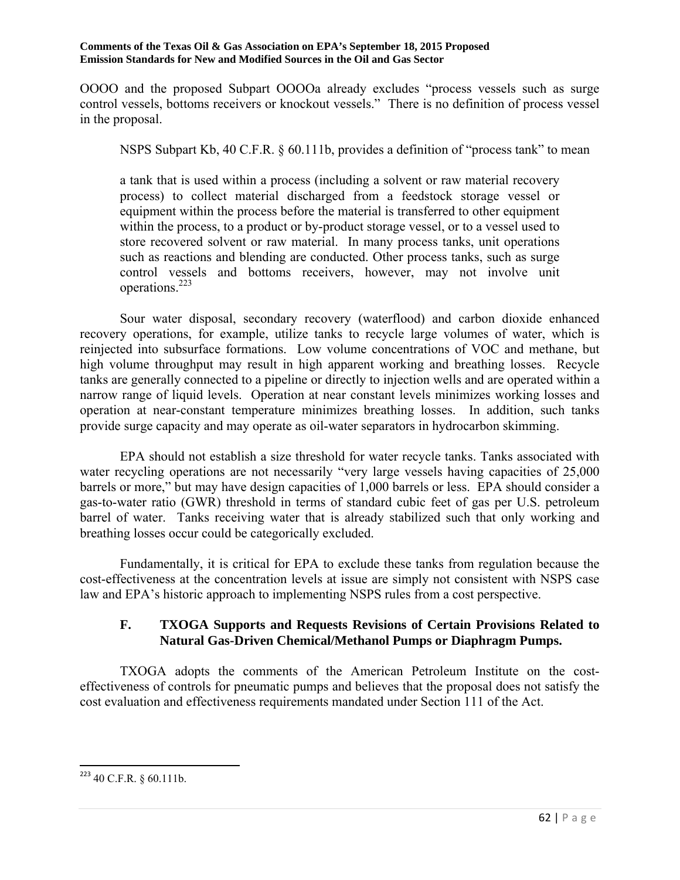OOOO and the proposed Subpart OOOOa already excludes "process vessels such as surge control vessels, bottoms receivers or knockout vessels." There is no definition of process vessel in the proposal.

NSPS Subpart Kb, 40 C.F.R. § 60.111b, provides a definition of "process tank" to mean

> a tank that is used within a process (including a solvent or raw material recovery process) to collect material discharged from a feedstock storage vessel or equipment within the process before the material is transferred to other equipment within the process, to a product or by-product storage vessel, or to a vessel used to store recovered solvent or raw material. In many process tanks, unit operations such as reactions and blending are conducted. Other process tanks, such as surge control vessels and bottoms receivers, however, may not involve unit operations.[223]

Sour water disposal, secondary recovery (waterflood) and carbon dioxide enhanced recovery operations, for example, utilize tanks to recycle large volumes of water, which is reinjected into subsurface formations. Low volume concentrations of VOC and methane, but high volume throughput may result in high apparent working and breathing losses. Recycle tanks are generally connected to a pipeline or directly to injection wells and are operated within a narrow range of liquid levels. Operation at near constant levels minimizes working losses and operation at near-constant temperature minimizes breathing losses. In addition, such tanks provide surge capacity and may operate as oil-water separators in hydrocarbon skimming.

EPA should not establish a size threshold for water recycle tanks. Tanks associated with water recycling operations are not necessarily "very large vessels having capacities of 25,000 barrels or more," but may have design capacities of 1,000 barrels or less. EPA should consider a gas-to-water ratio (GWR) threshold in terms of standard cubic feet of gas per U.S. petroleum barrel of water. Tanks receiving water that is already stabilized such that only working and breathing losses occur could be categorically excluded.

Fundamentally, it is critical for EPA to exclude these tanks from regulation because the cost-effectiveness at the concentration levels at issue are simply not consistent with NSPS case law and EPA's historic approach to implementing NSPS rules from a cost perspective.

### F. TXOGA Supports and Requests Revisions of Certain Provisions Related to Natural Gas-Driven Chemical/Methanol Pumps or Diaphragm Pumps.

TXOGA adopts the comments of the American Petroleum Institute on the cost-effectiveness of controls for pneumatic pumps and believes that the proposal does not satisfy the cost evaluation and effectiveness requirements mandated under Section 111 of the Act.

---

[223] 40 C.F.R. § 60.111b.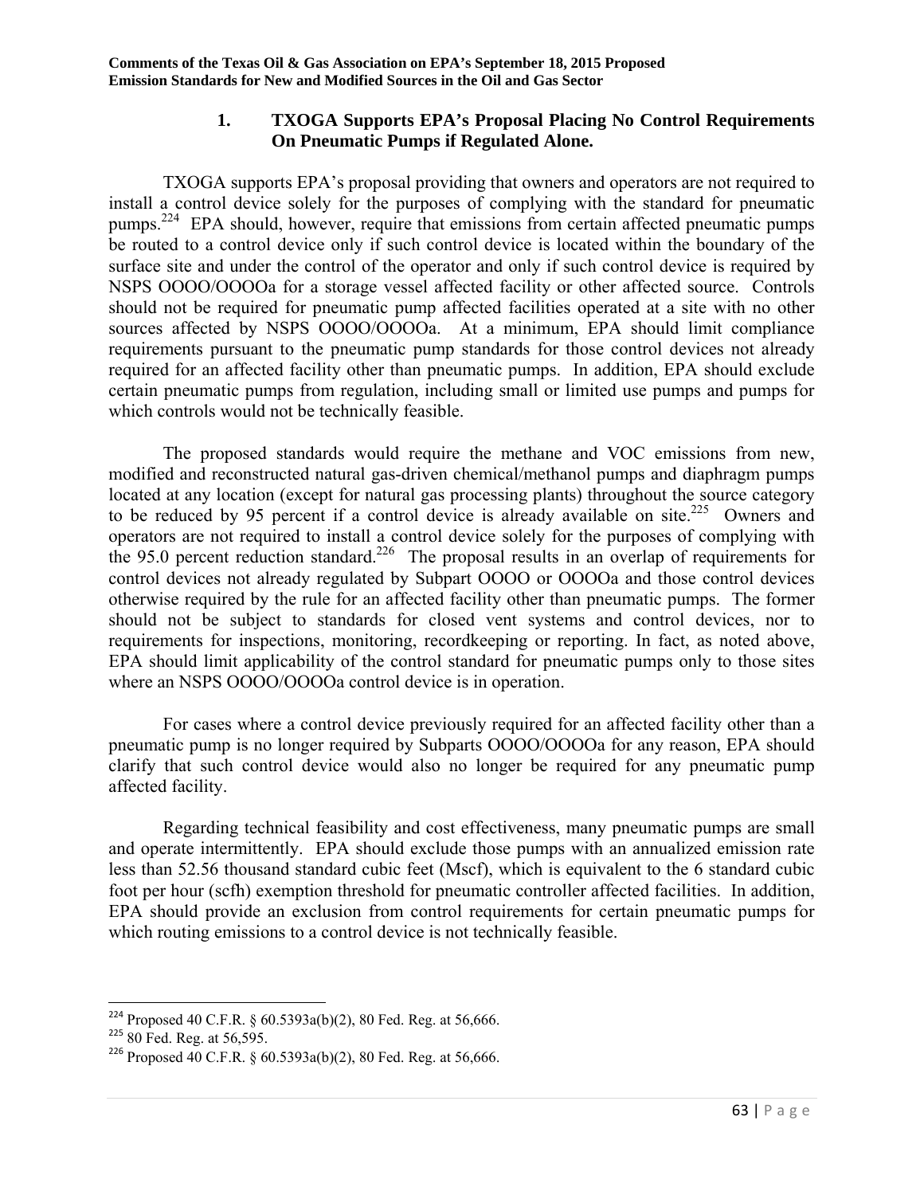### 1. TXOGA Supports EPA's Proposal Placing No Control Requirements On Pneumatic Pumps if Regulated Alone.

TXOGA supports EPA's proposal providing that owners and operators are not required to install a control device solely for the purposes of complying with the standard for pneumatic pumps.[224] EPA should, however, require that emissions from certain affected pneumatic pumps be routed to a control device only if such control device is located within the boundary of the surface site and under the control of the operator and only if such control device is required by NSPS OOOO/OOOOa for a storage vessel affected facility or other affected source. Controls should not be required for pneumatic pump affected facilities operated at a site with no other sources affected by NSPS OOOO/OOOOa. At a minimum, EPA should limit compliance requirements pursuant to the pneumatic pump standards for those control devices not already required for an affected facility other than pneumatic pumps. In addition, EPA should exclude certain pneumatic pumps from regulation, including small or limited use pumps and pumps for which controls would not be technically feasible.

The proposed standards would require the methane and VOC emissions from new, modified and reconstructed natural gas-driven chemical/methanol pumps and diaphragm pumps located at any location (except for natural gas processing plants) throughout the source category to be reduced by 95 percent if a control device is already available on site.[225] Owners and operators are not required to install a control device solely for the purposes of complying with the 95.0 percent reduction standard.[226] The proposal results in an overlap of requirements for control devices not already regulated by Subpart OOOO or OOOOa and those control devices otherwise required by the rule for an affected facility other than pneumatic pumps. The former should not be subject to standards for closed vent systems and control devices, nor to requirements for inspections, monitoring, recordkeeping or reporting. In fact, as noted above, EPA should limit applicability of the control standard for pneumatic pumps only to those sites where an NSPS OOOO/OOOOa control device is in operation.

For cases where a control device previously required for an affected facility other than a pneumatic pump is no longer required by Subparts OOOO/OOOOa for any reason, EPA should clarify that such control device would also no longer be required for any pneumatic pump affected facility.

Regarding technical feasibility and cost effectiveness, many pneumatic pumps are small and operate intermittently. EPA should exclude those pumps with an annualized emission rate less than 52.56 thousand standard cubic feet (Mscf), which is equivalent to the 6 standard cubic foot per hour (scfh) exemption threshold for pneumatic controller affected facilities. In addition, EPA should provide an exclusion from control requirements for certain pneumatic pumps for which routing emissions to a control device is not technically feasible.

---

[224] Proposed 40 C.F.R. § 60.5393a(b)(2), 80 Fed. Reg. at 56,666.

[225] 80 Fed. Reg. at 56,595.

[226] Proposed 40 C.F.R. § 60.5393a(b)(2), 80 Fed. Reg. at 56,666.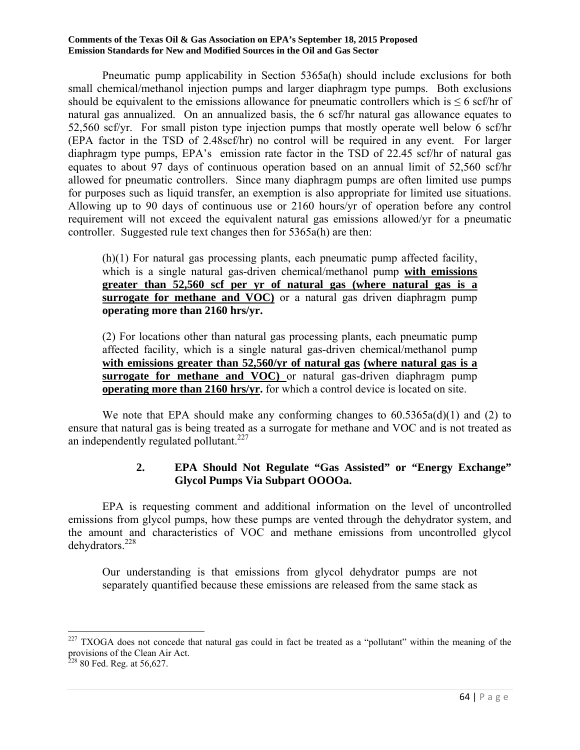Pneumatic pump applicability in Section 5365a(h) should include exclusions for both small chemical/methanol injection pumps and larger diaphragm type pumps. Both exclusions should be equivalent to the emissions allowance for pneumatic controllers which is ≤ 6 scf/hr of natural gas annualized. On an annualized basis, the 6 scf/hr natural gas allowance equates to 52,560 scf/yr. For small piston type injection pumps that mostly operate well below 6 scf/hr (EPA factor in the TSD of 2.48scf/hr) no control will be required in any event. For larger diaphragm type pumps, EPA's emission rate factor in the TSD of 22.45 scf/hr of natural gas equates to about 97 days of continuous operation based on an annual limit of 52,560 scf/hr allowed for pneumatic controllers. Since many diaphragm pumps are often limited use pumps for purposes such as liquid transfer, an exemption is also appropriate for limited use situations. Allowing up to 90 days of continuous use or 2160 hours/yr of operation before any control requirement will not exceed the equivalent natural gas emissions allowed/yr for a pneumatic controller. Suggested rule text changes then for 5365a(h) are then:

> (h)(1) For natural gas processing plants, each pneumatic pump affected facility, which is a single natural gas-driven chemical/methanol pump **with emissions greater than 52,560 scf per yr of natural gas (where natural gas is a surrogate for methane and VOC)** or a natural gas driven diaphragm pump **operating more than 2160 hrs/yr.**
>
> (2) For locations other than natural gas processing plants, each pneumatic pump affected facility, which is a single natural gas-driven chemical/methanol pump **with emissions greater than 52,560/yr of natural gas (where natural gas is a surrogate for methane and VOC)** or natural gas-driven diaphragm pump **operating more than 2160 hrs/yr.** for which a control device is located on site.

We note that EPA should make any conforming changes to 60.5365a(d)(1) and (2) to ensure that natural gas is being treated as a surrogate for methane and VOC and is not treated as an independently regulated pollutant.[227]

### 2. EPA Should Not Regulate "Gas Assisted" or "Energy Exchange" Glycol Pumps Via Subpart OOOOa.

EPA is requesting comment and additional information on the level of uncontrolled emissions from glycol pumps, how these pumps are vented through the dehydrator system, and the amount and characteristics of VOC and methane emissions from uncontrolled glycol dehydrators.[228]

> Our understanding is that emissions from glycol dehydrator pumps are not separately quantified because these emissions are released from the same stack as

---

[227] TXOGA does not concede that natural gas could in fact be treated as a "pollutant" within the meaning of the provisions of the Clean Air Act.

[228] 80 Fed. Reg. at 56,627.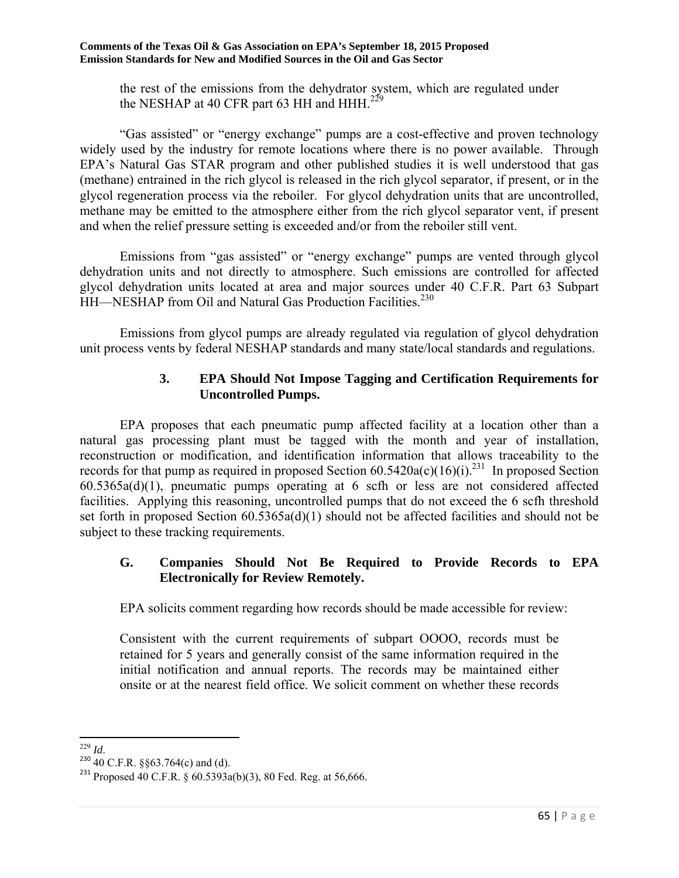the rest of the emissions from the dehydrator system, which are regulated under the NESHAP at 40 CFR part 63 HH and HHH.[229]

"Gas assisted" or "energy exchange" pumps are a cost-effective and proven technology widely used by the industry for remote locations where there is no power available. Through EPA's Natural Gas STAR program and other published studies it is well understood that gas (methane) entrained in the rich glycol is released in the rich glycol separator, if present, or in the glycol regeneration process via the reboiler. For glycol dehydration units that are uncontrolled, methane may be emitted to the atmosphere either from the rich glycol separator vent, if present and when the relief pressure setting is exceeded and/or from the reboiler still vent.

Emissions from "gas assisted" or "energy exchange" pumps are vented through glycol dehydration units and not directly to atmosphere. Such emissions are controlled for affected glycol dehydration units located at area and major sources under 40 C.F.R. Part 63 Subpart HH—NESHAP from Oil and Natural Gas Production Facilities.[230]

Emissions from glycol pumps are already regulated via regulation of glycol dehydration unit process vents by federal NESHAP standards and many state/local standards and regulations.

#### 3. EPA Should Not Impose Tagging and Certification Requirements for Uncontrolled Pumps.

EPA proposes that each pneumatic pump affected facility at a location other than a natural gas processing plant must be tagged with the month and year of installation, reconstruction or modification, and identification information that allows traceability to the records for that pump as required in proposed Section 60.5420a(c)(16)(i).[231] In proposed Section 60.5365a(d)(1), pneumatic pumps operating at 6 scfh or less are not considered affected facilities. Applying this reasoning, uncontrolled pumps that do not exceed the 6 scfh threshold set forth in proposed Section 60.5365a(d)(1) should not be affected facilities and should not be subject to these tracking requirements.

### G. Companies Should Not Be Required to Provide Records to EPA Electronically for Review Remotely.

EPA solicits comment regarding how records should be made accessible for review:

> Consistent with the current requirements of subpart OOOO, records must be retained for 5 years and generally consist of the same information required in the initial notification and annual reports. The records may be maintained either onsite or at the nearest field office. We solicit comment on whether these records

---

[229] *Id*.

[230] 40 C.F.R. §§63.764(c) and (d).

[231] Proposed 40 C.F.R. § 60.5393a(b)(3), 80 Fed. Reg. at 56,666.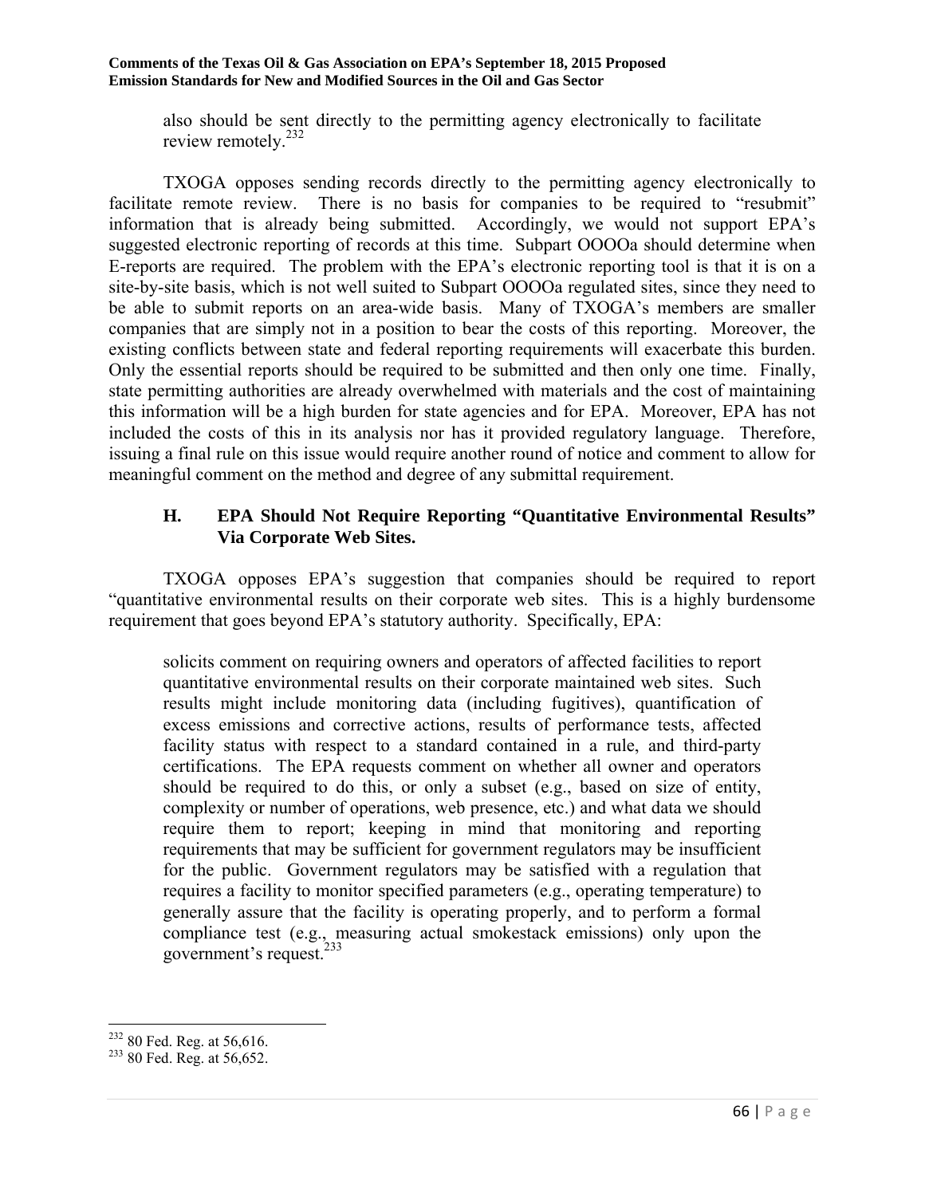also should be sent directly to the permitting agency electronically to facilitate review remotely.[232]

TXOGA opposes sending records directly to the permitting agency electronically to facilitate remote review. There is no basis for companies to be required to "resubmit" information that is already being submitted. Accordingly, we would not support EPA's suggested electronic reporting of records at this time. Subpart OOOOa should determine when E-reports are required. The problem with the EPA's electronic reporting tool is that it is on a site-by-site basis, which is not well suited to Subpart OOOOa regulated sites, since they need to be able to submit reports on an area-wide basis. Many of TXOGA's members are smaller companies that are simply not in a position to bear the costs of this reporting. Moreover, the existing conflicts between state and federal reporting requirements will exacerbate this burden. Only the essential reports should be required to be submitted and then only one time. Finally, state permitting authorities are already overwhelmed with materials and the cost of maintaining this information will be a high burden for state agencies and for EPA. Moreover, EPA has not included the costs of this in its analysis nor has it provided regulatory language. Therefore, issuing a final rule on this issue would require another round of notice and comment to allow for meaningful comment on the method and degree of any submittal requirement.

### H. EPA Should Not Require Reporting "Quantitative Environmental Results" Via Corporate Web Sites.

TXOGA opposes EPA's suggestion that companies should be required to report "quantitative environmental results on their corporate web sites. This is a highly burdensome requirement that goes beyond EPA's statutory authority. Specifically, EPA:

> solicits comment on requiring owners and operators of affected facilities to report quantitative environmental results on their corporate maintained web sites. Such results might include monitoring data (including fugitives), quantification of excess emissions and corrective actions, results of performance tests, affected facility status with respect to a standard contained in a rule, and third-party certifications. The EPA requests comment on whether all owner and operators should be required to do this, or only a subset (e.g., based on size of entity, complexity or number of operations, web presence, etc.) and what data we should require them to report; keeping in mind that monitoring and reporting requirements that may be sufficient for government regulators may be insufficient for the public. Government regulators may be satisfied with a regulation that requires a facility to monitor specified parameters (e.g., operating temperature) to generally assure that the facility is operating properly, and to perform a formal compliance test (e.g., measuring actual smokestack emissions) only upon the government's request.[233]

[232] 80 Fed. Reg. at 56,616.
[233] 80 Fed. Reg. at 56,652.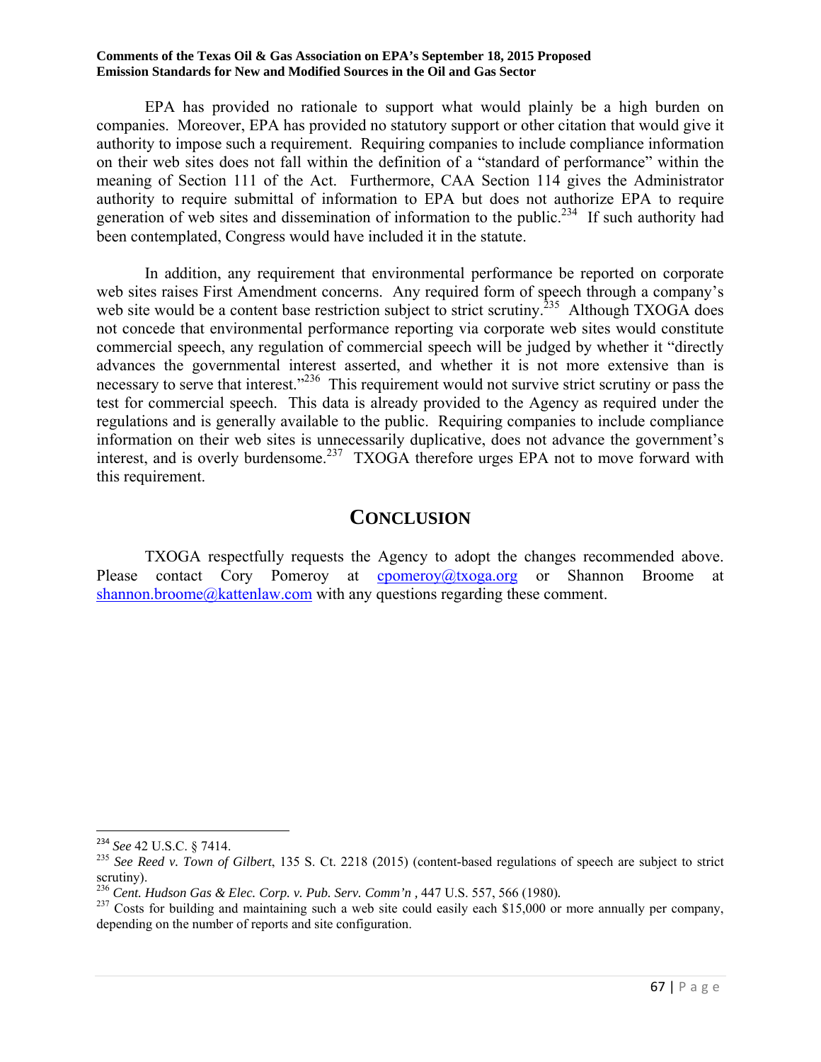EPA has provided no rationale to support what would plainly be a high burden on companies. Moreover, EPA has provided no statutory support or other citation that would give it authority to impose such a requirement. Requiring companies to include compliance information on their web sites does not fall within the definition of a "standard of performance" within the meaning of Section 111 of the Act. Furthermore, CAA Section 114 gives the Administrator authority to require submittal of information to EPA but does not authorize EPA to require generation of web sites and dissemination of information to the public.[234] If such authority had been contemplated, Congress would have included it in the statute.

In addition, any requirement that environmental performance be reported on corporate web sites raises First Amendment concerns. Any required form of speech through a company's web site would be a content base restriction subject to strict scrutiny.[235] Although TXOGA does not concede that environmental performance reporting via corporate web sites would constitute commercial speech, any regulation of commercial speech will be judged by whether it "directly advances the governmental interest asserted, and whether it is not more extensive than is necessary to serve that interest."[236] This requirement would not survive strict scrutiny or pass the test for commercial speech. This data is already provided to the Agency as required under the regulations and is generally available to the public. Requiring companies to include compliance information on their web sites is unnecessarily duplicative, does not advance the government's interest, and is overly burdensome.[237] TXOGA therefore urges EPA not to move forward with this requirement.

## CONCLUSION

TXOGA respectfully requests the Agency to adopt the changes recommended above. Please contact Cory Pomeroy at cpomeroy@txoga.org or Shannon Broome at shannon.broome@kattenlaw.com with any questions regarding these comment.

---

[234] *See* 42 U.S.C. § 7414.

[235] *See Reed v. Town of Gilbert*, 135 S. Ct. 2218 (2015) (content-based regulations of speech are subject to strict scrutiny).

[236] *Cent. Hudson Gas & Elec. Corp. v. Pub. Serv. Comm'n* , 447 U.S. 557, 566 (1980).

[237] Costs for building and maintaining such a web site could easily each $15,000 or more annually per company, depending on the number of reports and site configuration.